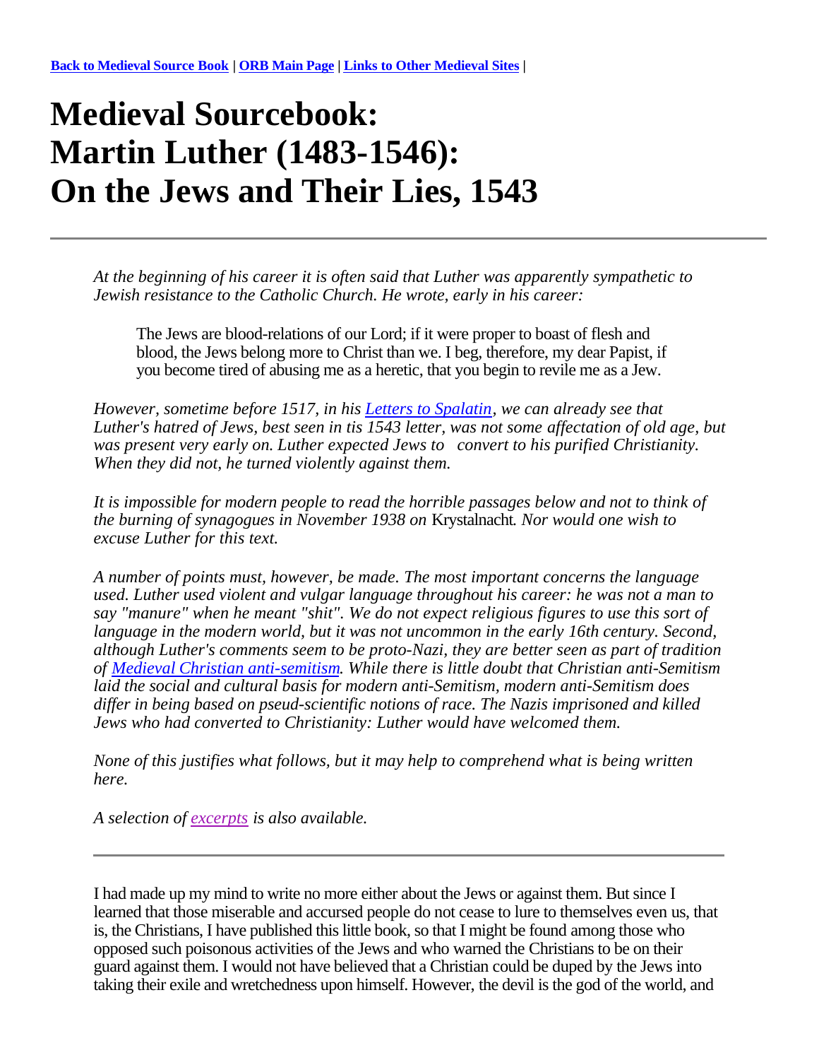**Back to Medieval Source Book** | **ORB Main Page** | **Links to Other Medieval Sites** |

# Medieval Sourcebook:
# Martin Luther (1483-1546):
# On the Jews and Their Lies, 1543

---

*At the beginning of his career it is often said that Luther was apparently sympathetic to Jewish resistance to the Catholic Church. He wrote, early in his career:*

> The Jews are blood-relations of our Lord; if it were proper to boast of flesh and blood, the Jews belong more to Christ than we. I beg, therefore, my dear Papist, if you become tired of abusing me as a heretic, that you begin to revile me as a Jew.

*However, sometime before 1517, in his Letters to Spalatin, we can already see that Luther's hatred of Jews, best seen in tis 1543 letter, was not some affectation of old age, but was present very early on. Luther expected Jews to convert to his purified Christianity. When they did not, he turned violently against them.*

*It is impossible for modern people to read the horrible passages below and not to think of the burning of synagogues in November 1938 on* Krystalnacht*. Nor would one wish to excuse Luther for this text.*

*A number of points must, however, be made. The most important concerns the language used. Luther used violent and vulgar language throughout his career: he was not a man to say "manure" when he meant "shit". We do not expect religious figures to use this sort of language in the modern world, but it was not uncommon in the early 16th century. Second, although Luther's comments seem to be proto-Nazi, they are better seen as part of tradition of Medieval Christian anti-semitism. While there is little doubt that Christian anti-Semitism laid the social and cultural basis for modern anti-Semitism, modern anti-Semitism does differ in being based on pseud-scientific notions of race. The Nazis imprisoned and killed Jews who had converted to Christianity: Luther would have welcomed them.*

*None of this justifies what follows, but it may help to comprehend what is being written here.*

*A selection of excerpts is also available.*

---

I had made up my mind to write no more either about the Jews or against them. But since I learned that those miserable and accursed people do not cease to lure to themselves even us, that is, the Christians, I have published this little book, so that I might be found among those who opposed such poisonous activities of the Jews and who warned the Christians to be on their guard against them. I would not have believed that a Christian could be duped by the Jews into taking their exile and wretchedness upon himself. However, the devil is the god of the world, and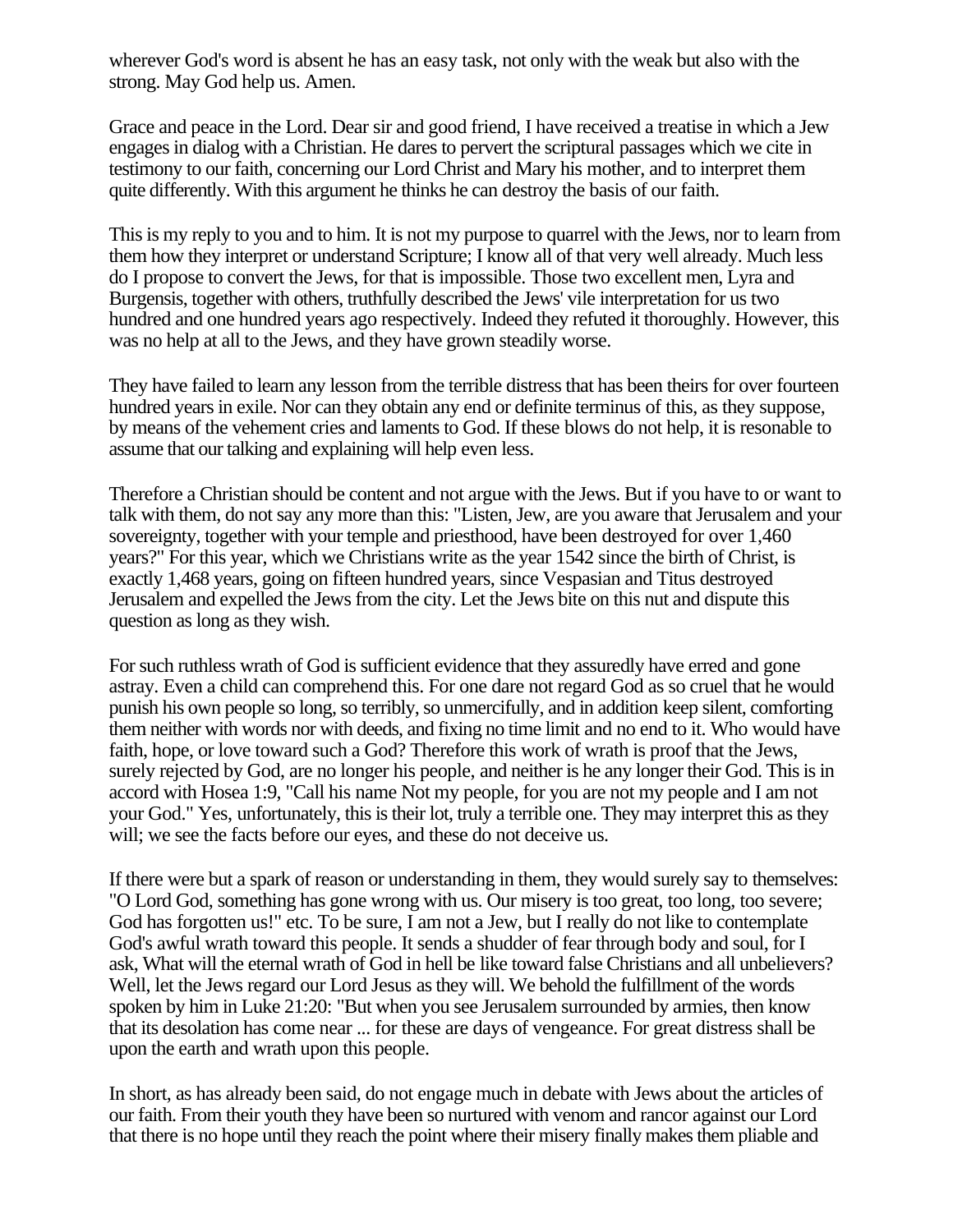wherever God's word is absent he has an easy task, not only with the weak but also with the strong. May God help us. Amen.

Grace and peace in the Lord. Dear sir and good friend, I have received a treatise in which a Jew engages in dialog with a Christian. He dares to pervert the scriptural passages which we cite in testimony to our faith, concerning our Lord Christ and Mary his mother, and to interpret them quite differently. With this argument he thinks he can destroy the basis of our faith.

This is my reply to you and to him. It is not my purpose to quarrel with the Jews, nor to learn from them how they interpret or understand Scripture; I know all of that very well already. Much less do I propose to convert the Jews, for that is impossible. Those two excellent men, Lyra and Burgensis, together with others, truthfully described the Jews' vile interpretation for us two hundred and one hundred years ago respectively. Indeed they refuted it thoroughly. However, this was no help at all to the Jews, and they have grown steadily worse.

They have failed to learn any lesson from the terrible distress that has been theirs for over fourteen hundred years in exile. Nor can they obtain any end or definite terminus of this, as they suppose, by means of the vehement cries and laments to God. If these blows do not help, it is resonable to assume that our talking and explaining will help even less.

Therefore a Christian should be content and not argue with the Jews. But if you have to or want to talk with them, do not say any more than this: "Listen, Jew, are you aware that Jerusalem and your sovereignty, together with your temple and priesthood, have been destroyed for over 1,460 years?" For this year, which we Christians write as the year 1542 since the birth of Christ, is exactly 1,468 years, going on fifteen hundred years, since Vespasian and Titus destroyed Jerusalem and expelled the Jews from the city. Let the Jews bite on this nut and dispute this question as long as they wish.

For such ruthless wrath of God is sufficient evidence that they assuredly have erred and gone astray. Even a child can comprehend this. For one dare not regard God as so cruel that he would punish his own people so long, so terribly, so unmercifully, and in addition keep silent, comforting them neither with words nor with deeds, and fixing no time limit and no end to it. Who would have faith, hope, or love toward such a God? Therefore this work of wrath is proof that the Jews, surely rejected by God, are no longer his people, and neither is he any longer their God. This is in accord with Hosea 1:9, "Call his name Not my people, for you are not my people and I am not your God." Yes, unfortunately, this is their lot, truly a terrible one. They may interpret this as they will; we see the facts before our eyes, and these do not deceive us.

If there were but a spark of reason or understanding in them, they would surely say to themselves: "O Lord God, something has gone wrong with us. Our misery is too great, too long, too severe; God has forgotten us!" etc. To be sure, I am not a Jew, but I really do not like to contemplate God's awful wrath toward this people. It sends a shudder of fear through body and soul, for I ask, What will the eternal wrath of God in hell be like toward false Christians and all unbelievers? Well, let the Jews regard our Lord Jesus as they will. We behold the fulfillment of the words spoken by him in Luke 21:20: "But when you see Jerusalem surrounded by armies, then know that its desolation has come near ... for these are days of vengeance. For great distress shall be upon the earth and wrath upon this people.

In short, as has already been said, do not engage much in debate with Jews about the articles of our faith. From their youth they have been so nurtured with venom and rancor against our Lord that there is no hope until they reach the point where their misery finally makes them pliable and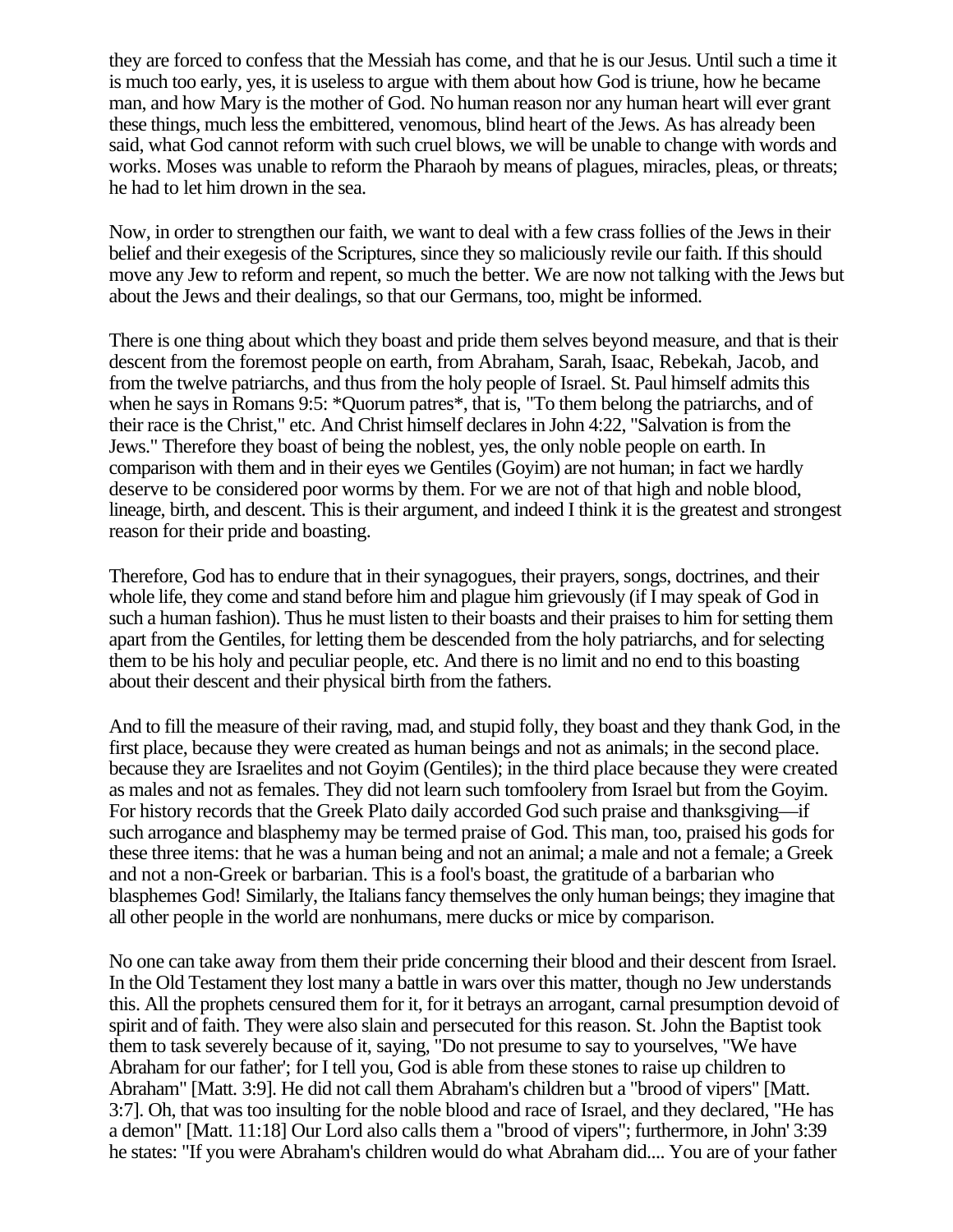they are forced to confess that the Messiah has come, and that he is our Jesus. Until such a time it is much too early, yes, it is useless to argue with them about how God is triune, how he became man, and how Mary is the mother of God. No human reason nor any human heart will ever grant these things, much less the embittered, venomous, blind heart of the Jews. As has already been said, what God cannot reform with such cruel blows, we will be unable to change with words and works. Moses was unable to reform the Pharaoh by means of plagues, miracles, pleas, or threats; he had to let him drown in the sea.

Now, in order to strengthen our faith, we want to deal with a few crass follies of the Jews in their belief and their exegesis of the Scriptures, since they so maliciously revile our faith. If this should move any Jew to reform and repent, so much the better. We are now not talking with the Jews but about the Jews and their dealings, so that our Germans, too, might be informed.

There is one thing about which they boast and pride them selves beyond measure, and that is their descent from the foremost people on earth, from Abraham, Sarah, Isaac, Rebekah, Jacob, and from the twelve patriarchs, and thus from the holy people of Israel. St. Paul himself admits this when he says in Romans 9:5: *Quorum patres*, that is, "To them belong the patriarchs, and of their race is the Christ," etc. And Christ himself declares in John 4:22, "Salvation is from the Jews." Therefore they boast of being the noblest, yes, the only noble people on earth. In comparison with them and in their eyes we Gentiles (Goyim) are not human; in fact we hardly deserve to be considered poor worms by them. For we are not of that high and noble blood, lineage, birth, and descent. This is their argument, and indeed I think it is the greatest and strongest reason for their pride and boasting.

Therefore, God has to endure that in their synagogues, their prayers, songs, doctrines, and their whole life, they come and stand before him and plague him grievously (if I may speak of God in such a human fashion). Thus he must listen to their boasts and their praises to him for setting them apart from the Gentiles, for letting them be descended from the holy patriarchs, and for selecting them to be his holy and peculiar people, etc. And there is no limit and no end to this boasting about their descent and their physical birth from the fathers.

And to fill the measure of their raving, mad, and stupid folly, they boast and they thank God, in the first place, because they were created as human beings and not as animals; in the second place. because they are Israelites and not Goyim (Gentiles); in the third place because they were created as males and not as females. They did not learn such tomfoolery from Israel but from the Goyim. For history records that the Greek Plato daily accorded God such praise and thanksgiving—if such arrogance and blasphemy may be termed praise of God. This man, too, praised his gods for these three items: that he was a human being and not an animal; a male and not a female; a Greek and not a non-Greek or barbarian. This is a fool's boast, the gratitude of a barbarian who blasphemes God! Similarly, the Italians fancy themselves the only human beings; they imagine that all other people in the world are nonhumans, mere ducks or mice by comparison.

No one can take away from them their pride concerning their blood and their descent from Israel. In the Old Testament they lost many a battle in wars over this matter, though no Jew understands this. All the prophets censured them for it, for it betrays an arrogant, carnal presumption devoid of spirit and of faith. They were also slain and persecuted for this reason. St. John the Baptist took them to task severely because of it, saying, "Do not presume to say to yourselves, "We have Abraham for our father'; for I tell you, God is able from these stones to raise up children to Abraham" [Matt. 3:9]. He did not call them Abraham's children but a "brood of vipers" [Matt. 3:7]. Oh, that was too insulting for the noble blood and race of Israel, and they declared, "He has a demon" [Matt. 11:18] Our Lord also calls them a "brood of vipers"; furthermore, in John' 3:39 he states: "If you were Abraham's children would do what Abraham did.... You are of your father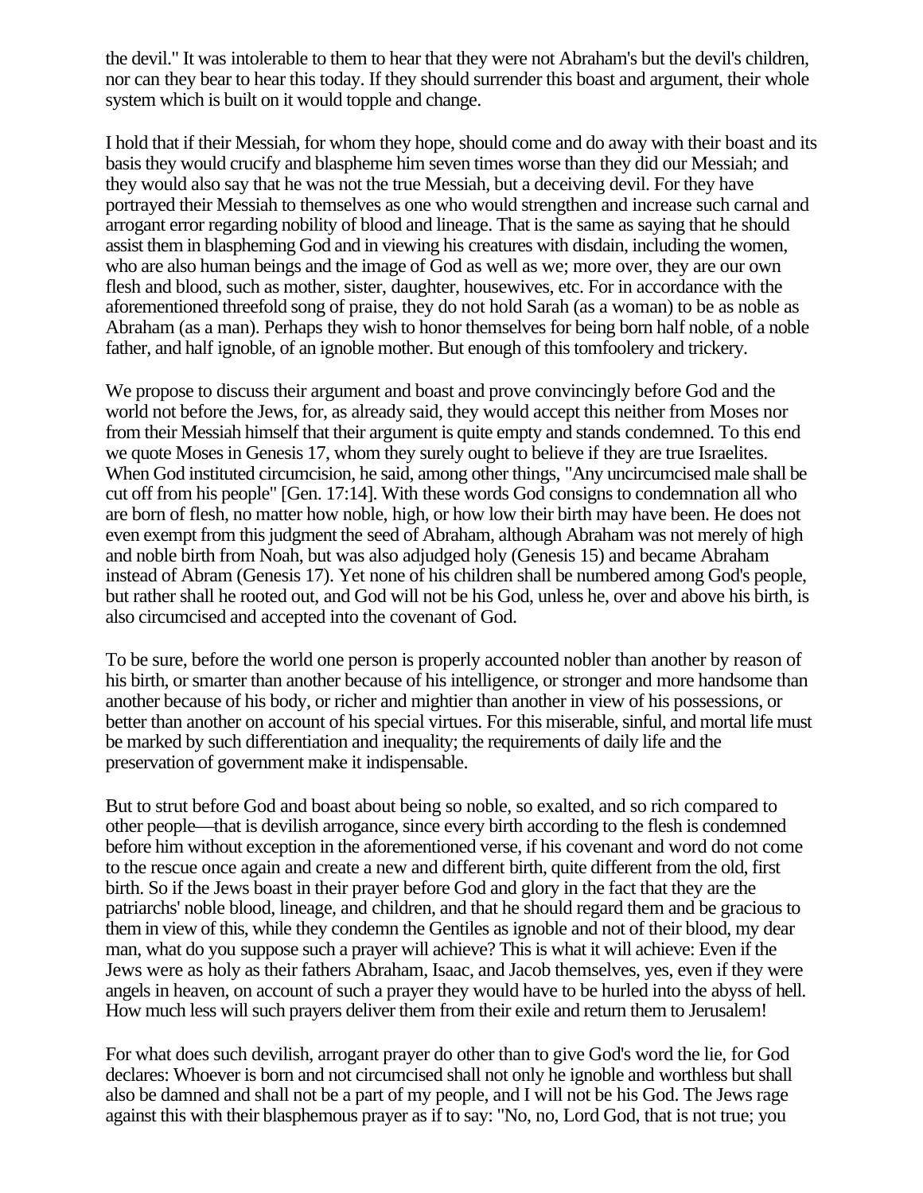the devil." It was intolerable to them to hear that they were not Abraham's but the devil's children, nor can they bear to hear this today. If they should surrender this boast and argument, their whole system which is built on it would topple and change.

I hold that if their Messiah, for whom they hope, should come and do away with their boast and its basis they would crucify and blaspheme him seven times worse than they did our Messiah; and they would also say that he was not the true Messiah, but a deceiving devil. For they have portrayed their Messiah to themselves as one who would strengthen and increase such carnal and arrogant error regarding nobility of blood and lineage. That is the same as saying that he should assist them in blaspheming God and in viewing his creatures with disdain, including the women, who are also human beings and the image of God as well as we; more over, they are our own flesh and blood, such as mother, sister, daughter, housewives, etc. For in accordance with the aforementioned threefold song of praise, they do not hold Sarah (as a woman) to be as noble as Abraham (as a man). Perhaps they wish to honor themselves for being born half noble, of a noble father, and half ignoble, of an ignoble mother. But enough of this tomfoolery and trickery.

We propose to discuss their argument and boast and prove convincingly before God and the world not before the Jews, for, as already said, they would accept this neither from Moses nor from their Messiah himself that their argument is quite empty and stands condemned. To this end we quote Moses in Genesis 17, whom they surely ought to believe if they are true Israelites. When God instituted circumcision, he said, among other things, "Any uncircumcised male shall be cut off from his people" [Gen. 17:14]. With these words God consigns to condemnation all who are born of flesh, no matter how noble, high, or how low their birth may have been. He does not even exempt from this judgment the seed of Abraham, although Abraham was not merely of high and noble birth from Noah, but was also adjudged holy (Genesis 15) and became Abraham instead of Abram (Genesis 17). Yet none of his children shall be numbered among God's people, but rather shall he rooted out, and God will not be his God, unless he, over and above his birth, is also circumcised and accepted into the covenant of God.

To be sure, before the world one person is properly accounted nobler than another by reason of his birth, or smarter than another because of his intelligence, or stronger and more handsome than another because of his body, or richer and mightier than another in view of his possessions, or better than another on account of his special virtues. For this miserable, sinful, and mortal life must be marked by such differentiation and inequality; the requirements of daily life and the preservation of government make it indispensable.

But to strut before God and boast about being so noble, so exalted, and so rich compared to other people—that is devilish arrogance, since every birth according to the flesh is condemned before him without exception in the aforementioned verse, if his covenant and word do not come to the rescue once again and create a new and different birth, quite different from the old, first birth. So if the Jews boast in their prayer before God and glory in the fact that they are the patriarchs' noble blood, lineage, and children, and that he should regard them and be gracious to them in view of this, while they condemn the Gentiles as ignoble and not of their blood, my dear man, what do you suppose such a prayer will achieve? This is what it will achieve: Even if the Jews were as holy as their fathers Abraham, Isaac, and Jacob themselves, yes, even if they were angels in heaven, on account of such a prayer they would have to be hurled into the abyss of hell. How much less will such prayers deliver them from their exile and return them to Jerusalem!

For what does such devilish, arrogant prayer do other than to give God's word the lie, for God declares: Whoever is born and not circumcised shall not only he ignoble and worthless but shall also be damned and shall not be a part of my people, and I will not be his God. The Jews rage against this with their blasphemous prayer as if to say: "No, no, Lord God, that is not true; you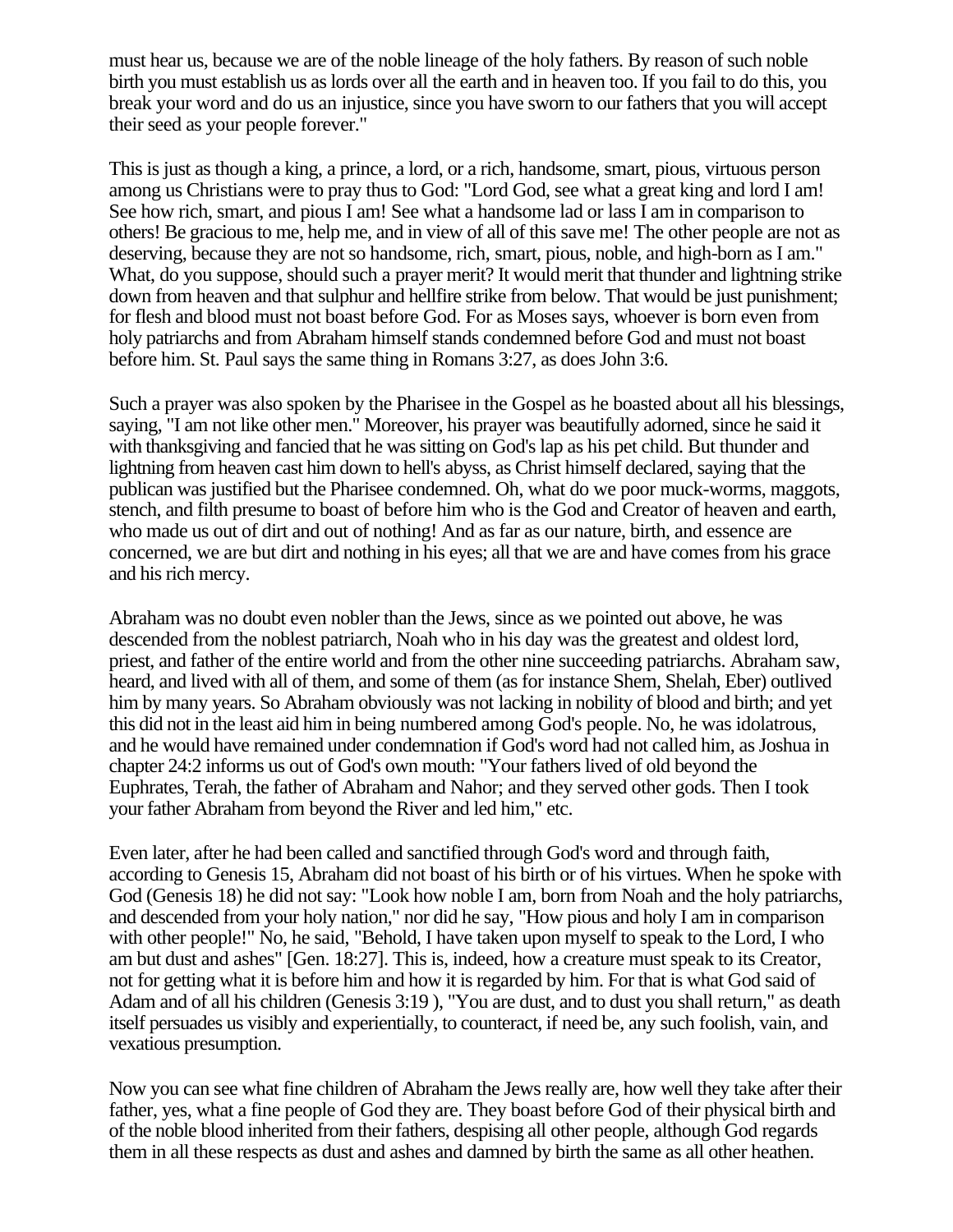must hear us, because we are of the noble lineage of the holy fathers. By reason of such noble birth you must establish us as lords over all the earth and in heaven too. If you fail to do this, you break your word and do us an injustice, since you have sworn to our fathers that you will accept their seed as your people forever."

This is just as though a king, a prince, a lord, or a rich, handsome, smart, pious, virtuous person among us Christians were to pray thus to God: "Lord God, see what a great king and lord I am! See how rich, smart, and pious I am! See what a handsome lad or lass I am in comparison to others! Be gracious to me, help me, and in view of all of this save me! The other people are not as deserving, because they are not so handsome, rich, smart, pious, noble, and high-born as I am." What, do you suppose, should such a prayer merit? It would merit that thunder and lightning strike down from heaven and that sulphur and hellfire strike from below. That would be just punishment; for flesh and blood must not boast before God. For as Moses says, whoever is born even from holy patriarchs and from Abraham himself stands condemned before God and must not boast before him. St. Paul says the same thing in Romans 3:27, as does John 3:6.

Such a prayer was also spoken by the Pharisee in the Gospel as he boasted about all his blessings, saying, "I am not like other men." Moreover, his prayer was beautifully adorned, since he said it with thanksgiving and fancied that he was sitting on God's lap as his pet child. But thunder and lightning from heaven cast him down to hell's abyss, as Christ himself declared, saying that the publican was justified but the Pharisee condemned. Oh, what do we poor muck-worms, maggots, stench, and filth presume to boast of before him who is the God and Creator of heaven and earth, who made us out of dirt and out of nothing! And as far as our nature, birth, and essence are concerned, we are but dirt and nothing in his eyes; all that we are and have comes from his grace and his rich mercy.

Abraham was no doubt even nobler than the Jews, since as we pointed out above, he was descended from the noblest patriarch, Noah who in his day was the greatest and oldest lord, priest, and father of the entire world and from the other nine succeeding patriarchs. Abraham saw, heard, and lived with all of them, and some of them (as for instance Shem, Shelah, Eber) outlived him by many years. So Abraham obviously was not lacking in nobility of blood and birth; and yet this did not in the least aid him in being numbered among God's people. No, he was idolatrous, and he would have remained under condemnation if God's word had not called him, as Joshua in chapter 24:2 informs us out of God's own mouth: "Your fathers lived of old beyond the Euphrates, Terah, the father of Abraham and Nahor; and they served other gods. Then I took your father Abraham from beyond the River and led him," etc.

Even later, after he had been called and sanctified through God's word and through faith, according to Genesis 15, Abraham did not boast of his birth or of his virtues. When he spoke with God (Genesis 18) he did not say: "Look how noble I am, born from Noah and the holy patriarchs, and descended from your holy nation," nor did he say, "How pious and holy I am in comparison with other people!" No, he said, "Behold, I have taken upon myself to speak to the Lord, I who am but dust and ashes" [Gen. 18:27]. This is, indeed, how a creature must speak to its Creator, not for getting what it is before him and how it is regarded by him. For that is what God said of Adam and of all his children (Genesis 3:19 ), "You are dust, and to dust you shall return," as death itself persuades us visibly and experientially, to counteract, if need be, any such foolish, vain, and vexatious presumption.

Now you can see what fine children of Abraham the Jews really are, how well they take after their father, yes, what a fine people of God they are. They boast before God of their physical birth and of the noble blood inherited from their fathers, despising all other people, although God regards them in all these respects as dust and ashes and damned by birth the same as all other heathen.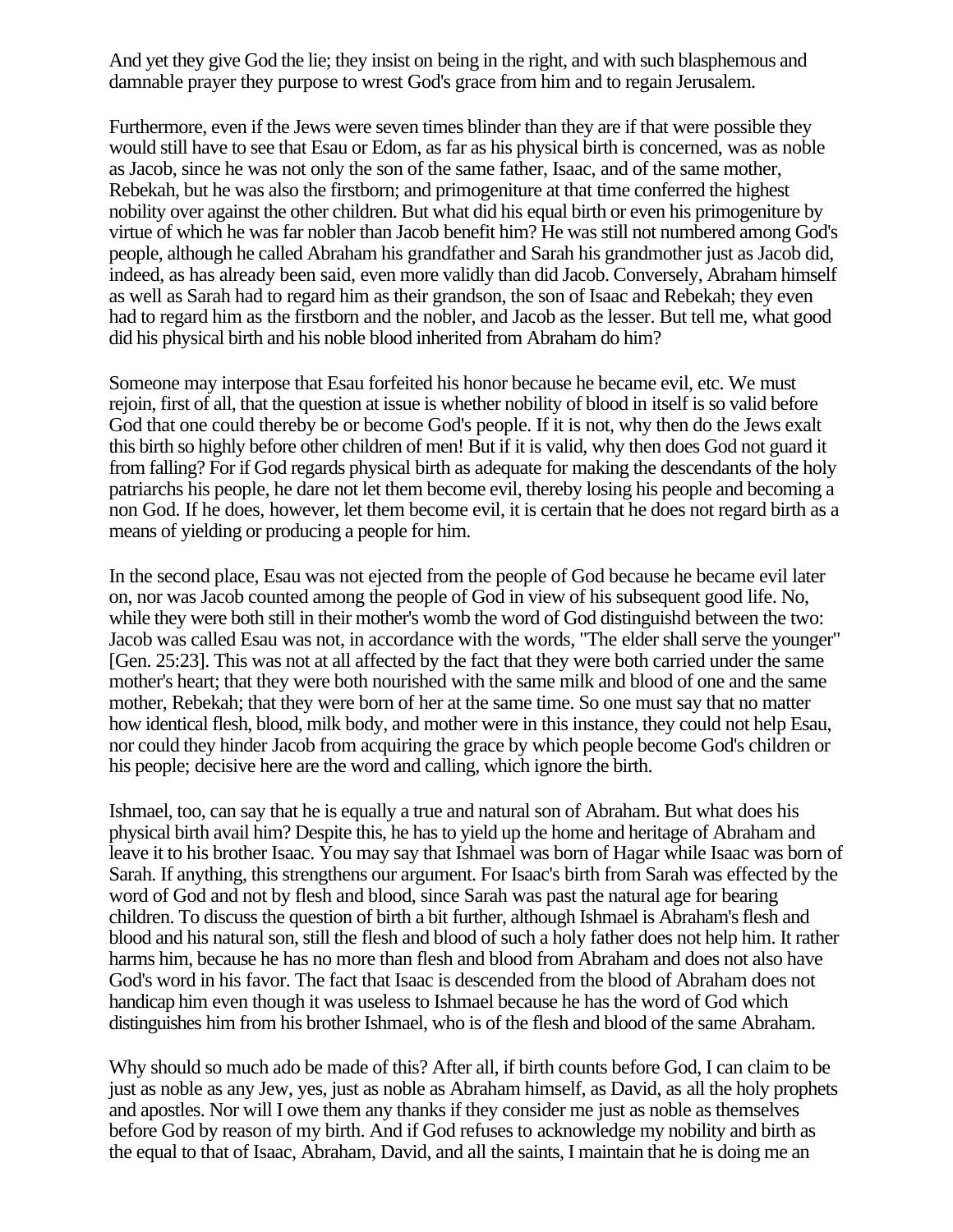And yet they give God the lie; they insist on being in the right, and with such blasphemous and damnable prayer they purpose to wrest God's grace from him and to regain Jerusalem.

Furthermore, even if the Jews were seven times blinder than they are if that were possible they would still have to see that Esau or Edom, as far as his physical birth is concerned, was as noble as Jacob, since he was not only the son of the same father, Isaac, and of the same mother, Rebekah, but he was also the firstborn; and primogeniture at that time conferred the highest nobility over against the other children. But what did his equal birth or even his primogeniture by virtue of which he was far nobler than Jacob benefit him? He was still not numbered among God's people, although he called Abraham his grandfather and Sarah his grandmother just as Jacob did, indeed, as has already been said, even more validly than did Jacob. Conversely, Abraham himself as well as Sarah had to regard him as their grandson, the son of Isaac and Rebekah; they even had to regard him as the firstborn and the nobler, and Jacob as the lesser. But tell me, what good did his physical birth and his noble blood inherited from Abraham do him?

Someone may interpose that Esau forfeited his honor because he became evil, etc. We must rejoin, first of all, that the question at issue is whether nobility of blood in itself is so valid before God that one could thereby be or become God's people. If it is not, why then do the Jews exalt this birth so highly before other children of men! But if it is valid, why then does God not guard it from falling? For if God regards physical birth as adequate for making the descendants of the holy patriarchs his people, he dare not let them become evil, thereby losing his people and becoming a non God. If he does, however, let them become evil, it is certain that he does not regard birth as a means of yielding or producing a people for him.

In the second place, Esau was not ejected from the people of God because he became evil later on, nor was Jacob counted among the people of God in view of his subsequent good life. No, while they were both still in their mother's womb the word of God distinguishd between the two: Jacob was called Esau was not, in accordance with the words, "The elder shall serve the younger" [Gen. 25:23]. This was not at all affected by the fact that they were both carried under the same mother's heart; that they were both nourished with the same milk and blood of one and the same mother, Rebekah; that they were born of her at the same time. So one must say that no matter how identical flesh, blood, milk body, and mother were in this instance, they could not help Esau, nor could they hinder Jacob from acquiring the grace by which people become God's children or his people; decisive here are the word and calling, which ignore the birth.

Ishmael, too, can say that he is equally a true and natural son of Abraham. But what does his physical birth avail him? Despite this, he has to yield up the home and heritage of Abraham and leave it to his brother Isaac. You may say that Ishmael was born of Hagar while Isaac was born of Sarah. If anything, this strengthens our argument. For Isaac's birth from Sarah was effected by the word of God and not by flesh and blood, since Sarah was past the natural age for bearing children. To discuss the question of birth a bit further, although Ishmael is Abraham's flesh and blood and his natural son, still the flesh and blood of such a holy father does not help him. It rather harms him, because he has no more than flesh and blood from Abraham and does not also have God's word in his favor. The fact that Isaac is descended from the blood of Abraham does not handicap him even though it was useless to Ishmael because he has the word of God which distinguishes him from his brother Ishmael, who is of the flesh and blood of the same Abraham.

Why should so much ado be made of this? After all, if birth counts before God, I can claim to be just as noble as any Jew, yes, just as noble as Abraham himself, as David, as all the holy prophets and apostles. Nor will I owe them any thanks if they consider me just as noble as themselves before God by reason of my birth. And if God refuses to acknowledge my nobility and birth as the equal to that of Isaac, Abraham, David, and all the saints, I maintain that he is doing me an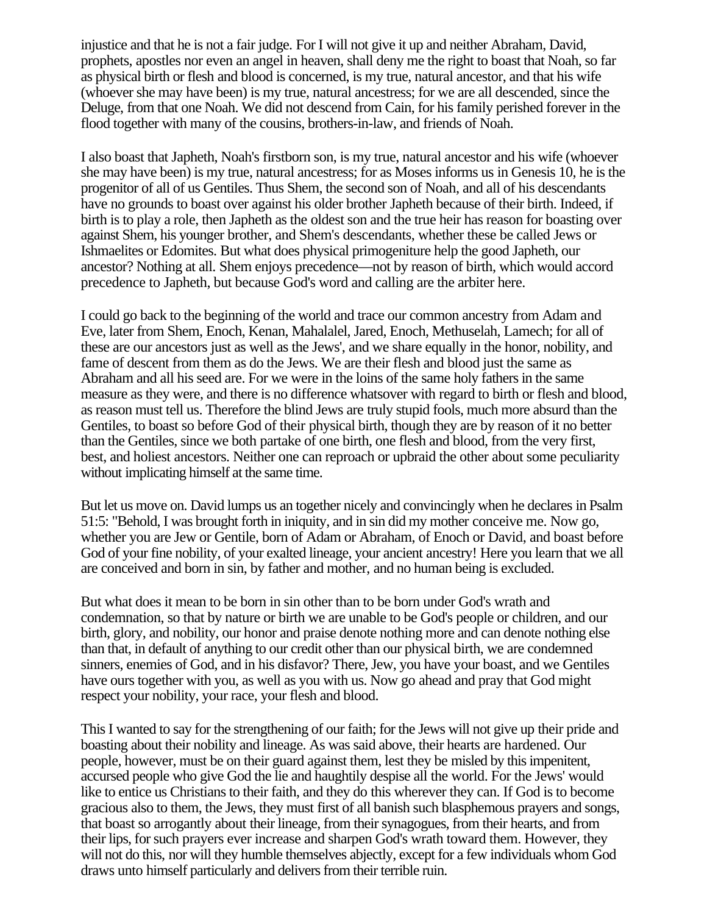injustice and that he is not a fair judge. For I will not give it up and neither Abraham, David, prophets, apostles nor even an angel in heaven, shall deny me the right to boast that Noah, so far as physical birth or flesh and blood is concerned, is my true, natural ancestor, and that his wife (whoever she may have been) is my true, natural ancestress; for we are all descended, since the Deluge, from that one Noah. We did not descend from Cain, for his family perished forever in the flood together with many of the cousins, brothers-in-law, and friends of Noah.

I also boast that Japheth, Noah's firstborn son, is my true, natural ancestor and his wife (whoever she may have been) is my true, natural ancestress; for as Moses informs us in Genesis 10, he is the progenitor of all of us Gentiles. Thus Shem, the second son of Noah, and all of his descendants have no grounds to boast over against his older brother Japheth because of their birth. Indeed, if birth is to play a role, then Japheth as the oldest son and the true heir has reason for boasting over against Shem, his younger brother, and Shem's descendants, whether these be called Jews or Ishmaelites or Edomites. But what does physical primogeniture help the good Japheth, our ancestor? Nothing at all. Shem enjoys precedence—not by reason of birth, which would accord precedence to Japheth, but because God's word and calling are the arbiter here.

I could go back to the beginning of the world and trace our common ancestry from Adam and Eve, later from Shem, Enoch, Kenan, Mahalalel, Jared, Enoch, Methuselah, Lamech; for all of these are our ancestors just as well as the Jews', and we share equally in the honor, nobility, and fame of descent from them as do the Jews. We are their flesh and blood just the same as Abraham and all his seed are. For we were in the loins of the same holy fathers in the same measure as they were, and there is no difference whatsoever with regard to birth or flesh and blood, as reason must tell us. Therefore the blind Jews are truly stupid fools, much more absurd than the Gentiles, to boast so before God of their physical birth, though they are by reason of it no better than the Gentiles, since we both partake of one birth, one flesh and blood, from the very first, best, and holiest ancestors. Neither one can reproach or upbraid the other about some peculiarity without implicating himself at the same time.

But let us move on. David lumps us an together nicely and convincingly when he declares in Psalm 51:5: "Behold, I was brought forth in iniquity, and in sin did my mother conceive me. Now go, whether you are Jew or Gentile, born of Adam or Abraham, of Enoch or David, and boast before God of your fine nobility, of your exalted lineage, your ancient ancestry! Here you learn that we all are conceived and born in sin, by father and mother, and no human being is excluded.

But what does it mean to be born in sin other than to be born under God's wrath and condemnation, so that by nature or birth we are unable to be God's people or children, and our birth, glory, and nobility, our honor and praise denote nothing more and can denote nothing else than that, in default of anything to our credit other than our physical birth, we are condemned sinners, enemies of God, and in his disfavor? There, Jew, you have your boast, and we Gentiles have ours together with you, as well as you with us. Now go ahead and pray that God might respect your nobility, your race, your flesh and blood.

This I wanted to say for the strengthening of our faith; for the Jews will not give up their pride and boasting about their nobility and lineage. As was said above, their hearts are hardened. Our people, however, must be on their guard against them, lest they be misled by this impenitent, accursed people who give God the lie and haughtily despise all the world. For the Jews' would like to entice us Christians to their faith, and they do this wherever they can. If God is to become gracious also to them, the Jews, they must first of all banish such blasphemous prayers and songs, that boast so arrogantly about their lineage, from their synagogues, from their hearts, and from their lips, for such prayers ever increase and sharpen God's wrath toward them. However, they will not do this, nor will they humble themselves abjectly, except for a few individuals whom God draws unto himself particularly and delivers from their terrible ruin.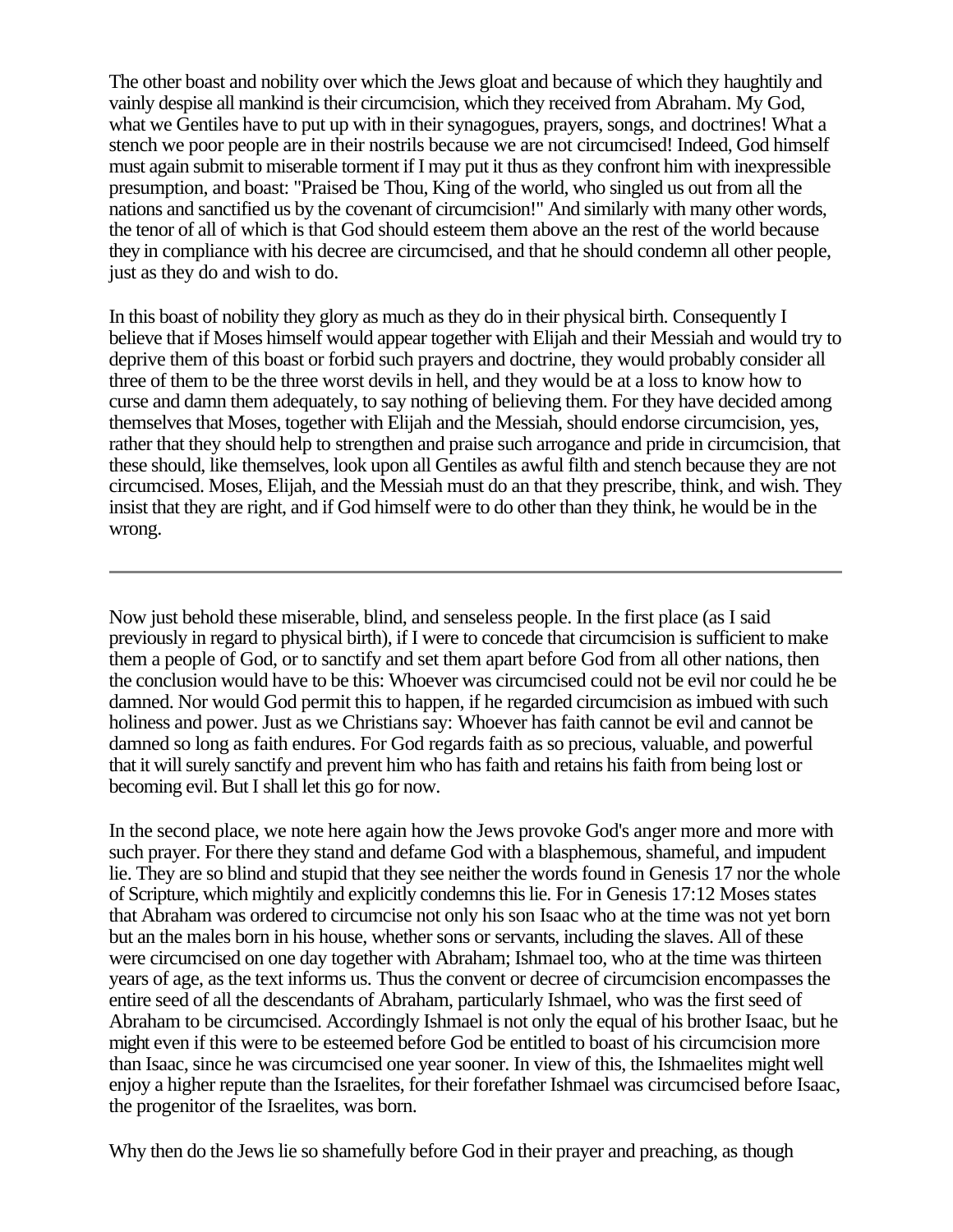The other boast and nobility over which the Jews gloat and because of which they haughtily and vainly despise all mankind is their circumcision, which they received from Abraham. My God, what we Gentiles have to put up with in their synagogues, prayers, songs, and doctrines! What a stench we poor people are in their nostrils because we are not circumcised! Indeed, God himself must again submit to miserable torment if I may put it thus as they confront him with inexpressible presumption, and boast: "Praised be Thou, King of the world, who singled us out from all the nations and sanctified us by the covenant of circumcision!" And similarly with many other words, the tenor of all of which is that God should esteem them above an the rest of the world because they in compliance with his decree are circumcised, and that he should condemn all other people, just as they do and wish to do.

In this boast of nobility they glory as much as they do in their physical birth. Consequently I believe that if Moses himself would appear together with Elijah and their Messiah and would try to deprive them of this boast or forbid such prayers and doctrine, they would probably consider all three of them to be the three worst devils in hell, and they would be at a loss to know how to curse and damn them adequately, to say nothing of believing them. For they have decided among themselves that Moses, together with Elijah and the Messiah, should endorse circumcision, yes, rather that they should help to strengthen and praise such arrogance and pride in circumcision, that these should, like themselves, look upon all Gentiles as awful filth and stench because they are not circumcised. Moses, Elijah, and the Messiah must do an that they prescribe, think, and wish. They insist that they are right, and if God himself were to do other than they think, he would be in the wrong.

---

Now just behold these miserable, blind, and senseless people. In the first place (as I said previously in regard to physical birth), if I were to concede that circumcision is sufficient to make them a people of God, or to sanctify and set them apart before God from all other nations, then the conclusion would have to be this: Whoever was circumcised could not be evil nor could he be damned. Nor would God permit this to happen, if he regarded circumcision as imbued with such holiness and power. Just as we Christians say: Whoever has faith cannot be evil and cannot be damned so long as faith endures. For God regards faith as so precious, valuable, and powerful that it will surely sanctify and prevent him who has faith and retains his faith from being lost or becoming evil. But I shall let this go for now.

In the second place, we note here again how the Jews provoke God's anger more and more with such prayer. For there they stand and defame God with a blasphemous, shameful, and impudent lie. They are so blind and stupid that they see neither the words found in Genesis 17 nor the whole of Scripture, which mightily and explicitly condemns this lie. For in Genesis 17:12 Moses states that Abraham was ordered to circumcise not only his son Isaac who at the time was not yet born but an the males born in his house, whether sons or servants, including the slaves. All of these were circumcised on one day together with Abraham; Ishmael too, who at the time was thirteen years of age, as the text informs us. Thus the convent or decree of circumcision encompasses the entire seed of all the descendants of Abraham, particularly Ishmael, who was the first seed of Abraham to be circumcised. Accordingly Ishmael is not only the equal of his brother Isaac, but he might even if this were to be esteemed before God be entitled to boast of his circumcision more than Isaac, since he was circumcised one year sooner. In view of this, the Ishmaelites might well enjoy a higher repute than the Israelites, for their forefather Ishmael was circumcised before Isaac, the progenitor of the Israelites, was born.

Why then do the Jews lie so shamefully before God in their prayer and preaching, as though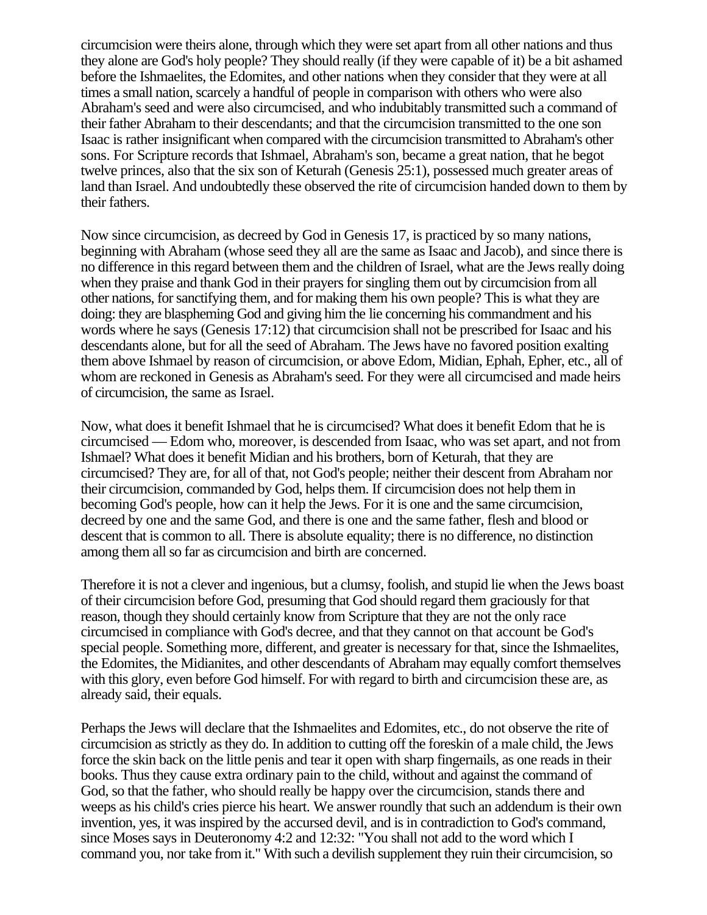circumcision were theirs alone, through which they were set apart from all other nations and thus they alone are God's holy people? They should really (if they were capable of it) be a bit ashamed before the Ishmaelites, the Edomites, and other nations when they consider that they were at all times a small nation, scarcely a handful of people in comparison with others who were also Abraham's seed and were also circumcised, and who indubitably transmitted such a command of their father Abraham to their descendants; and that the circumcision transmitted to the one son Isaac is rather insignificant when compared with the circumcision transmitted to Abraham's other sons. For Scripture records that Ishmael, Abraham's son, became a great nation, that he begot twelve princes, also that the six son of Keturah (Genesis 25:1), possessed much greater areas of land than Israel. And undoubtedly these observed the rite of circumcision handed down to them by their fathers.

Now since circumcision, as decreed by God in Genesis 17, is practiced by so many nations, beginning with Abraham (whose seed they all are the same as Isaac and Jacob), and since there is no difference in this regard between them and the children of Israel, what are the Jews really doing when they praise and thank God in their prayers for singling them out by circumcision from all other nations, for sanctifying them, and for making them his own people? This is what they are doing: they are blaspheming God and giving him the lie concerning his commandment and his words where he says (Genesis 17:12) that circumcision shall not be prescribed for Isaac and his descendants alone, but for all the seed of Abraham. The Jews have no favored position exalting them above Ishmael by reason of circumcision, or above Edom, Midian, Ephah, Epher, etc., all of whom are reckoned in Genesis as Abraham's seed. For they were all circumcised and made heirs of circumcision, the same as Israel.

Now, what does it benefit Ishmael that he is circumcised? What does it benefit Edom that he is circumcised — Edom who, moreover, is descended from Isaac, who was set apart, and not from Ishmael? What does it benefit Midian and his brothers, born of Keturah, that they are circumcised? They are, for all of that, not God's people; neither their descent from Abraham nor their circumcision, commanded by God, helps them. If circumcision does not help them in becoming God's people, how can it help the Jews. For it is one and the same circumcision, decreed by one and the same God, and there is one and the same father, flesh and blood or descent that is common to all. There is absolute equality; there is no difference, no distinction among them all so far as circumcision and birth are concerned.

Therefore it is not a clever and ingenious, but a clumsy, foolish, and stupid lie when the Jews boast of their circumcision before God, presuming that God should regard them graciously for that reason, though they should certainly know from Scripture that they are not the only race circumcised in compliance with God's decree, and that they cannot on that account be God's special people. Something more, different, and greater is necessary for that, since the Ishmaelites, the Edomites, the Midianites, and other descendants of Abraham may equally comfort themselves with this glory, even before God himself. For with regard to birth and circumcision these are, as already said, their equals.

Perhaps the Jews will declare that the Ishmaelites and Edomites, etc., do not observe the rite of circumcision as strictly as they do. In addition to cutting off the foreskin of a male child, the Jews force the skin back on the little penis and tear it open with sharp fingernails, as one reads in their books. Thus they cause extra ordinary pain to the child, without and against the command of God, so that the father, who should really be happy over the circumcision, stands there and weeps as his child's cries pierce his heart. We answer roundly that such an addendum is their own invention, yes, it was inspired by the accursed devil, and is in contradiction to God's command, since Moses says in Deuteronomy 4:2 and 12:32: "You shall not add to the word which I command you, nor take from it." With such a devilish supplement they ruin their circumcision, so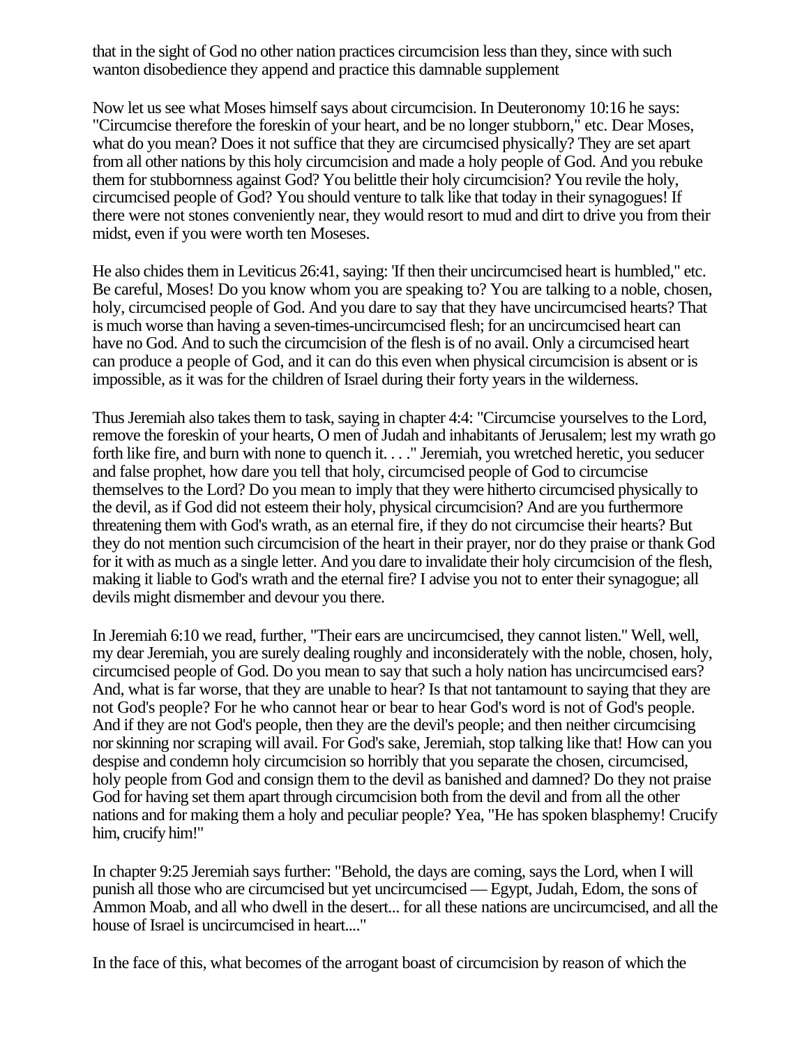that in the sight of God no other nation practices circumcision less than they, since with such wanton disobedience they append and practice this damnable supplement

Now let us see what Moses himself says about circumcision. In Deuteronomy 10:16 he says: "Circumcise therefore the foreskin of your heart, and be no longer stubborn," etc. Dear Moses, what do you mean? Does it not suffice that they are circumcised physically? They are set apart from all other nations by this holy circumcision and made a holy people of God. And you rebuke them for stubbornness against God? You belittle their holy circumcision? You revile the holy, circumcised people of God? You should venture to talk like that today in their synagogues! If there were not stones conveniently near, they would resort to mud and dirt to drive you from their midst, even if you were worth ten Moseses.

He also chides them in Leviticus 26:41, saying: 'If then their uncircumcised heart is humbled," etc. Be careful, Moses! Do you know whom you are speaking to? You are talking to a noble, chosen, holy, circumcised people of God. And you dare to say that they have uncircumcised hearts? That is much worse than having a seven-times-uncircumcised flesh; for an uncircumcised heart can have no God. And to such the circumcision of the flesh is of no avail. Only a circumcised heart can produce a people of God, and it can do this even when physical circumcision is absent or is impossible, as it was for the children of Israel during their forty years in the wilderness.

Thus Jeremiah also takes them to task, saying in chapter 4:4: "Circumcise yourselves to the Lord, remove the foreskin of your hearts, O men of Judah and inhabitants of Jerusalem; lest my wrath go forth like fire, and burn with none to quench it. . . ." Jeremiah, you wretched heretic, you seducer and false prophet, how dare you tell that holy, circumcised people of God to circumcise themselves to the Lord? Do you mean to imply that they were hitherto circumcised physically to the devil, as if God did not esteem their holy, physical circumcision? And are you furthermore threatening them with God's wrath, as an eternal fire, if they do not circumcise their hearts? But they do not mention such circumcision of the heart in their prayer, nor do they praise or thank God for it with as much as a single letter. And you dare to invalidate their holy circumcision of the flesh, making it liable to God's wrath and the eternal fire? I advise you not to enter their synagogue; all devils might dismember and devour you there.

In Jeremiah 6:10 we read, further, "Their ears are uncircumcised, they cannot listen." Well, well, my dear Jeremiah, you are surely dealing roughly and inconsiderately with the noble, chosen, holy, circumcised people of God. Do you mean to say that such a holy nation has uncircumcised ears? And, what is far worse, that they are unable to hear? Is that not tantamount to saying that they are not God's people? For he who cannot hear or bear to hear God's word is not of God's people. And if they are not God's people, then they are the devil's people; and then neither circumcising nor skinning nor scraping will avail. For God's sake, Jeremiah, stop talking like that! How can you despise and condemn holy circumcision so horribly that you separate the chosen, circumcised, holy people from God and consign them to the devil as banished and damned? Do they not praise God for having set them apart through circumcision both from the devil and from all the other nations and for making them a holy and peculiar people? Yea, "He has spoken blasphemy! Crucify him, crucify him!"

In chapter 9:25 Jeremiah says further: "Behold, the days are coming, says the Lord, when I will punish all those who are circumcised but yet uncircumcised — Egypt, Judah, Edom, the sons of Ammon Moab, and all who dwell in the desert... for all these nations are uncircumcised, and all the house of Israel is uncircumcised in heart...."

In the face of this, what becomes of the arrogant boast of circumcision by reason of which the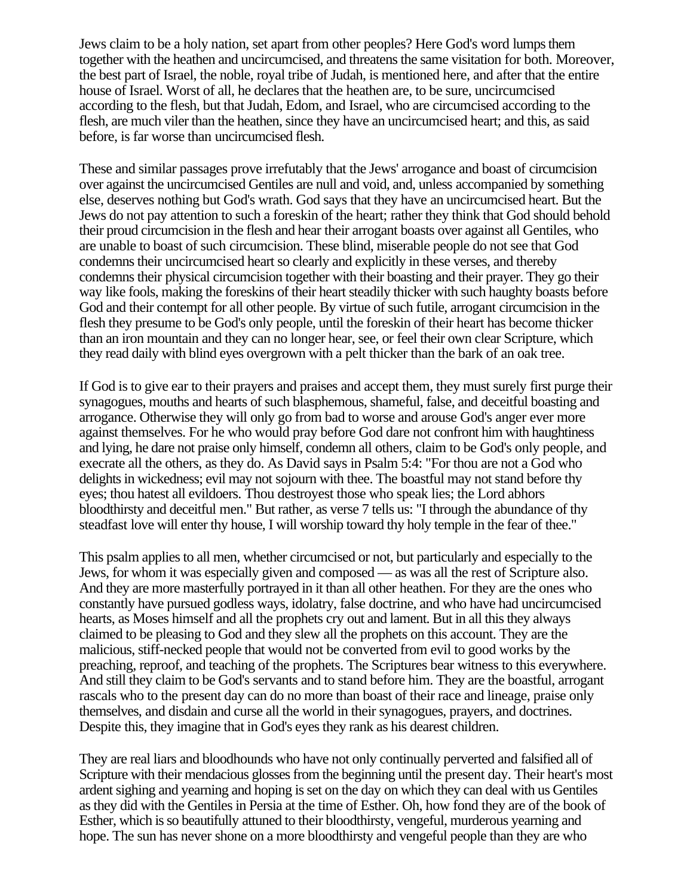Jews claim to be a holy nation, set apart from other peoples? Here God's word lumps them together with the heathen and uncircumcised, and threatens the same visitation for both. Moreover, the best part of Israel, the noble, royal tribe of Judah, is mentioned here, and after that the entire house of Israel. Worst of all, he declares that the heathen are, to be sure, uncircumcised according to the flesh, but that Judah, Edom, and Israel, who are circumcised according to the flesh, are much viler than the heathen, since they have an uncircumcised heart; and this, as said before, is far worse than uncircumcised flesh.

These and similar passages prove irrefutably that the Jews' arrogance and boast of circumcision over against the uncircumcised Gentiles are null and void, and, unless accompanied by something else, deserves nothing but God's wrath. God says that they have an uncircumcised heart. But the Jews do not pay attention to such a foreskin of the heart; rather they think that God should behold their proud circumcision in the flesh and hear their arrogant boasts over against all Gentiles, who are unable to boast of such circumcision. These blind, miserable people do not see that God condemns their uncircumcised heart so clearly and explicitly in these verses, and thereby condemns their physical circumcision together with their boasting and their prayer. They go their way like fools, making the foreskins of their heart steadily thicker with such haughty boasts before God and their contempt for all other people. By virtue of such futile, arrogant circumcision in the flesh they presume to be God's only people, until the foreskin of their heart has become thicker than an iron mountain and they can no longer hear, see, or feel their own clear Scripture, which they read daily with blind eyes overgrown with a pelt thicker than the bark of an oak tree.

If God is to give ear to their prayers and praises and accept them, they must surely first purge their synagogues, mouths and hearts of such blasphemous, shameful, false, and deceitful boasting and arrogance. Otherwise they will only go from bad to worse and arouse God's anger ever more against themselves. For he who would pray before God dare not confront him with haughtiness and lying, he dare not praise only himself, condemn all others, claim to be God's only people, and execrate all the others, as they do. As David says in Psalm 5:4: "For thou are not a God who delights in wickedness; evil may not sojourn with thee. The boastful may not stand before thy eyes; thou hatest all evildoers. Thou destroyest those who speak lies; the Lord abhors bloodthirsty and deceitful men." But rather, as verse 7 tells us: "I through the abundance of thy steadfast love will enter thy house, I will worship toward thy holy temple in the fear of thee."

This psalm applies to all men, whether circumcised or not, but particularly and especially to the Jews, for whom it was especially given and composed — as was all the rest of Scripture also. And they are more masterfully portrayed in it than all other heathen. For they are the ones who constantly have pursued godless ways, idolatry, false doctrine, and who have had uncircumcised hearts, as Moses himself and all the prophets cry out and lament. But in all this they always claimed to be pleasing to God and they slew all the prophets on this account. They are the malicious, stiff-necked people that would not be converted from evil to good works by the preaching, reproof, and teaching of the prophets. The Scriptures bear witness to this everywhere. And still they claim to be God's servants and to stand before him. They are the boastful, arrogant rascals who to the present day can do no more than boast of their race and lineage, praise only themselves, and disdain and curse all the world in their synagogues, prayers, and doctrines. Despite this, they imagine that in God's eyes they rank as his dearest children.

They are real liars and bloodhounds who have not only continually perverted and falsified all of Scripture with their mendacious glosses from the beginning until the present day. Their heart's most ardent sighing and yearning and hoping is set on the day on which they can deal with us Gentiles as they did with the Gentiles in Persia at the time of Esther. Oh, how fond they are of the book of Esther, which is so beautifully attuned to their bloodthirsty, vengeful, murderous yearning and hope. The sun has never shone on a more bloodthirsty and vengeful people than they are who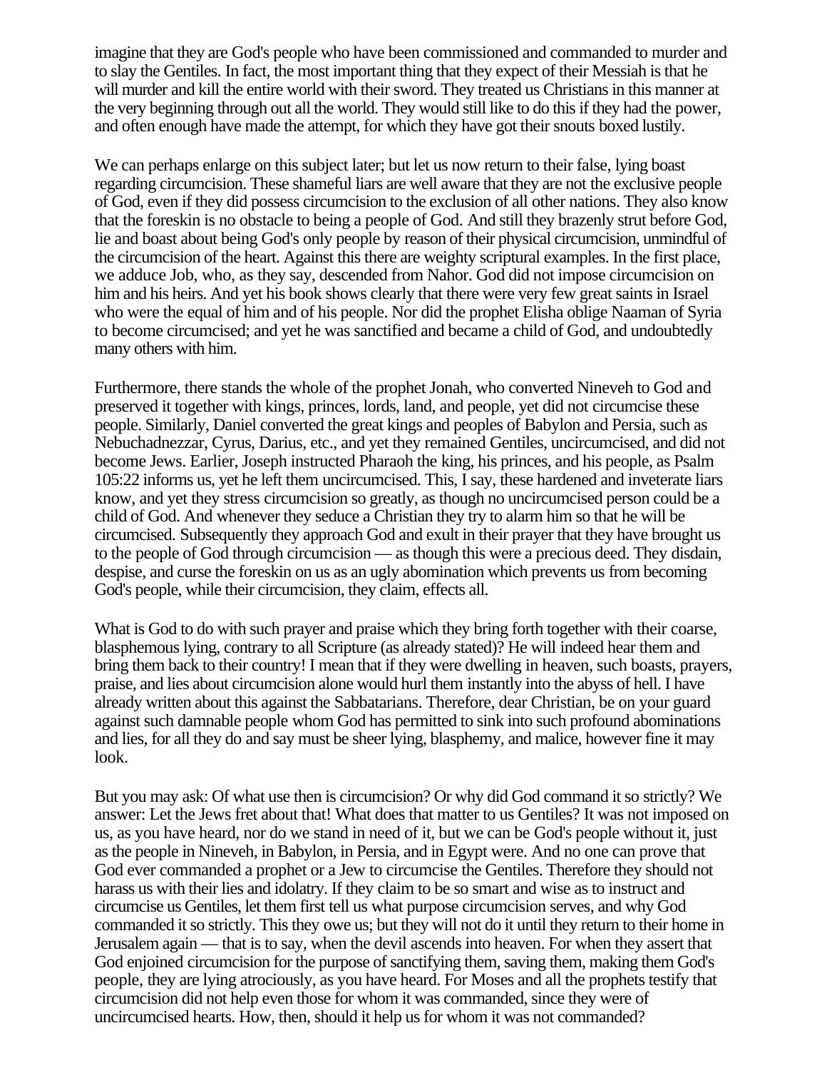imagine that they are God's people who have been commissioned and commanded to murder and to slay the Gentiles. In fact, the most important thing that they expect of their Messiah is that he will murder and kill the entire world with their sword. They treated us Christians in this manner at the very beginning through out all the world. They would still like to do this if they had the power, and often enough have made the attempt, for which they have got their snouts boxed lustily.

We can perhaps enlarge on this subject later; but let us now return to their false, lying boast regarding circumcision. These shameful liars are well aware that they are not the exclusive people of God, even if they did possess circumcision to the exclusion of all other nations. They also know that the foreskin is no obstacle to being a people of God. And still they brazenly strut before God, lie and boast about being God's only people by reason of their physical circumcision, unmindful of the circumcision of the heart. Against this there are weighty scriptural examples. In the first place, we adduce Job, who, as they say, descended from Nahor. God did not impose circumcision on him and his heirs. And yet his book shows clearly that there were very few great saints in Israel who were the equal of him and of his people. Nor did the prophet Elisha oblige Naaman of Syria to become circumcised; and yet he was sanctified and became a child of God, and undoubtedly many others with him.

Furthermore, there stands the whole of the prophet Jonah, who converted Nineveh to God and preserved it together with kings, princes, lords, land, and people, yet did not circumcise these people. Similarly, Daniel converted the great kings and peoples of Babylon and Persia, such as Nebuchadnezzar, Cyrus, Darius, etc., and yet they remained Gentiles, uncircumcised, and did not become Jews. Earlier, Joseph instructed Pharaoh the king, his princes, and his people, as Psalm 105:22 informs us, yet he left them uncircumcised. This, I say, these hardened and inveterate liars know, and yet they stress circumcision so greatly, as though no uncircumcised person could be a child of God. And whenever they seduce a Christian they try to alarm him so that he will be circumcised. Subsequently they approach God and exult in their prayer that they have brought us to the people of God through circumcision — as though this were a precious deed. They disdain, despise, and curse the foreskin on us as an ugly abomination which prevents us from becoming God's people, while their circumcision, they claim, effects all.

What is God to do with such prayer and praise which they bring forth together with their coarse, blasphemous lying, contrary to all Scripture (as already stated)? He will indeed hear them and bring them back to their country! I mean that if they were dwelling in heaven, such boasts, prayers, praise, and lies about circumcision alone would hurl them instantly into the abyss of hell. I have already written about this against the Sabbatarians. Therefore, dear Christian, be on your guard against such damnable people whom God has permitted to sink into such profound abominations and lies, for all they do and say must be sheer lying, blasphemy, and malice, however fine it may look.

But you may ask: Of what use then is circumcision? Or why did God command it so strictly? We answer: Let the Jews fret about that! What does that matter to us Gentiles? It was not imposed on us, as you have heard, nor do we stand in need of it, but we can be God's people without it, just as the people in Nineveh, in Babylon, in Persia, and in Egypt were. And no one can prove that God ever commanded a prophet or a Jew to circumcise the Gentiles. Therefore they should not harass us with their lies and idolatry. If they claim to be so smart and wise as to instruct and circumcise us Gentiles, let them first tell us what purpose circumcision serves, and why God commanded it so strictly. This they owe us; but they will not do it until they return to their home in Jerusalem again — that is to say, when the devil ascends into heaven. For when they assert that God enjoined circumcision for the purpose of sanctifying them, saving them, making them God's people, they are lying atrociously, as you have heard. For Moses and all the prophets testify that circumcision did not help even those for whom it was commanded, since they were of uncircumcised hearts. How, then, should it help us for whom it was not commanded?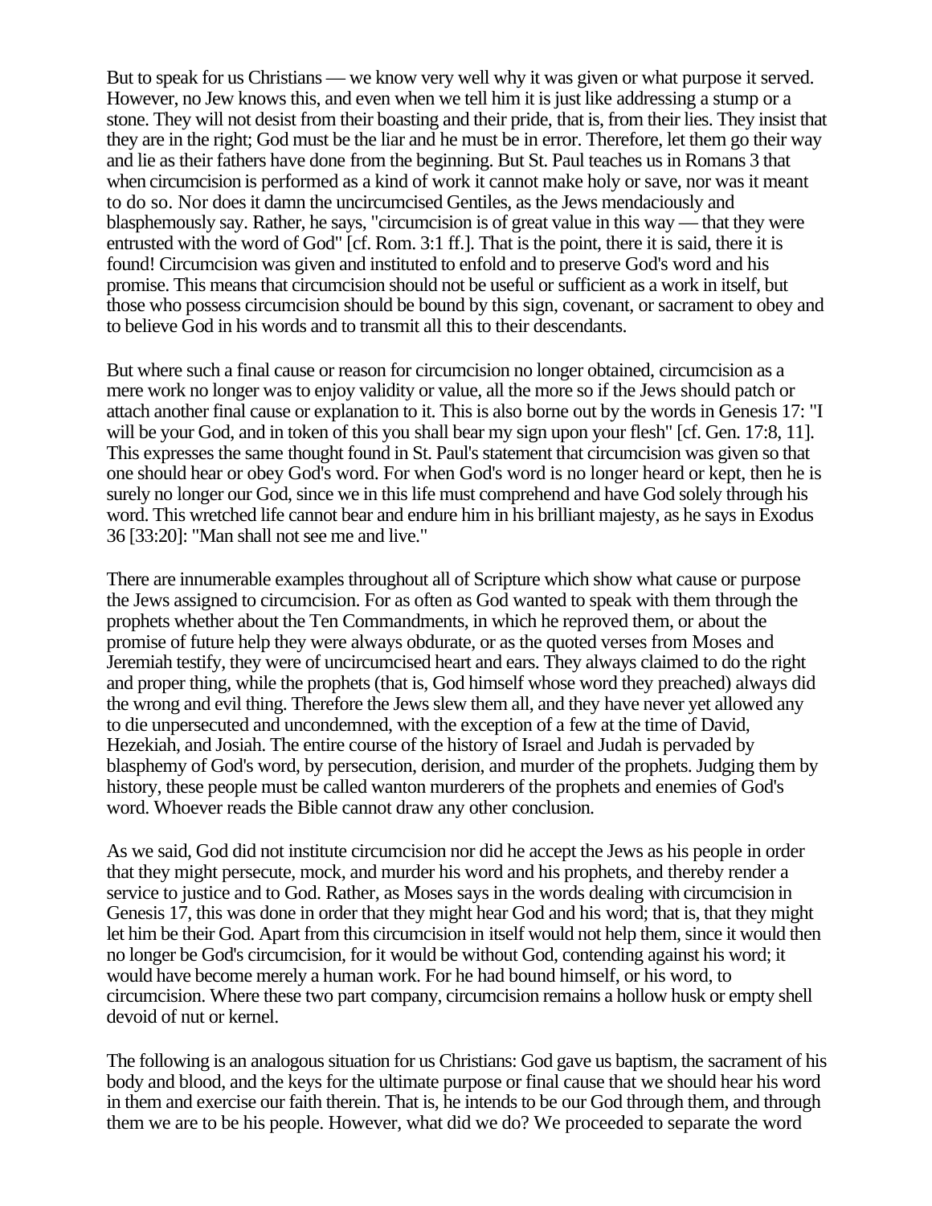But to speak for us Christians — we know very well why it was given or what purpose it served. However, no Jew knows this, and even when we tell him it is just like addressing a stump or a stone. They will not desist from their boasting and their pride, that is, from their lies. They insist that they are in the right; God must be the liar and he must be in error. Therefore, let them go their way and lie as their fathers have done from the beginning. But St. Paul teaches us in Romans 3 that when circumcision is performed as a kind of work it cannot make holy or save, nor was it meant to do so. Nor does it damn the uncircumcised Gentiles, as the Jews mendaciously and blasphemously say. Rather, he says, "circumcision is of great value in this way — that they were entrusted with the word of God" [cf. Rom. 3:1 ff.]. That is the point, there it is said, there it is found! Circumcision was given and instituted to enfold and to preserve God's word and his promise. This means that circumcision should not be useful or sufficient as a work in itself, but those who possess circumcision should be bound by this sign, covenant, or sacrament to obey and to believe God in his words and to transmit all this to their descendants.

But where such a final cause or reason for circumcision no longer obtained, circumcision as a mere work no longer was to enjoy validity or value, all the more so if the Jews should patch or attach another final cause or explanation to it. This is also borne out by the words in Genesis 17: "I will be your God, and in token of this you shall bear my sign upon your flesh" [cf. Gen. 17:8, 11]. This expresses the same thought found in St. Paul's statement that circumcision was given so that one should hear or obey God's word. For when God's word is no longer heard or kept, then he is surely no longer our God, since we in this life must comprehend and have God solely through his word. This wretched life cannot bear and endure him in his brilliant majesty, as he says in Exodus 36 [33:20]: "Man shall not see me and live."

There are innumerable examples throughout all of Scripture which show what cause or purpose the Jews assigned to circumcision. For as often as God wanted to speak with them through the prophets whether about the Ten Commandments, in which he reproved them, or about the promise of future help they were always obdurate, or as the quoted verses from Moses and Jeremiah testify, they were of uncircumcised heart and ears. They always claimed to do the right and proper thing, while the prophets (that is, God himself whose word they preached) always did the wrong and evil thing. Therefore the Jews slew them all, and they have never yet allowed any to die unpersecuted and uncondemned, with the exception of a few at the time of David, Hezekiah, and Josiah. The entire course of the history of Israel and Judah is pervaded by blasphemy of God's word, by persecution, derision, and murder of the prophets. Judging them by history, these people must be called wanton murderers of the prophets and enemies of God's word. Whoever reads the Bible cannot draw any other conclusion.

As we said, God did not institute circumcision nor did he accept the Jews as his people in order that they might persecute, mock, and murder his word and his prophets, and thereby render a service to justice and to God. Rather, as Moses says in the words dealing with circumcision in Genesis 17, this was done in order that they might hear God and his word; that is, that they might let him be their God. Apart from this circumcision in itself would not help them, since it would then no longer be God's circumcision, for it would be without God, contending against his word; it would have become merely a human work. For he had bound himself, or his word, to circumcision. Where these two part company, circumcision remains a hollow husk or empty shell devoid of nut or kernel.

The following is an analogous situation for us Christians: God gave us baptism, the sacrament of his body and blood, and the keys for the ultimate purpose or final cause that we should hear his word in them and exercise our faith therein. That is, he intends to be our God through them, and through them we are to be his people. However, what did we do? We proceeded to separate the word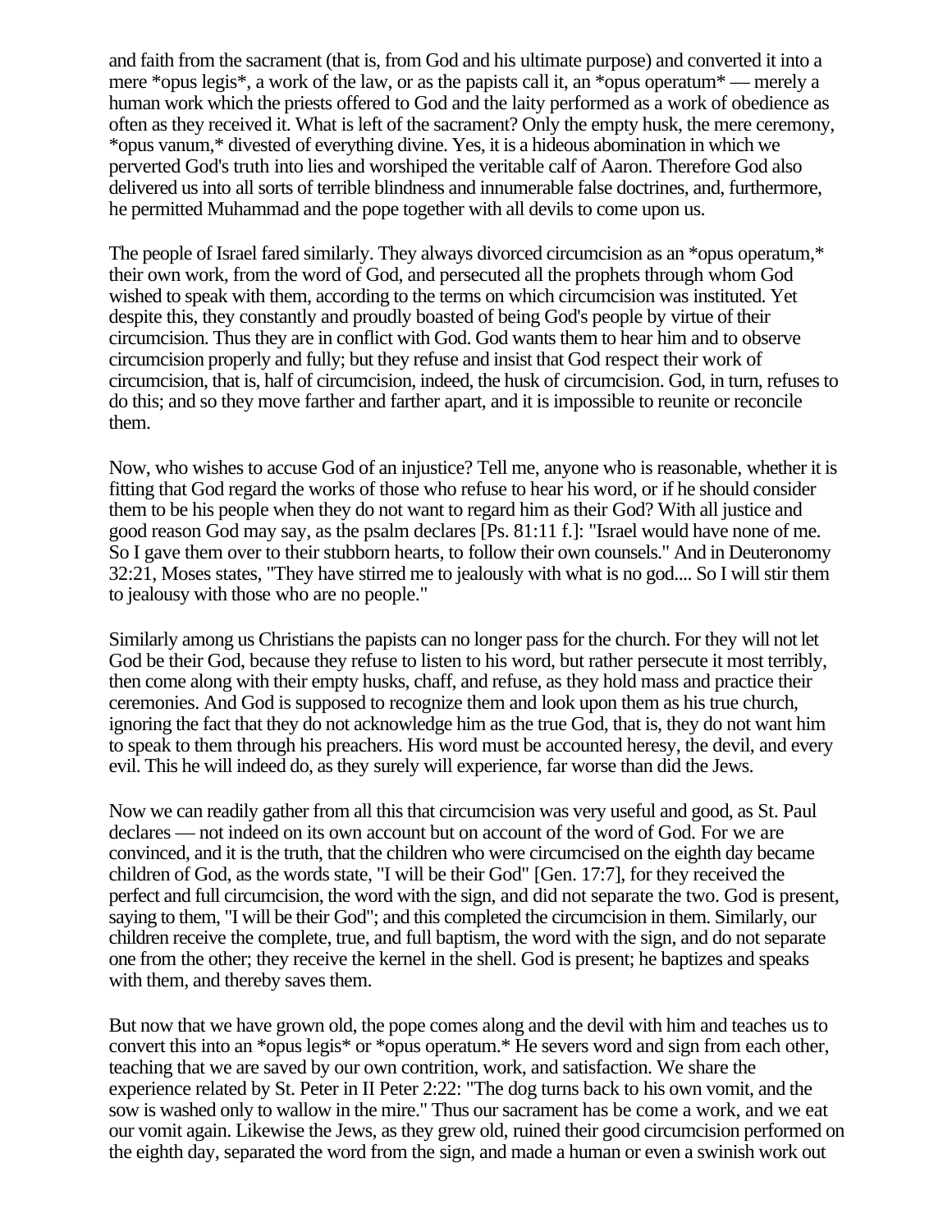and faith from the sacrament (that is, from God and his ultimate purpose) and converted it into a mere *opus legis*, a work of the law, or as the papists call it, an *opus operatum* — merely a human work which the priests offered to God and the laity performed as a work of obedience as often as they received it. What is left of the sacrament? Only the empty husk, the mere ceremony, *opus vanum,* divested of everything divine. Yes, it is a hideous abomination in which we perverted God's truth into lies and worshiped the veritable calf of Aaron. Therefore God also delivered us into all sorts of terrible blindness and innumerable false doctrines, and, furthermore, he permitted Muhammad and the pope together with all devils to come upon us.

The people of Israel fared similarly. They always divorced circumcision as an *opus operatum,* their own work, from the word of God, and persecuted all the prophets through whom God wished to speak with them, according to the terms on which circumcision was instituted. Yet despite this, they constantly and proudly boasted of being God's people by virtue of their circumcision. Thus they are in conflict with God. God wants them to hear him and to observe circumcision properly and fully; but they refuse and insist that God respect their work of circumcision, that is, half of circumcision, indeed, the husk of circumcision. God, in turn, refuses to do this; and so they move farther and farther apart, and it is impossible to reunite or reconcile them.

Now, who wishes to accuse God of an injustice? Tell me, anyone who is reasonable, whether it is fitting that God regard the works of those who refuse to hear his word, or if he should consider them to be his people when they do not want to regard him as their God? With all justice and good reason God may say, as the psalm declares [Ps. 81:11 f.]: "Israel would have none of me. So I gave them over to their stubborn hearts, to follow their own counsels." And in Deuteronomy 32:21, Moses states, "They have stirred me to jealously with what is no god.... So I will stir them to jealousy with those who are no people."

Similarly among us Christians the papists can no longer pass for the church. For they will not let God be their God, because they refuse to listen to his word, but rather persecute it most terribly, then come along with their empty husks, chaff, and refuse, as they hold mass and practice their ceremonies. And God is supposed to recognize them and look upon them as his true church, ignoring the fact that they do not acknowledge him as the true God, that is, they do not want him to speak to them through his preachers. His word must be accounted heresy, the devil, and every evil. This he will indeed do, as they surely will experience, far worse than did the Jews.

Now we can readily gather from all this that circumcision was very useful and good, as St. Paul declares — not indeed on its own account but on account of the word of God. For we are convinced, and it is the truth, that the children who were circumcised on the eighth day became children of God, as the words state, "I will be their God" [Gen. 17:7], for they received the perfect and full circumcision, the word with the sign, and did not separate the two. God is present, saying to them, "I will be their God"; and this completed the circumcision in them. Similarly, our children receive the complete, true, and full baptism, the word with the sign, and do not separate one from the other; they receive the kernel in the shell. God is present; he baptizes and speaks with them, and thereby saves them.

But now that we have grown old, the pope comes along and the devil with him and teaches us to convert this into an *opus legis* or *opus operatum.* He severs word and sign from each other, teaching that we are saved by our own contrition, work, and satisfaction. We share the experience related by St. Peter in II Peter 2:22: "The dog turns back to his own vomit, and the sow is washed only to wallow in the mire." Thus our sacrament has be come a work, and we eat our vomit again. Likewise the Jews, as they grew old, ruined their good circumcision performed on the eighth day, separated the word from the sign, and made a human or even a swinish work out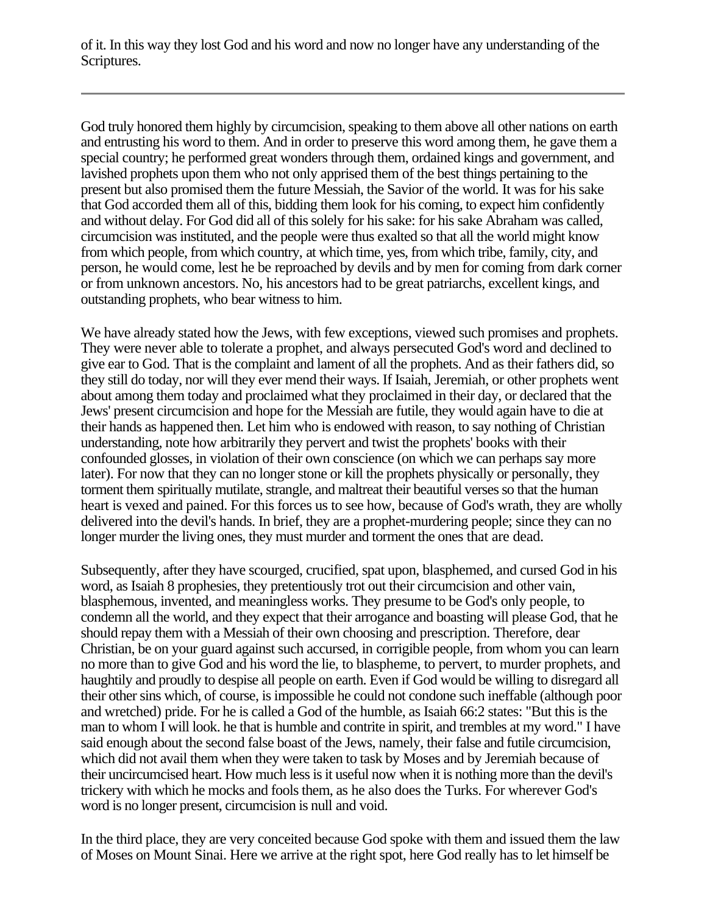of it. In this way they lost God and his word and now no longer have any understanding of the Scriptures.

---

God truly honored them highly by circumcision, speaking to them above all other nations on earth and entrusting his word to them. And in order to preserve this word among them, he gave them a special country; he performed great wonders through them, ordained kings and government, and lavished prophets upon them who not only apprised them of the best things pertaining to the present but also promised them the future Messiah, the Savior of the world. It was for his sake that God accorded them all of this, bidding them look for his coming, to expect him confidently and without delay. For God did all of this solely for his sake: for his sake Abraham was called, circumcision was instituted, and the people were thus exalted so that all the world might know from which people, from which country, at which time, yes, from which tribe, family, city, and person, he would come, lest he be reproached by devils and by men for coming from dark corner or from unknown ancestors. No, his ancestors had to be great patriarchs, excellent kings, and outstanding prophets, who bear witness to him.

We have already stated how the Jews, with few exceptions, viewed such promises and prophets. They were never able to tolerate a prophet, and always persecuted God's word and declined to give ear to God. That is the complaint and lament of all the prophets. And as their fathers did, so they still do today, nor will they ever mend their ways. If Isaiah, Jeremiah, or other prophets went about among them today and proclaimed what they proclaimed in their day, or declared that the Jews' present circumcision and hope for the Messiah are futile, they would again have to die at their hands as happened then. Let him who is endowed with reason, to say nothing of Christian understanding, note how arbitrarily they pervert and twist the prophets' books with their confounded glosses, in violation of their own conscience (on which we can perhaps say more later). For now that they can no longer stone or kill the prophets physically or personally, they torment them spiritually mutilate, strangle, and maltreat their beautiful verses so that the human heart is vexed and pained. For this forces us to see how, because of God's wrath, they are wholly delivered into the devil's hands. In brief, they are a prophet-murdering people; since they can no longer murder the living ones, they must murder and torment the ones that are dead.

Subsequently, after they have scourged, crucified, spat upon, blasphemed, and cursed God in his word, as Isaiah 8 prophesies, they pretentiously trot out their circumcision and other vain, blasphemous, invented, and meaningless works. They presume to be God's only people, to condemn all the world, and they expect that their arrogance and boasting will please God, that he should repay them with a Messiah of their own choosing and prescription. Therefore, dear Christian, be on your guard against such accursed, in corrigible people, from whom you can learn no more than to give God and his word the lie, to blaspheme, to pervert, to murder prophets, and haughtily and proudly to despise all people on earth. Even if God would be willing to disregard all their other sins which, of course, is impossible he could not condone such ineffable (although poor and wretched) pride. For he is called a God of the humble, as Isaiah 66:2 states: "But this is the man to whom I will look. he that is humble and contrite in spirit, and trembles at my word." I have said enough about the second false boast of the Jews, namely, their false and futile circumcision, which did not avail them when they were taken to task by Moses and by Jeremiah because of their uncircumcised heart. How much less is it useful now when it is nothing more than the devil's trickery with which he mocks and fools them, as he also does the Turks. For wherever God's word is no longer present, circumcision is null and void.

In the third place, they are very conceited because God spoke with them and issued them the law of Moses on Mount Sinai. Here we arrive at the right spot, here God really has to let himself be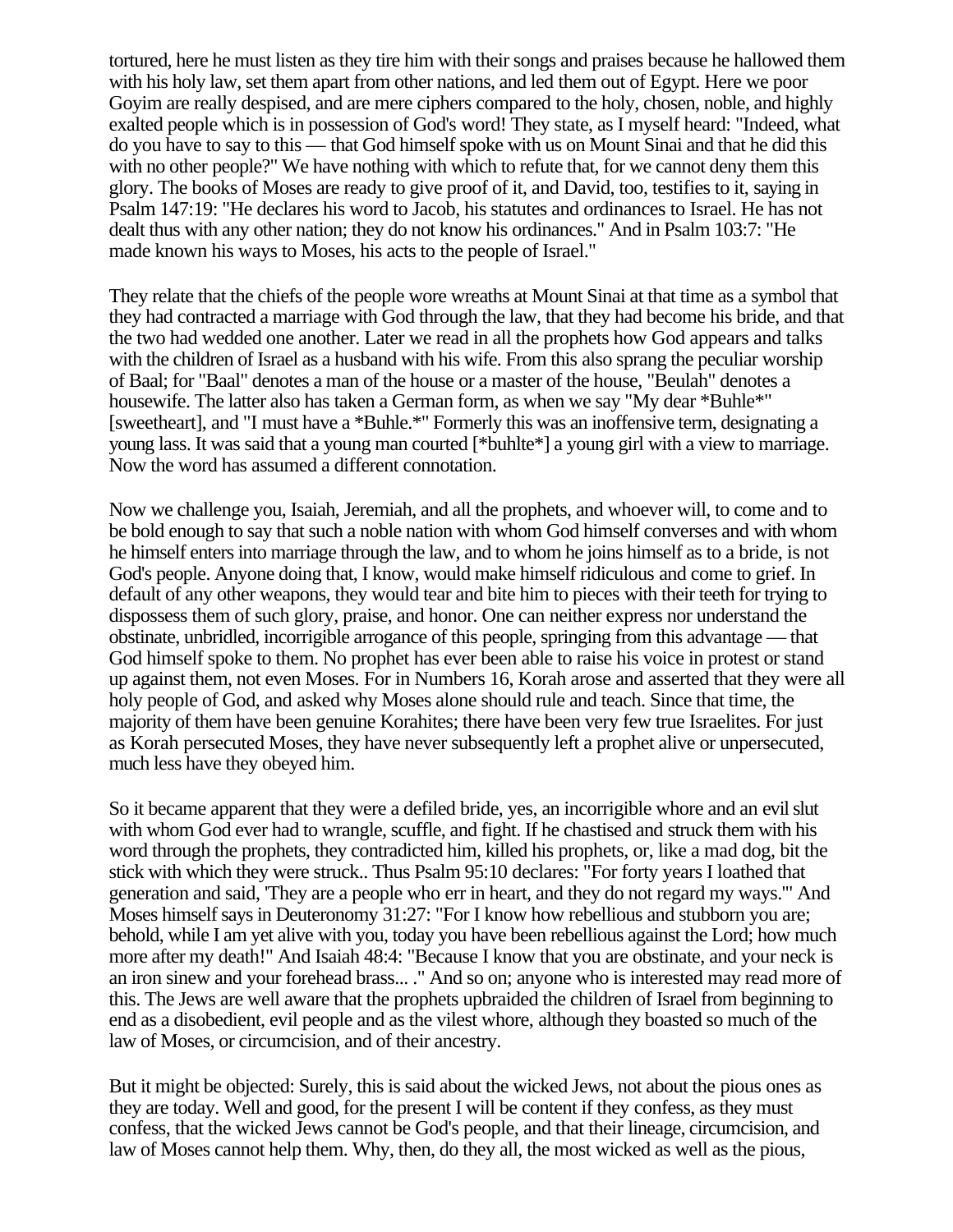tortured, here he must listen as they tire him with their songs and praises because he hallowed them with his holy law, set them apart from other nations, and led them out of Egypt. Here we poor Goyim are really despised, and are mere ciphers compared to the holy, chosen, noble, and highly exalted people which is in possession of God's word! They state, as I myself heard: "Indeed, what do you have to say to this — that God himself spoke with us on Mount Sinai and that he did this with no other people?" We have nothing with which to refute that, for we cannot deny them this glory. The books of Moses are ready to give proof of it, and David, too, testifies to it, saying in Psalm 147:19: "He declares his word to Jacob, his statutes and ordinances to Israel. He has not dealt thus with any other nation; they do not know his ordinances." And in Psalm 103:7: "He made known his ways to Moses, his acts to the people of Israel."

They relate that the chiefs of the people wore wreaths at Mount Sinai at that time as a symbol that they had contracted a marriage with God through the law, that they had become his bride, and that the two had wedded one another. Later we read in all the prophets how God appears and talks with the children of Israel as a husband with his wife. From this also sprang the peculiar worship of Baal; for "Baal" denotes a man of the house or a master of the house, "Beulah" denotes a housewife. The latter also has taken a German form, as when we say "My dear *Buhle*" [sweetheart], and "I must have a *Buhle.*" Formerly this was an inoffensive term, designating a young lass. It was said that a young man courted [*buhlte*] a young girl with a view to marriage. Now the word has assumed a different connotation.

Now we challenge you, Isaiah, Jeremiah, and all the prophets, and whoever will, to come and to be bold enough to say that such a noble nation with whom God himself converses and with whom he himself enters into marriage through the law, and to whom he joins himself as to a bride, is not God's people. Anyone doing that, I know, would make himself ridiculous and come to grief. In default of any other weapons, they would tear and bite him to pieces with their teeth for trying to dispossess them of such glory, praise, and honor. One can neither express nor understand the obstinate, unbridled, incorrigible arrogance of this people, springing from this advantage — that God himself spoke to them. No prophet has ever been able to raise his voice in protest or stand up against them, not even Moses. For in Numbers 16, Korah arose and asserted that they were all holy people of God, and asked why Moses alone should rule and teach. Since that time, the majority of them have been genuine Korahites; there have been very few true Israelites. For just as Korah persecuted Moses, they have never subsequently left a prophet alive or unpersecuted, much less have they obeyed him.

So it became apparent that they were a defiled bride, yes, an incorrigible whore and an evil slut with whom God ever had to wrangle, scuffle, and fight. If he chastised and struck them with his word through the prophets, they contradicted him, killed his prophets, or, like a mad dog, bit the stick with which they were struck.. Thus Psalm 95:10 declares: "For forty years I loathed that generation and said, 'They are a people who err in heart, and they do not regard my ways.'" And Moses himself says in Deuteronomy 31:27: "For I know how rebellious and stubborn you are; behold, while I am yet alive with you, today you have been rebellious against the Lord; how much more after my death!" And Isaiah 48:4: "Because I know that you are obstinate, and your neck is an iron sinew and your forehead brass... ." And so on; anyone who is interested may read more of this. The Jews are well aware that the prophets upbraided the children of Israel from beginning to end as a disobedient, evil people and as the vilest whore, although they boasted so much of the law of Moses, or circumcision, and of their ancestry.

But it might be objected: Surely, this is said about the wicked Jews, not about the pious ones as they are today. Well and good, for the present I will be content if they confess, as they must confess, that the wicked Jews cannot be God's people, and that their lineage, circumcision, and law of Moses cannot help them. Why, then, do they all, the most wicked as well as the pious,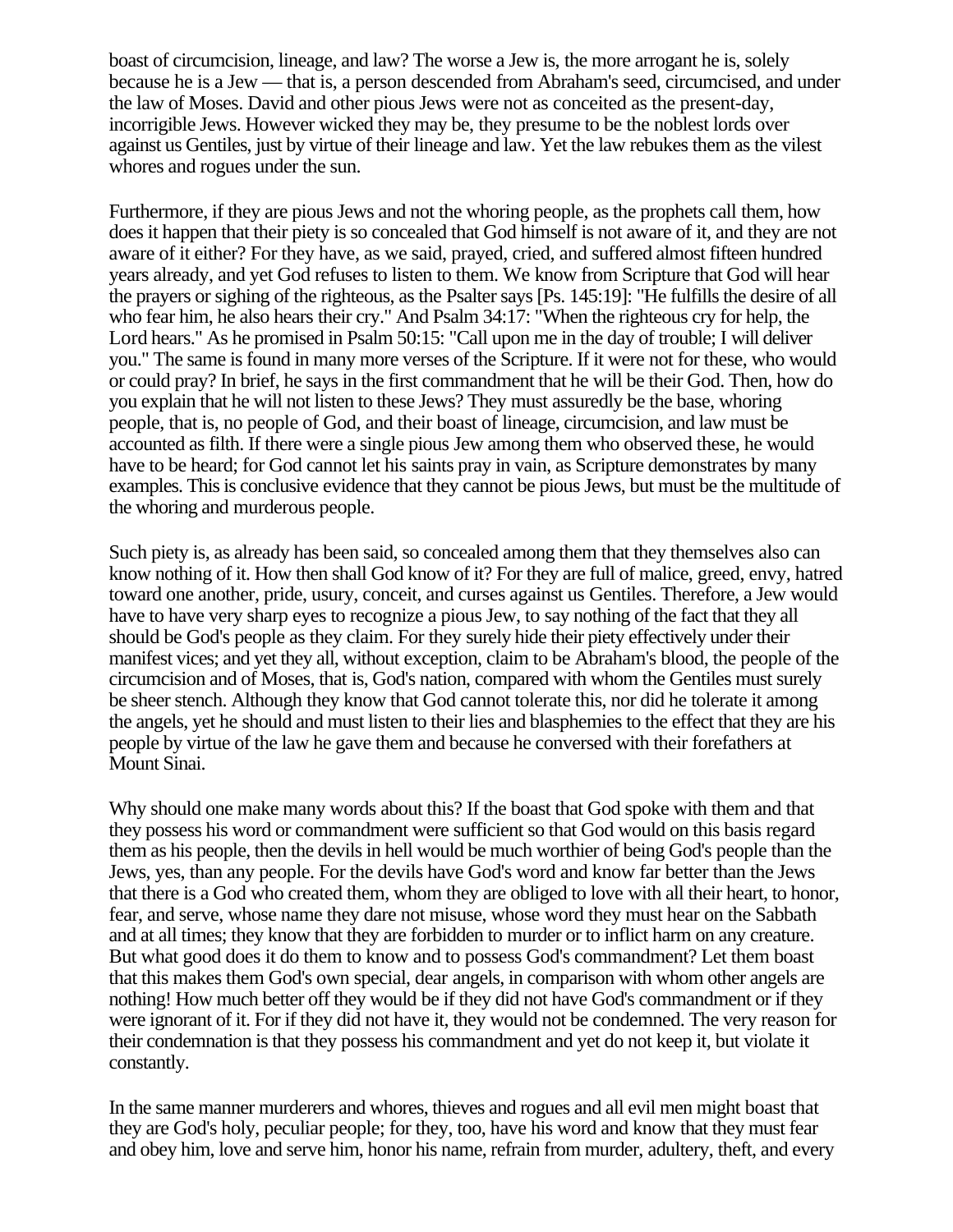boast of circumcision, lineage, and law? The worse a Jew is, the more arrogant he is, solely because he is a Jew — that is, a person descended from Abraham's seed, circumcised, and under the law of Moses. David and other pious Jews were not as conceited as the present-day, incorrigible Jews. However wicked they may be, they presume to be the noblest lords over against us Gentiles, just by virtue of their lineage and law. Yet the law rebukes them as the vilest whores and rogues under the sun.

Furthermore, if they are pious Jews and not the whoring people, as the prophets call them, how does it happen that their piety is so concealed that God himself is not aware of it, and they are not aware of it either? For they have, as we said, prayed, cried, and suffered almost fifteen hundred years already, and yet God refuses to listen to them. We know from Scripture that God will hear the prayers or sighing of the righteous, as the Psalter says [Ps. 145:19]: "He fulfills the desire of all who fear him, he also hears their cry." And Psalm 34:17: "When the righteous cry for help, the Lord hears." As he promised in Psalm 50:15: "Call upon me in the day of trouble; I will deliver you." The same is found in many more verses of the Scripture. If it were not for these, who would or could pray? In brief, he says in the first commandment that he will be their God. Then, how do you explain that he will not listen to these Jews? They must assuredly be the base, whoring people, that is, no people of God, and their boast of lineage, circumcision, and law must be accounted as filth. If there were a single pious Jew among them who observed these, he would have to be heard; for God cannot let his saints pray in vain, as Scripture demonstrates by many examples. This is conclusive evidence that they cannot be pious Jews, but must be the multitude of the whoring and murderous people.

Such piety is, as already has been said, so concealed among them that they themselves also can know nothing of it. How then shall God know of it? For they are full of malice, greed, envy, hatred toward one another, pride, usury, conceit, and curses against us Gentiles. Therefore, a Jew would have to have very sharp eyes to recognize a pious Jew, to say nothing of the fact that they all should be God's people as they claim. For they surely hide their piety effectively under their manifest vices; and yet they all, without exception, claim to be Abraham's blood, the people of the circumcision and of Moses, that is, God's nation, compared with whom the Gentiles must surely be sheer stench. Although they know that God cannot tolerate this, nor did he tolerate it among the angels, yet he should and must listen to their lies and blasphemies to the effect that they are his people by virtue of the law he gave them and because he conversed with their forefathers at Mount Sinai.

Why should one make many words about this? If the boast that God spoke with them and that they possess his word or commandment were sufficient so that God would on this basis regard them as his people, then the devils in hell would be much worthier of being God's people than the Jews, yes, than any people. For the devils have God's word and know far better than the Jews that there is a God who created them, whom they are obliged to love with all their heart, to honor, fear, and serve, whose name they dare not misuse, whose word they must hear on the Sabbath and at all times; they know that they are forbidden to murder or to inflict harm on any creature. But what good does it do them to know and to possess God's commandment? Let them boast that this makes them God's own special, dear angels, in comparison with whom other angels are nothing! How much better off they would be if they did not have God's commandment or if they were ignorant of it. For if they did not have it, they would not be condemned. The very reason for their condemnation is that they possess his commandment and yet do not keep it, but violate it constantly.

In the same manner murderers and whores, thieves and rogues and all evil men might boast that they are God's holy, peculiar people; for they, too, have his word and know that they must fear and obey him, love and serve him, honor his name, refrain from murder, adultery, theft, and every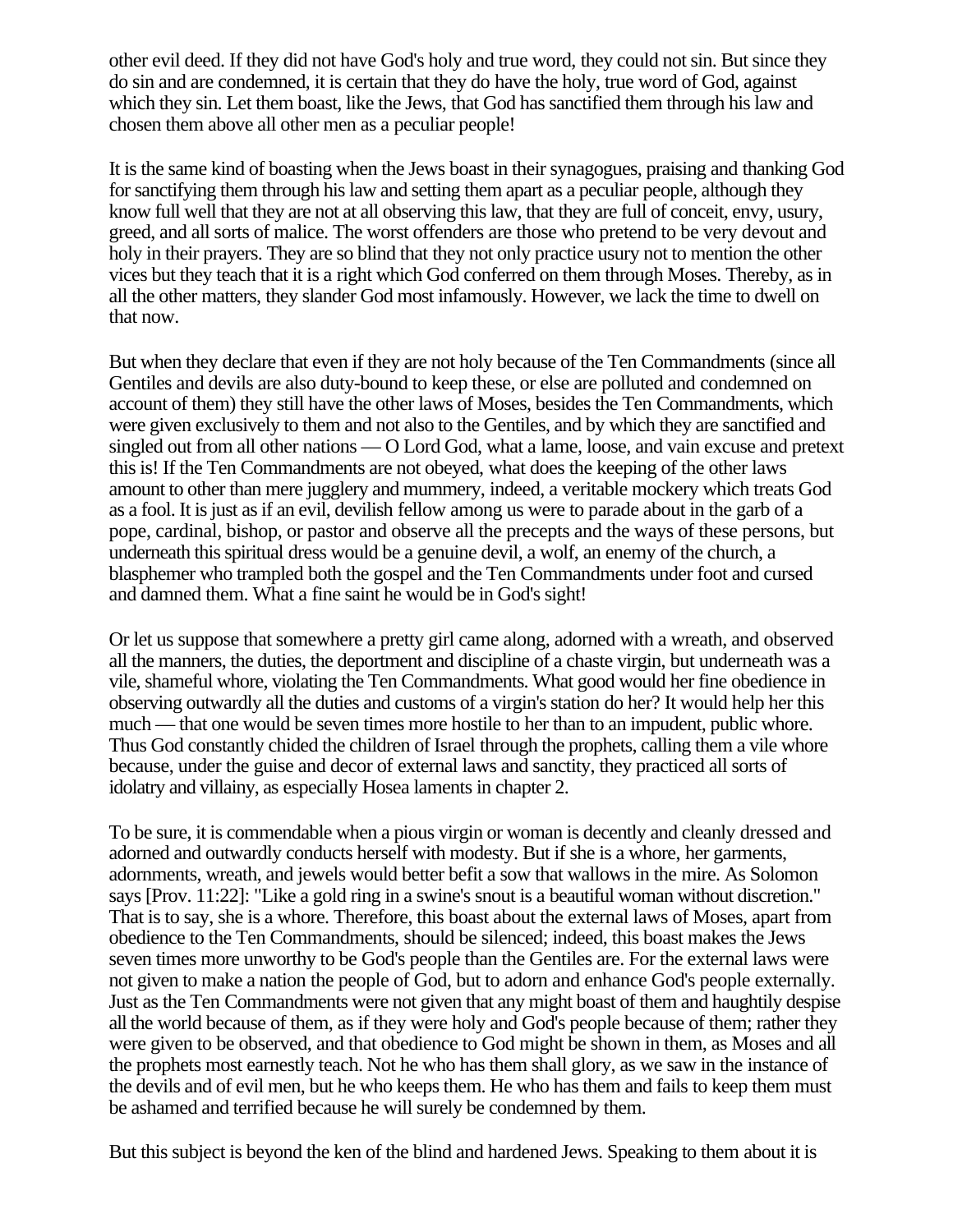other evil deed. If they did not have God's holy and true word, they could not sin. But since they do sin and are condemned, it is certain that they do have the holy, true word of God, against which they sin. Let them boast, like the Jews, that God has sanctified them through his law and chosen them above all other men as a peculiar people!

It is the same kind of boasting when the Jews boast in their synagogues, praising and thanking God for sanctifying them through his law and setting them apart as a peculiar people, although they know full well that they are not at all observing this law, that they are full of conceit, envy, usury, greed, and all sorts of malice. The worst offenders are those who pretend to be very devout and holy in their prayers. They are so blind that they not only practice usury not to mention the other vices but they teach that it is a right which God conferred on them through Moses. Thereby, as in all the other matters, they slander God most infamously. However, we lack the time to dwell on that now.

But when they declare that even if they are not holy because of the Ten Commandments (since all Gentiles and devils are also duty-bound to keep these, or else are polluted and condemned on account of them) they still have the other laws of Moses, besides the Ten Commandments, which were given exclusively to them and not also to the Gentiles, and by which they are sanctified and singled out from all other nations — O Lord God, what a lame, loose, and vain excuse and pretext this is! If the Ten Commandments are not obeyed, what does the keeping of the other laws amount to other than mere jugglery and mummery, indeed, a veritable mockery which treats God as a fool. It is just as if an evil, devilish fellow among us were to parade about in the garb of a pope, cardinal, bishop, or pastor and observe all the precepts and the ways of these persons, but underneath this spiritual dress would be a genuine devil, a wolf, an enemy of the church, a blasphemer who trampled both the gospel and the Ten Commandments under foot and cursed and damned them. What a fine saint he would be in God's sight!

Or let us suppose that somewhere a pretty girl came along, adorned with a wreath, and observed all the manners, the duties, the deportment and discipline of a chaste virgin, but underneath was a vile, shameful whore, violating the Ten Commandments. What good would her fine obedience in observing outwardly all the duties and customs of a virgin's station do her? It would help her this much — that one would be seven times more hostile to her than to an impudent, public whore. Thus God constantly chided the children of Israel through the prophets, calling them a vile whore because, under the guise and decor of external laws and sanctity, they practiced all sorts of idolatry and villainy, as especially Hosea laments in chapter 2.

To be sure, it is commendable when a pious virgin or woman is decently and cleanly dressed and adorned and outwardly conducts herself with modesty. But if she is a whore, her garments, adornments, wreath, and jewels would better befit a sow that wallows in the mire. As Solomon says [Prov. 11:22]: "Like a gold ring in a swine's snout is a beautiful woman without discretion." That is to say, she is a whore. Therefore, this boast about the external laws of Moses, apart from obedience to the Ten Commandments, should be silenced; indeed, this boast makes the Jews seven times more unworthy to be God's people than the Gentiles are. For the external laws were not given to make a nation the people of God, but to adorn and enhance God's people externally. Just as the Ten Commandments were not given that any might boast of them and haughtily despise all the world because of them, as if they were holy and God's people because of them; rather they were given to be observed, and that obedience to God might be shown in them, as Moses and all the prophets most earnestly teach. Not he who has them shall glory, as we saw in the instance of the devils and of evil men, but he who keeps them. He who has them and fails to keep them must be ashamed and terrified because he will surely be condemned by them.

But this subject is beyond the ken of the blind and hardened Jews. Speaking to them about it is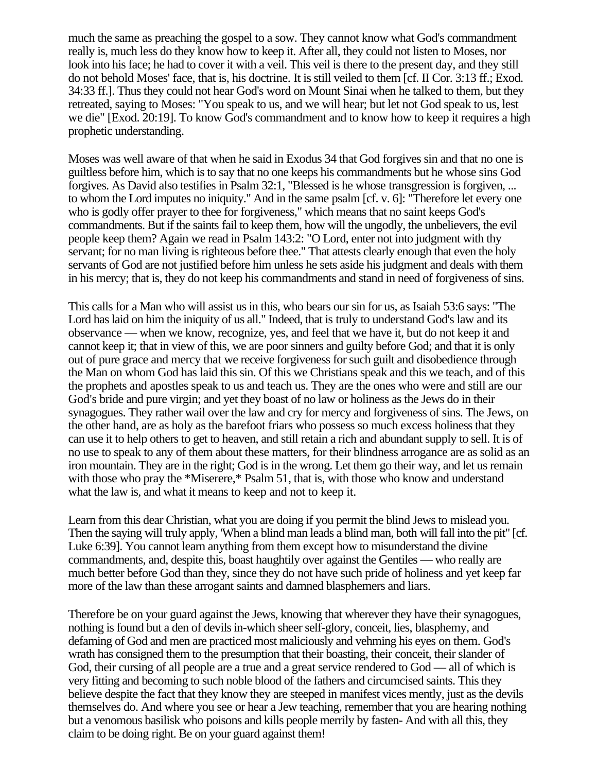much the same as preaching the gospel to a sow. They cannot know what God's commandment really is, much less do they know how to keep it. After all, they could not listen to Moses, nor look into his face; he had to cover it with a veil. This veil is there to the present day, and they still do not behold Moses' face, that is, his doctrine. It is still veiled to them [cf. II Cor. 3:13 ff.; Exod. 34:33 ff.]. Thus they could not hear God's word on Mount Sinai when he talked to them, but they retreated, saying to Moses: "You speak to us, and we will hear; but let not God speak to us, lest we die" [Exod. 20:19]. To know God's commandment and to know how to keep it requires a high prophetic understanding.

Moses was well aware of that when he said in Exodus 34 that God forgives sin and that no one is guiltless before him, which is to say that no one keeps his commandments but he whose sins God forgives. As David also testifies in Psalm 32:1, "Blessed is he whose transgression is forgiven, ... to whom the Lord imputes no iniquity." And in the same psalm [cf. v. 6]: "Therefore let every one who is godly offer prayer to thee for forgiveness," which means that no saint keeps God's commandments. But if the saints fail to keep them, how will the ungodly, the unbelievers, the evil people keep them? Again we read in Psalm 143:2: "O Lord, enter not into judgment with thy servant; for no man living is righteous before thee." That attests clearly enough that even the holy servants of God are not justified before him unless he sets aside his judgment and deals with them in his mercy; that is, they do not keep his commandments and stand in need of forgiveness of sins.

This calls for a Man who will assist us in this, who bears our sin for us, as Isaiah 53:6 says: "The Lord has laid on him the iniquity of us all." Indeed, that is truly to understand God's law and its observance — when we know, recognize, yes, and feel that we have it, but do not keep it and cannot keep it; that in view of this, we are poor sinners and guilty before God; and that it is only out of pure grace and mercy that we receive forgiveness for such guilt and disobedience through the Man on whom God has laid this sin. Of this we Christians speak and this we teach, and of this the prophets and apostles speak to us and teach us. They are the ones who were and still are our God's bride and pure virgin; and yet they boast of no law or holiness as the Jews do in their synagogues. They rather wail over the law and cry for mercy and forgiveness of sins. The Jews, on the other hand, are as holy as the barefoot friars who possess so much excess holiness that they can use it to help others to get to heaven, and still retain a rich and abundant supply to sell. It is of no use to speak to any of them about these matters, for their blindness arrogance are as solid as an iron mountain. They are in the right; God is in the wrong. Let them go their way, and let us remain with those who pray the *Miserere,* Psalm 51, that is, with those who know and understand what the law is, and what it means to keep and not to keep it.

Learn from this dear Christian, what you are doing if you permit the blind Jews to mislead you. Then the saying will truly apply, 'When a blind man leads a blind man, both will fall into the pit" [cf. Luke 6:39]. You cannot learn anything from them except how to misunderstand the divine commandments, and, despite this, boast haughtily over against the Gentiles — who really are much better before God than they, since they do not have such pride of holiness and yet keep far more of the law than these arrogant saints and damned blasphemers and liars.

Therefore be on your guard against the Jews, knowing that wherever they have their synagogues, nothing is found but a den of devils in-which sheer self-glory, conceit, lies, blasphemy, and defaming of God and men are practiced most maliciously and vehming his eyes on them. God's wrath has consigned them to the presumption that their boasting, their conceit, their slander of God, their cursing of all people are a true and a great service rendered to God — all of which is very fitting and becoming to such noble blood of the fathers and circumcised saints. This they believe despite the fact that they know they are steeped in manifest vices mently, just as the devils themselves do. And where you see or hear a Jew teaching, remember that you are hearing nothing but a venomous basilisk who poisons and kills people merrily by fasten- And with all this, they claim to be doing right. Be on your guard against them!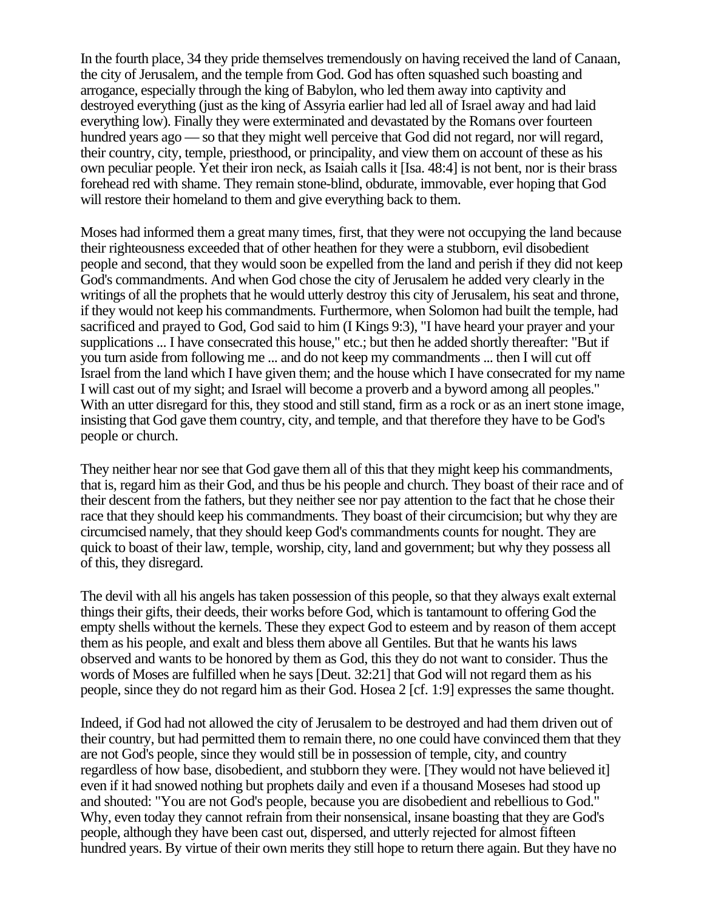In the fourth place, 34 they pride themselves tremendously on having received the land of Canaan, the city of Jerusalem, and the temple from God. God has often squashed such boasting and arrogance, especially through the king of Babylon, who led them away into captivity and destroyed everything (just as the king of Assyria earlier had led all of Israel away and had laid everything low). Finally they were exterminated and devastated by the Romans over fourteen hundred years ago — so that they might well perceive that God did not regard, nor will regard, their country, city, temple, priesthood, or principality, and view them on account of these as his own peculiar people. Yet their iron neck, as Isaiah calls it [Isa. 48:4] is not bent, nor is their brass forehead red with shame. They remain stone-blind, obdurate, immovable, ever hoping that God will restore their homeland to them and give everything back to them.

Moses had informed them a great many times, first, that they were not occupying the land because their righteousness exceeded that of other heathen for they were a stubborn, evil disobedient people and second, that they would soon be expelled from the land and perish if they did not keep God's commandments. And when God chose the city of Jerusalem he added very clearly in the writings of all the prophets that he would utterly destroy this city of Jerusalem, his seat and throne, if they would not keep his commandments. Furthermore, when Solomon had built the temple, had sacrificed and prayed to God, God said to him (I Kings 9:3), "I have heard your prayer and your supplications ... I have consecrated this house," etc.; but then he added shortly thereafter: "But if you turn aside from following me ... and do not keep my commandments ... then I will cut off Israel from the land which I have given them; and the house which I have consecrated for my name I will cast out of my sight; and Israel will become a proverb and a byword among all peoples." With an utter disregard for this, they stood and still stand, firm as a rock or as an inert stone image, insisting that God gave them country, city, and temple, and that therefore they have to be God's people or church.

They neither hear nor see that God gave them all of this that they might keep his commandments, that is, regard him as their God, and thus be his people and church. They boast of their race and of their descent from the fathers, but they neither see nor pay attention to the fact that he chose their race that they should keep his commandments. They boast of their circumcision; but why they are circumcised namely, that they should keep God's commandments counts for nought. They are quick to boast of their law, temple, worship, city, land and government; but why they possess all of this, they disregard.

The devil with all his angels has taken possession of this people, so that they always exalt external things their gifts, their deeds, their works before God, which is tantamount to offering God the empty shells without the kernels. These they expect God to esteem and by reason of them accept them as his people, and exalt and bless them above all Gentiles. But that he wants his laws observed and wants to be honored by them as God, this they do not want to consider. Thus the words of Moses are fulfilled when he says [Deut. 32:21] that God will not regard them as his people, since they do not regard him as their God. Hosea 2 [cf. 1:9] expresses the same thought.

Indeed, if God had not allowed the city of Jerusalem to be destroyed and had them driven out of their country, but had permitted them to remain there, no one could have convinced them that they are not God's people, since they would still be in possession of temple, city, and country regardless of how base, disobedient, and stubborn they were. [They would not have believed it] even if it had snowed nothing but prophets daily and even if a thousand Moseses had stood up and shouted: "You are not God's people, because you are disobedient and rebellious to God." Why, even today they cannot refrain from their nonsensical, insane boasting that they are God's people, although they have been cast out, dispersed, and utterly rejected for almost fifteen hundred years. By virtue of their own merits they still hope to return there again. But they have no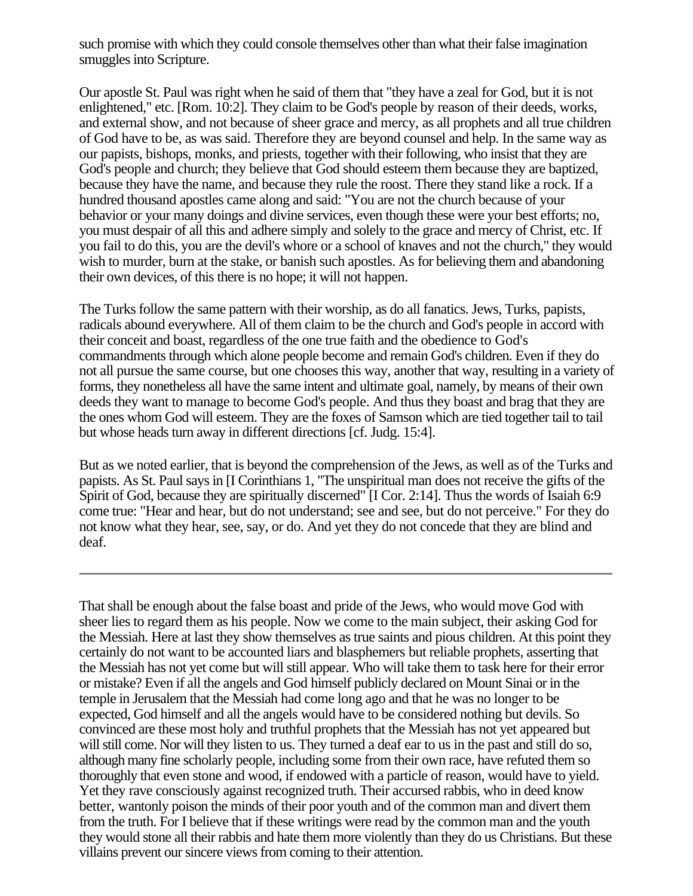such promise with which they could console themselves other than what their false imagination smuggles into Scripture.

Our apostle St. Paul was right when he said of them that "they have a zeal for God, but it is not enlightened," etc. [Rom. 10:2]. They claim to be God's people by reason of their deeds, works, and external show, and not because of sheer grace and mercy, as all prophets and all true children of God have to be, as was said. Therefore they are beyond counsel and help. In the same way as our papists, bishops, monks, and priests, together with their following, who insist that they are God's people and church; they believe that God should esteem them because they are baptized, because they have the name, and because they rule the roost. There they stand like a rock. If a hundred thousand apostles came along and said: "You are not the church because of your behavior or your many doings and divine services, even though these were your best efforts; no, you must despair of all this and adhere simply and solely to the grace and mercy of Christ, etc. If you fail to do this, you are the devil's whore or a school of knaves and not the church," they would wish to murder, burn at the stake, or banish such apostles. As for believing them and abandoning their own devices, of this there is no hope; it will not happen.

The Turks follow the same pattern with their worship, as do all fanatics. Jews, Turks, papists, radicals abound everywhere. All of them claim to be the church and God's people in accord with their conceit and boast, regardless of the one true faith and the obedience to God's commandments through which alone people become and remain God's children. Even if they do not all pursue the same course, but one chooses this way, another that way, resulting in a variety of forms, they nonetheless all have the same intent and ultimate goal, namely, by means of their own deeds they want to manage to become God's people. And thus they boast and brag that they are the ones whom God will esteem. They are the foxes of Samson which are tied together tail to tail but whose heads turn away in different directions [cf. Judg. 15:4].

But as we noted earlier, that is beyond the comprehension of the Jews, as well as of the Turks and papists. As St. Paul says in [I Corinthians 1, "The unspiritual man does not receive the gifts of the Spirit of God, because they are spiritually discerned" [I Cor. 2:14]. Thus the words of Isaiah 6:9 come true: "Hear and hear, but do not understand; see and see, but do not perceive." For they do not know what they hear, see, say, or do. And yet they do not concede that they are blind and deaf.

---

That shall be enough about the false boast and pride of the Jews, who would move God with sheer lies to regard them as his people. Now we come to the main subject, their asking God for the Messiah. Here at last they show themselves as true saints and pious children. At this point they certainly do not want to be accounted liars and blasphemers but reliable prophets, asserting that the Messiah has not yet come but will still appear. Who will take them to task here for their error or mistake? Even if all the angels and God himself publicly declared on Mount Sinai or in the temple in Jerusalem that the Messiah had come long ago and that he was no longer to be expected, God himself and all the angels would have to be considered nothing but devils. So convinced are these most holy and truthful prophets that the Messiah has not yet appeared but will still come. Nor will they listen to us. They turned a deaf ear to us in the past and still do so, although many fine scholarly people, including some from their own race, have refuted them so thoroughly that even stone and wood, if endowed with a particle of reason, would have to yield. Yet they rave consciously against recognized truth. Their accursed rabbis, who in deed know better, wantonly poison the minds of their poor youth and of the common man and divert them from the truth. For I believe that if these writings were read by the common man and the youth they would stone all their rabbis and hate them more violently than they do us Christians. But these villains prevent our sincere views from coming to their attention.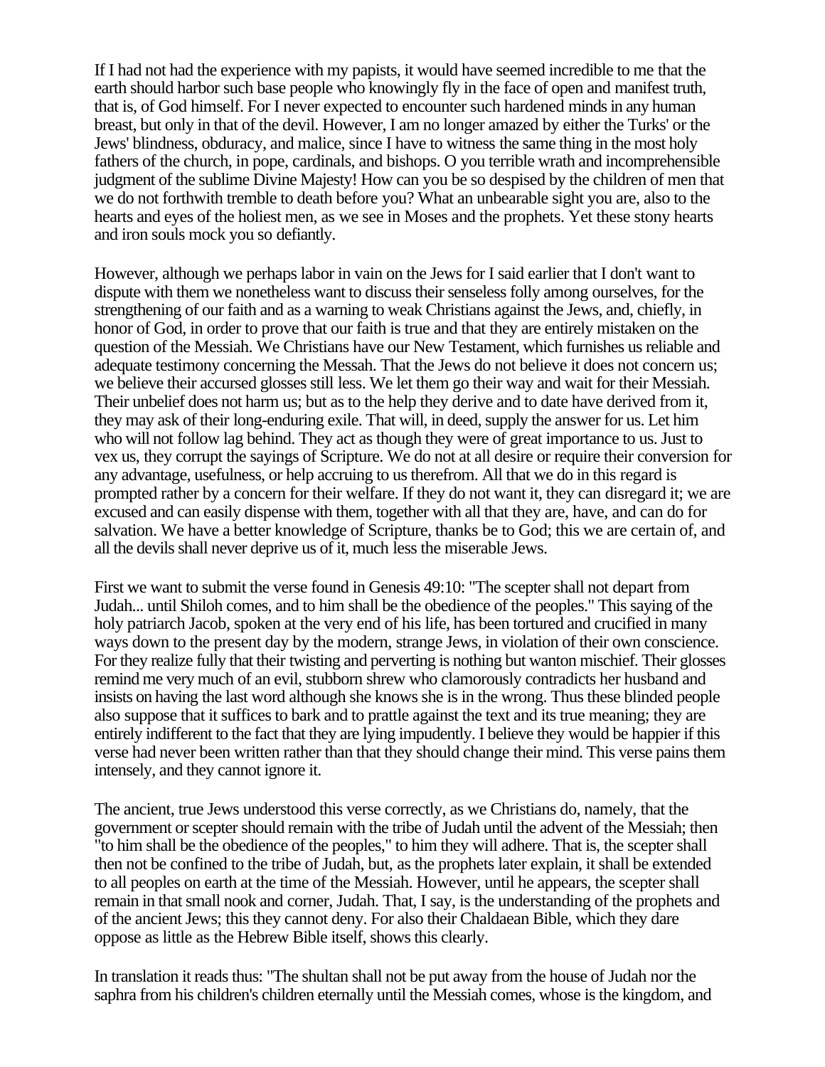If I had not had the experience with my papists, it would have seemed incredible to me that the earth should harbor such base people who knowingly fly in the face of open and manifest truth, that is, of God himself. For I never expected to encounter such hardened minds in any human breast, but only in that of the devil. However, I am no longer amazed by either the Turks' or the Jews' blindness, obduracy, and malice, since I have to witness the same thing in the most holy fathers of the church, in pope, cardinals, and bishops. O you terrible wrath and incomprehensible judgment of the sublime Divine Majesty! How can you be so despised by the children of men that we do not forthwith tremble to death before you? What an unbearable sight you are, also to the hearts and eyes of the holiest men, as we see in Moses and the prophets. Yet these stony hearts and iron souls mock you so defiantly.

However, although we perhaps labor in vain on the Jews for I said earlier that I don't want to dispute with them we nonetheless want to discuss their senseless folly among ourselves, for the strengthening of our faith and as a warning to weak Christians against the Jews, and, chiefly, in honor of God, in order to prove that our faith is true and that they are entirely mistaken on the question of the Messiah. We Christians have our New Testament, which furnishes us reliable and adequate testimony concerning the Messah. That the Jews do not believe it does not concern us; we believe their accursed glosses still less. We let them go their way and wait for their Messiah. Their unbelief does not harm us; but as to the help they derive and to date have derived from it, they may ask of their long-enduring exile. That will, in deed, supply the answer for us. Let him who will not follow lag behind. They act as though they were of great importance to us. Just to vex us, they corrupt the sayings of Scripture. We do not at all desire or require their conversion for any advantage, usefulness, or help accruing to us therefrom. All that we do in this regard is prompted rather by a concern for their welfare. If they do not want it, they can disregard it; we are excused and can easily dispense with them, together with all that they are, have, and can do for salvation. We have a better knowledge of Scripture, thanks be to God; this we are certain of, and all the devils shall never deprive us of it, much less the miserable Jews.

First we want to submit the verse found in Genesis 49:10: "The scepter shall not depart from Judah... until Shiloh comes, and to him shall be the obedience of the peoples." This saying of the holy patriarch Jacob, spoken at the very end of his life, has been tortured and crucified in many ways down to the present day by the modern, strange Jews, in violation of their own conscience. For they realize fully that their twisting and perverting is nothing but wanton mischief. Their glosses remind me very much of an evil, stubborn shrew who clamorously contradicts her husband and insists on having the last word although she knows she is in the wrong. Thus these blinded people also suppose that it suffices to bark and to prattle against the text and its true meaning; they are entirely indifferent to the fact that they are lying impudently. I believe they would be happier if this verse had never been written rather than that they should change their mind. This verse pains them intensely, and they cannot ignore it.

The ancient, true Jews understood this verse correctly, as we Christians do, namely, that the government or scepter should remain with the tribe of Judah until the advent of the Messiah; then "to him shall be the obedience of the peoples," to him they will adhere. That is, the scepter shall then not be confined to the tribe of Judah, but, as the prophets later explain, it shall be extended to all peoples on earth at the time of the Messiah. However, until he appears, the scepter shall remain in that small nook and corner, Judah. That, I say, is the understanding of the prophets and of the ancient Jews; this they cannot deny. For also their Chaldaean Bible, which they dare oppose as little as the Hebrew Bible itself, shows this clearly.

In translation it reads thus: "The shultan shall not be put away from the house of Judah nor the saphra from his children's children eternally until the Messiah comes, whose is the kingdom, and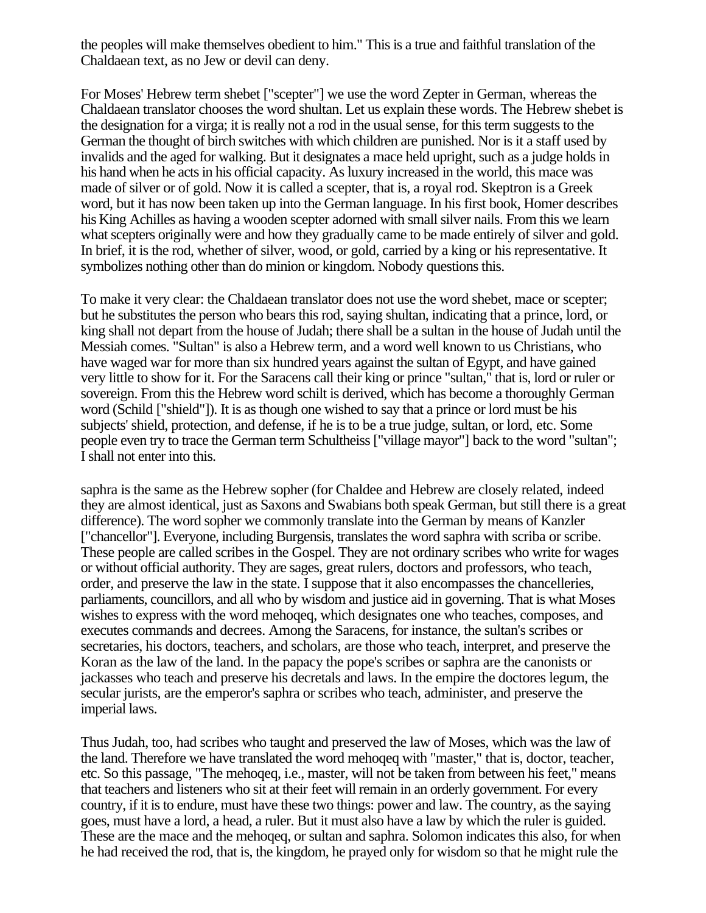the peoples will make themselves obedient to him." This is a true and faithful translation of the Chaldaean text, as no Jew or devil can deny.

For Moses' Hebrew term shebet ["scepter"] we use the word Zepter in German, whereas the Chaldaean translator chooses the word shultan. Let us explain these words. The Hebrew shebet is the designation for a virga; it is really not a rod in the usual sense, for this term suggests to the German the thought of birch switches with which children are punished. Nor is it a staff used by invalids and the aged for walking. But it designates a mace held upright, such as a judge holds in his hand when he acts in his official capacity. As luxury increased in the world, this mace was made of silver or of gold. Now it is called a scepter, that is, a royal rod. Skeptron is a Greek word, but it has now been taken up into the German language. In his first book, Homer describes his King Achilles as having a wooden scepter adorned with small silver nails. From this we learn what scepters originally were and how they gradually came to be made entirely of silver and gold. In brief, it is the rod, whether of silver, wood, or gold, carried by a king or his representative. It symbolizes nothing other than do minion or kingdom. Nobody questions this.

To make it very clear: the Chaldaean translator does not use the word shebet, mace or scepter; but he substitutes the person who bears this rod, saying shultan, indicating that a prince, lord, or king shall not depart from the house of Judah; there shall be a sultan in the house of Judah until the Messiah comes. "Sultan" is also a Hebrew term, and a word well known to us Christians, who have waged war for more than six hundred years against the sultan of Egypt, and have gained very little to show for it. For the Saracens call their king or prince "sultan," that is, lord or ruler or sovereign. From this the Hebrew word schilt is derived, which has become a thoroughly German word (Schild ["shield"]). It is as though one wished to say that a prince or lord must be his subjects' shield, protection, and defense, if he is to be a true judge, sultan, or lord, etc. Some people even try to trace the German term Schultheiss ["village mayor"] back to the word "sultan"; I shall not enter into this.

saphra is the same as the Hebrew sopher (for Chaldee and Hebrew are closely related, indeed they are almost identical, just as Saxons and Swabians both speak German, but still there is a great difference). The word sopher we commonly translate into the German by means of Kanzler ["chancellor"]. Everyone, including Burgensis, translates the word saphra with scriba or scribe. These people are called scribes in the Gospel. They are not ordinary scribes who write for wages or without official authority. They are sages, great rulers, doctors and professors, who teach, order, and preserve the law in the state. I suppose that it also encompasses the chancelleries, parliaments, councillors, and all who by wisdom and justice aid in governing. That is what Moses wishes to express with the word mehoqeq, which designates one who teaches, composes, and executes commands and decrees. Among the Saracens, for instance, the sultan's scribes or secretaries, his doctors, teachers, and scholars, are those who teach, interpret, and preserve the Koran as the law of the land. In the papacy the pope's scribes or saphra are the canonists or jackasses who teach and preserve his decretals and laws. In the empire the doctores legum, the secular jurists, are the emperor's saphra or scribes who teach, administer, and preserve the imperial laws.

Thus Judah, too, had scribes who taught and preserved the law of Moses, which was the law of the land. Therefore we have translated the word mehoqeq with "master," that is, doctor, teacher, etc. So this passage, "The mehoqeq, i.e., master, will not be taken from between his feet," means that teachers and listeners who sit at their feet will remain in an orderly government. For every country, if it is to endure, must have these two things: power and law. The country, as the saying goes, must have a lord, a head, a ruler. But it must also have a law by which the ruler is guided. These are the mace and the mehoqeq, or sultan and saphra. Solomon indicates this also, for when he had received the rod, that is, the kingdom, he prayed only for wisdom so that he might rule the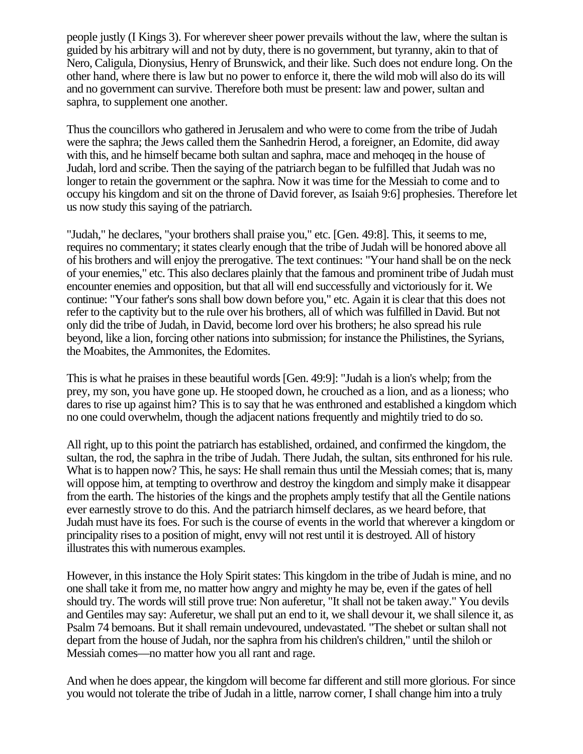people justly (I Kings 3). For wherever sheer power prevails without the law, where the sultan is guided by his arbitrary will and not by duty, there is no government, but tyranny, akin to that of Nero, Caligula, Dionysius, Henry of Brunswick, and their like. Such does not endure long. On the other hand, where there is law but no power to enforce it, there the wild mob will also do its will and no government can survive. Therefore both must be present: law and power, sultan and saphra, to supplement one another.

Thus the councillors who gathered in Jerusalem and who were to come from the tribe of Judah were the saphra; the Jews called them the Sanhedrin Herod, a foreigner, an Edomite, did away with this, and he himself became both sultan and saphra, mace and mehoqeq in the house of Judah, lord and scribe. Then the saying of the patriarch began to be fulfilled that Judah was no longer to retain the government or the saphra. Now it was time for the Messiah to come and to occupy his kingdom and sit on the throne of David forever, as Isaiah 9:6] prophesies. Therefore let us now study this saying of the patriarch.

"Judah," he declares, "your brothers shall praise you," etc. [Gen. 49:8]. This, it seems to me, requires no commentary; it states clearly enough that the tribe of Judah will be honored above all of his brothers and will enjoy the prerogative. The text continues: "Your hand shall be on the neck of your enemies," etc. This also declares plainly that the famous and prominent tribe of Judah must encounter enemies and opposition, but that all will end successfully and victoriously for it. We continue: "Your father's sons shall bow down before you," etc. Again it is clear that this does not refer to the captivity but to the rule over his brothers, all of which was fulfilled in David. But not only did the tribe of Judah, in David, become lord over his brothers; he also spread his rule beyond, like a lion, forcing other nations into submission; for instance the Philistines, the Syrians, the Moabites, the Ammonites, the Edomites.

This is what he praises in these beautiful words [Gen. 49:9]: "Judah is a lion's whelp; from the prey, my son, you have gone up. He stooped down, he crouched as a lion, and as a lioness; who dares to rise up against him? This is to say that he was enthroned and established a kingdom which no one could overwhelm, though the adjacent nations frequently and mightily tried to do so.

All right, up to this point the patriarch has established, ordained, and confirmed the kingdom, the sultan, the rod, the saphra in the tribe of Judah. There Judah, the sultan, sits enthroned for his rule. What is to happen now? This, he says: He shall remain thus until the Messiah comes; that is, many will oppose him, at tempting to overthrow and destroy the kingdom and simply make it disappear from the earth. The histories of the kings and the prophets amply testify that all the Gentile nations ever earnestly strove to do this. And the patriarch himself declares, as we heard before, that Judah must have its foes. For such is the course of events in the world that wherever a kingdom or principality rises to a position of might, envy will not rest until it is destroyed. All of history illustrates this with numerous examples.

However, in this instance the Holy Spirit states: This kingdom in the tribe of Judah is mine, and no one shall take it from me, no matter how angry and mighty he may be, even if the gates of hell should try. The words will still prove true: Non auferetur, "It shall not be taken away." You devils and Gentiles may say: Auferetur, we shall put an end to it, we shall devour it, we shall silence it, as Psalm 74 bemoans. But it shall remain undevoured, undevastated. "The shebet or sultan shall not depart from the house of Judah, nor the saphra from his children's children," until the shiloh or Messiah comes—no matter how you all rant and rage.

And when he does appear, the kingdom will become far different and still more glorious. For since you would not tolerate the tribe of Judah in a little, narrow corner, I shall change him into a truly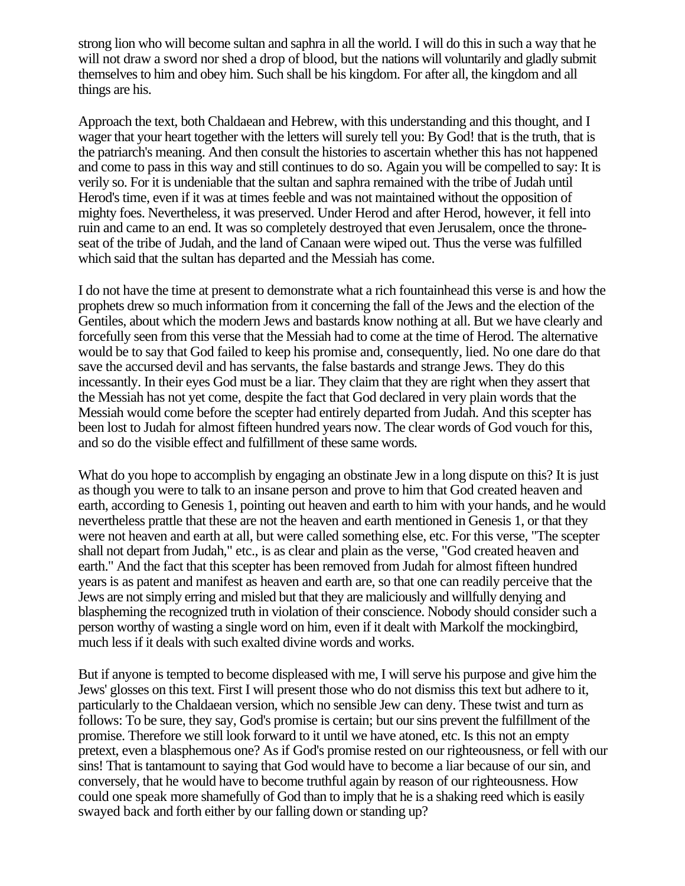strong lion who will become sultan and saphra in all the world. I will do this in such a way that he will not draw a sword nor shed a drop of blood, but the nations will voluntarily and gladly submit themselves to him and obey him. Such shall be his kingdom. For after all, the kingdom and all things are his.

Approach the text, both Chaldaean and Hebrew, with this understanding and this thought, and I wager that your heart together with the letters will surely tell you: By God! that is the truth, that is the patriarch's meaning. And then consult the histories to ascertain whether this has not happened and come to pass in this way and still continues to do so. Again you will be compelled to say: It is verily so. For it is undeniable that the sultan and saphra remained with the tribe of Judah until Herod's time, even if it was at times feeble and was not maintained without the opposition of mighty foes. Nevertheless, it was preserved. Under Herod and after Herod, however, it fell into ruin and came to an end. It was so completely destroyed that even Jerusalem, once the throne-seat of the tribe of Judah, and the land of Canaan were wiped out. Thus the verse was fulfilled which said that the sultan has departed and the Messiah has come.

I do not have the time at present to demonstrate what a rich fountainhead this verse is and how the prophets drew so much information from it concerning the fall of the Jews and the election of the Gentiles, about which the modern Jews and bastards know nothing at all. But we have clearly and forcefully seen from this verse that the Messiah had to come at the time of Herod. The alternative would be to say that God failed to keep his promise and, consequently, lied. No one dare do that save the accursed devil and his servants, the false bastards and strange Jews. They do this incessantly. In their eyes God must be a liar. They claim that they are right when they assert that the Messiah has not yet come, despite the fact that God declared in very plain words that the Messiah would come before the scepter had entirely departed from Judah. And this scepter has been lost to Judah for almost fifteen hundred years now. The clear words of God vouch for this, and so do the visible effect and fulfillment of these same words.

What do you hope to accomplish by engaging an obstinate Jew in a long dispute on this? It is just as though you were to talk to an insane person and prove to him that God created heaven and earth, according to Genesis 1, pointing out heaven and earth to him with your hands, and he would nevertheless prattle that these are not the heaven and earth mentioned in Genesis 1, or that they were not heaven and earth at all, but were called something else, etc. For this verse, "The scepter shall not depart from Judah," etc., is as clear and plain as the verse, "God created heaven and earth." And the fact that this scepter has been removed from Judah for almost fifteen hundred years is as patent and manifest as heaven and earth are, so that one can readily perceive that the Jews are not simply erring and misled but that they are maliciously and willfully denying and blaspheming the recognized truth in violation of their conscience. Nobody should consider such a person worthy of wasting a single word on him, even if it dealt with Markolf the mockingbird, much less if it deals with such exalted divine words and works.

But if anyone is tempted to become displeased with me, I will serve his purpose and give him the Jews' glosses on this text. First I will present those who do not dismiss this text but adhere to it, particularly to the Chaldaean version, which no sensible Jew can deny. These twist and turn as follows: To be sure, they say, God's promise is certain; but our sins prevent the fulfillment of the promise. Therefore we still look forward to it until we have atoned, etc. Is this not an empty pretext, even a blasphemous one? As if God's promise rested on our righteousness, or fell with our sins! That is tantamount to saying that God would have to become a liar because of our sin, and conversely, that he would have to become truthful again by reason of our righteousness. How could one speak more shamefully of God than to imply that he is a shaking reed which is easily swayed back and forth either by our falling down or standing up?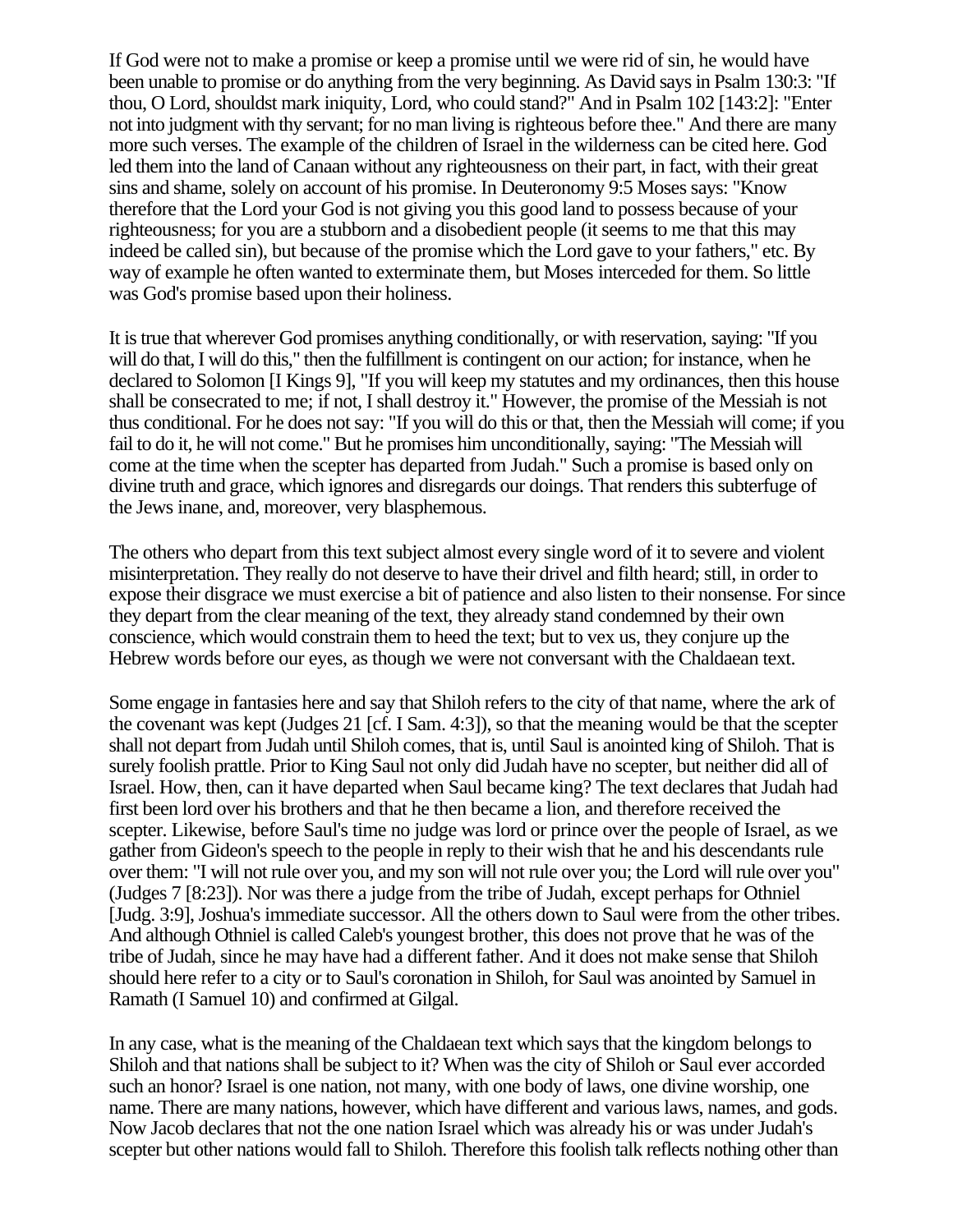If God were not to make a promise or keep a promise until we were rid of sin, he would have been unable to promise or do anything from the very beginning. As David says in Psalm 130:3: "If thou, O Lord, shouldst mark iniquity, Lord, who could stand?" And in Psalm 102 [143:2]: "Enter not into judgment with thy servant; for no man living is righteous before thee." And there are many more such verses. The example of the children of Israel in the wilderness can be cited here. God led them into the land of Canaan without any righteousness on their part, in fact, with their great sins and shame, solely on account of his promise. In Deuteronomy 9:5 Moses says: "Know therefore that the Lord your God is not giving you this good land to possess because of your righteousness; for you are a stubborn and a disobedient people (it seems to me that this may indeed be called sin), but because of the promise which the Lord gave to your fathers," etc. By way of example he often wanted to exterminate them, but Moses interceded for them. So little was God's promise based upon their holiness.

It is true that wherever God promises anything conditionally, or with reservation, saying: "If you will do that, I will do this," then the fulfillment is contingent on our action; for instance, when he declared to Solomon [I Kings 9], "If you will keep my statutes and my ordinances, then this house shall be consecrated to me; if not, I shall destroy it." However, the promise of the Messiah is not thus conditional. For he does not say: "If you will do this or that, then the Messiah will come; if you fail to do it, he will not come." But he promises him unconditionally, saying: "The Messiah will come at the time when the scepter has departed from Judah." Such a promise is based only on divine truth and grace, which ignores and disregards our doings. That renders this subterfuge of the Jews inane, and, moreover, very blasphemous.

The others who depart from this text subject almost every single word of it to severe and violent misinterpretation. They really do not deserve to have their drivel and filth heard; still, in order to expose their disgrace we must exercise a bit of patience and also listen to their nonsense. For since they depart from the clear meaning of the text, they already stand condemned by their own conscience, which would constrain them to heed the text; but to vex us, they conjure up the Hebrew words before our eyes, as though we were not conversant with the Chaldaean text.

Some engage in fantasies here and say that Shiloh refers to the city of that name, where the ark of the covenant was kept (Judges 21 [cf. I Sam. 4:3]), so that the meaning would be that the scepter shall not depart from Judah until Shiloh comes, that is, until Saul is anointed king of Shiloh. That is surely foolish prattle. Prior to King Saul not only did Judah have no scepter, but neither did all of Israel. How, then, can it have departed when Saul became king? The text declares that Judah had first been lord over his brothers and that he then became a lion, and therefore received the scepter. Likewise, before Saul's time no judge was lord or prince over the people of Israel, as we gather from Gideon's speech to the people in reply to their wish that he and his descendants rule over them: "I will not rule over you, and my son will not rule over you; the Lord will rule over you" (Judges 7 [8:23]). Nor was there a judge from the tribe of Judah, except perhaps for Othniel [Judg. 3:9], Joshua's immediate successor. All the others down to Saul were from the other tribes. And although Othniel is called Caleb's youngest brother, this does not prove that he was of the tribe of Judah, since he may have had a different father. And it does not make sense that Shiloh should here refer to a city or to Saul's coronation in Shiloh, for Saul was anointed by Samuel in Ramath (I Samuel 10) and confirmed at Gilgal.

In any case, what is the meaning of the Chaldaean text which says that the kingdom belongs to Shiloh and that nations shall be subject to it? When was the city of Shiloh or Saul ever accorded such an honor? Israel is one nation, not many, with one body of laws, one divine worship, one name. There are many nations, however, which have different and various laws, names, and gods. Now Jacob declares that not the one nation Israel which was already his or was under Judah's scepter but other nations would fall to Shiloh. Therefore this foolish talk reflects nothing other than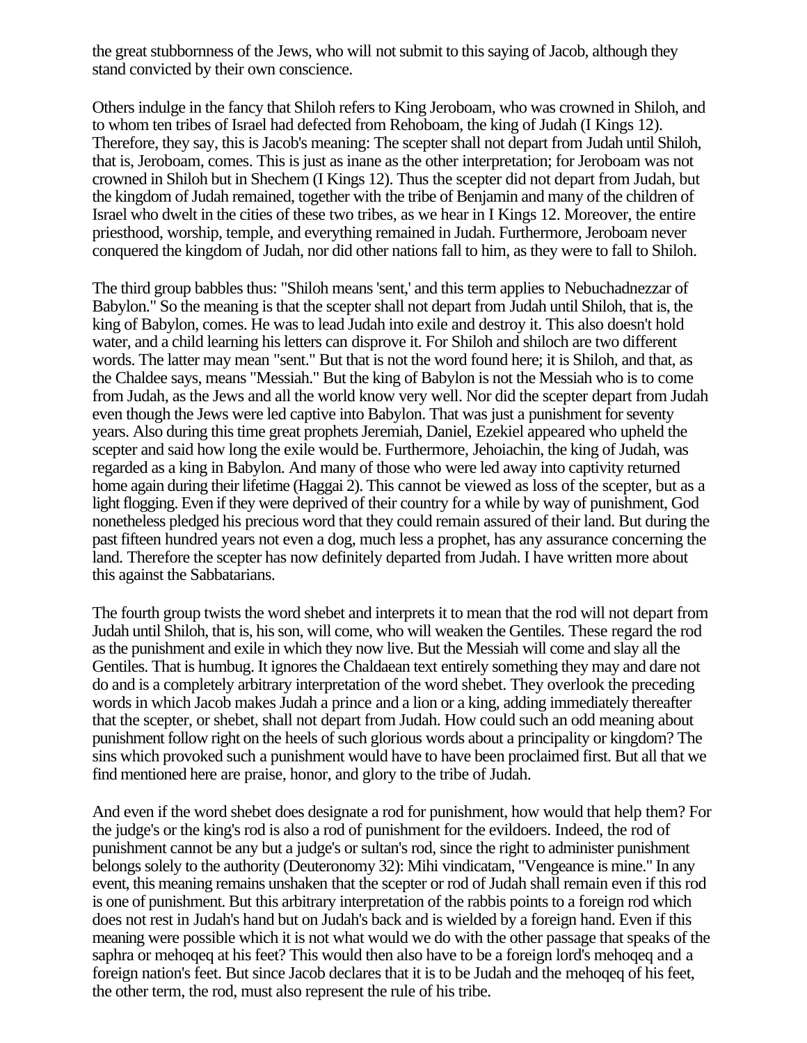the great stubbornness of the Jews, who will not submit to this saying of Jacob, although they stand convicted by their own conscience.

Others indulge in the fancy that Shiloh refers to King Jeroboam, who was crowned in Shiloh, and to whom ten tribes of Israel had defected from Rehoboam, the king of Judah (I Kings 12). Therefore, they say, this is Jacob's meaning: The scepter shall not depart from Judah until Shiloh, that is, Jeroboam, comes. This is just as inane as the other interpretation; for Jeroboam was not crowned in Shiloh but in Shechem (I Kings 12). Thus the scepter did not depart from Judah, but the kingdom of Judah remained, together with the tribe of Benjamin and many of the children of Israel who dwelt in the cities of these two tribes, as we hear in I Kings 12. Moreover, the entire priesthood, worship, temple, and everything remained in Judah. Furthermore, Jeroboam never conquered the kingdom of Judah, nor did other nations fall to him, as they were to fall to Shiloh.

The third group babbles thus: "Shiloh means 'sent,' and this term applies to Nebuchadnezzar of Babylon." So the meaning is that the scepter shall not depart from Judah until Shiloh, that is, the king of Babylon, comes. He was to lead Judah into exile and destroy it. This also doesn't hold water, and a child learning his letters can disprove it. For Shiloh and shiloch are two different words. The latter may mean "sent." But that is not the word found here; it is Shiloh, and that, as the Chaldee says, means "Messiah." But the king of Babylon is not the Messiah who is to come from Judah, as the Jews and all the world know very well. Nor did the scepter depart from Judah even though the Jews were led captive into Babylon. That was just a punishment for seventy years. Also during this time great prophets Jeremiah, Daniel, Ezekiel appeared who upheld the scepter and said how long the exile would be. Furthermore, Jehoiachin, the king of Judah, was regarded as a king in Babylon. And many of those who were led away into captivity returned home again during their lifetime (Haggai 2). This cannot be viewed as loss of the scepter, but as a light flogging. Even if they were deprived of their country for a while by way of punishment, God nonetheless pledged his precious word that they could remain assured of their land. But during the past fifteen hundred years not even a dog, much less a prophet, has any assurance concerning the land. Therefore the scepter has now definitely departed from Judah. I have written more about this against the Sabbatarians.

The fourth group twists the word shebet and interprets it to mean that the rod will not depart from Judah until Shiloh, that is, his son, will come, who will weaken the Gentiles. These regard the rod as the punishment and exile in which they now live. But the Messiah will come and slay all the Gentiles. That is humbug. It ignores the Chaldaean text entirely something they may and dare not do and is a completely arbitrary interpretation of the word shebet. They overlook the preceding words in which Jacob makes Judah a prince and a lion or a king, adding immediately thereafter that the scepter, or shebet, shall not depart from Judah. How could such an odd meaning about punishment follow right on the heels of such glorious words about a principality or kingdom? The sins which provoked such a punishment would have to have been proclaimed first. But all that we find mentioned here are praise, honor, and glory to the tribe of Judah.

And even if the word shebet does designate a rod for punishment, how would that help them? For the judge's or the king's rod is also a rod of punishment for the evildoers. Indeed, the rod of punishment cannot be any but a judge's or sultan's rod, since the right to administer punishment belongs solely to the authority (Deuteronomy 32): Mihi vindicatam, "Vengeance is mine." In any event, this meaning remains unshaken that the scepter or rod of Judah shall remain even if this rod is one of punishment. But this arbitrary interpretation of the rabbis points to a foreign rod which does not rest in Judah's hand but on Judah's back and is wielded by a foreign hand. Even if this meaning were possible which it is not what would we do with the other passage that speaks of the saphra or mehoqeq at his feet? This would then also have to be a foreign lord's mehoqeq and a foreign nation's feet. But since Jacob declares that it is to be Judah and the mehoqeq of his feet, the other term, the rod, must also represent the rule of his tribe.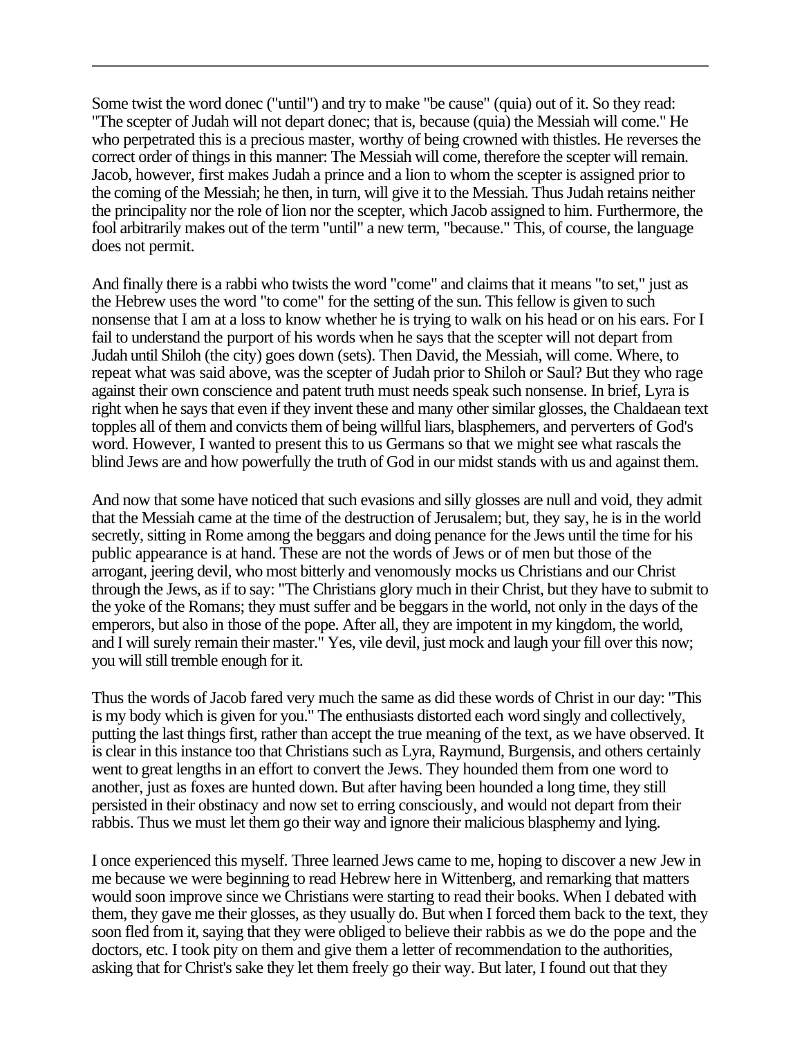Some twist the word donec ("until") and try to make "be cause" (quia) out of it. So they read: "The scepter of Judah will not depart donec; that is, because (quia) the Messiah will come." He who perpetrated this is a precious master, worthy of being crowned with thistles. He reverses the correct order of things in this manner: The Messiah will come, therefore the scepter will remain. Jacob, however, first makes Judah a prince and a lion to whom the scepter is assigned prior to the coming of the Messiah; he then, in turn, will give it to the Messiah. Thus Judah retains neither the principality nor the role of lion nor the scepter, which Jacob assigned to him. Furthermore, the fool arbitrarily makes out of the term "until" a new term, "because." This, of course, the language does not permit.

And finally there is a rabbi who twists the word "come" and claims that it means "to set," just as the Hebrew uses the word "to come" for the setting of the sun. This fellow is given to such nonsense that I am at a loss to know whether he is trying to walk on his head or on his ears. For I fail to understand the purport of his words when he says that the scepter will not depart from Judah until Shiloh (the city) goes down (sets). Then David, the Messiah, will come. Where, to repeat what was said above, was the scepter of Judah prior to Shiloh or Saul? But they who rage against their own conscience and patent truth must needs speak such nonsense. In brief, Lyra is right when he says that even if they invent these and many other similar glosses, the Chaldaean text topples all of them and convicts them of being willful liars, blasphemers, and perverters of God's word. However, I wanted to present this to us Germans so that we might see what rascals the blind Jews are and how powerfully the truth of God in our midst stands with us and against them.

And now that some have noticed that such evasions and silly glosses are null and void, they admit that the Messiah came at the time of the destruction of Jerusalem; but, they say, he is in the world secretly, sitting in Rome among the beggars and doing penance for the Jews until the time for his public appearance is at hand. These are not the words of Jews or of men but those of the arrogant, jeering devil, who most bitterly and venomously mocks us Christians and our Christ through the Jews, as if to say: "The Christians glory much in their Christ, but they have to submit to the yoke of the Romans; they must suffer and be beggars in the world, not only in the days of the emperors, but also in those of the pope. After all, they are impotent in my kingdom, the world, and I will surely remain their master." Yes, vile devil, just mock and laugh your fill over this now; you will still tremble enough for it.

Thus the words of Jacob fared very much the same as did these words of Christ in our day: "This is my body which is given for you." The enthusiasts distorted each word singly and collectively, putting the last things first, rather than accept the true meaning of the text, as we have observed. It is clear in this instance too that Christians such as Lyra, Raymund, Burgensis, and others certainly went to great lengths in an effort to convert the Jews. They hounded them from one word to another, just as foxes are hunted down. But after having been hounded a long time, they still persisted in their obstinacy and now set to erring consciously, and would not depart from their rabbis. Thus we must let them go their way and ignore their malicious blasphemy and lying.

I once experienced this myself. Three learned Jews came to me, hoping to discover a new Jew in me because we were beginning to read Hebrew here in Wittenberg, and remarking that matters would soon improve since we Christians were starting to read their books. When I debated with them, they gave me their glosses, as they usually do. But when I forced them back to the text, they soon fled from it, saying that they were obliged to believe their rabbis as we do the pope and the doctors, etc. I took pity on them and give them a letter of recommendation to the authorities, asking that for Christ's sake they let them freely go their way. But later, I found out that they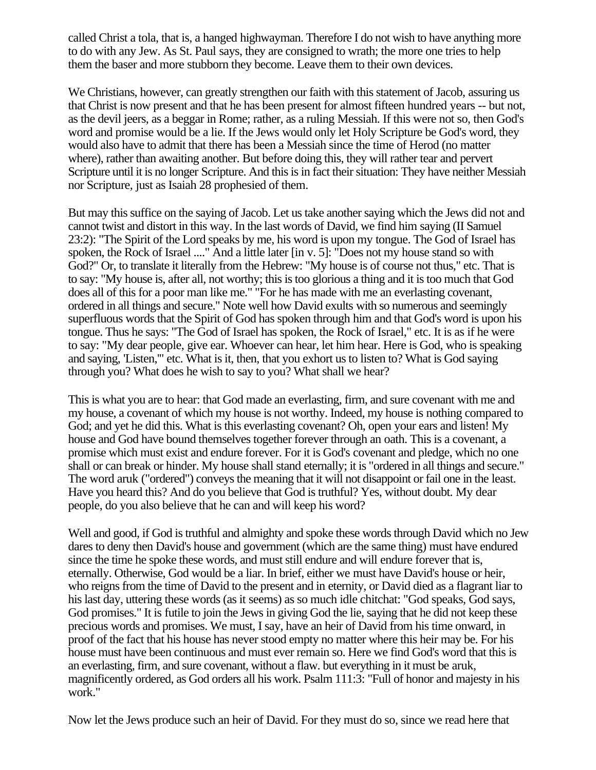called Christ a tola, that is, a hanged highwayman. Therefore I do not wish to have anything more to do with any Jew. As St. Paul says, they are consigned to wrath; the more one tries to help them the baser and more stubborn they become. Leave them to their own devices.

We Christians, however, can greatly strengthen our faith with this statement of Jacob, assuring us that Christ is now present and that he has been present for almost fifteen hundred years -- but not, as the devil jeers, as a beggar in Rome; rather, as a ruling Messiah. If this were not so, then God's word and promise would be a lie. If the Jews would only let Holy Scripture be God's word, they would also have to admit that there has been a Messiah since the time of Herod (no matter where), rather than awaiting another. But before doing this, they will rather tear and pervert Scripture until it is no longer Scripture. And this is in fact their situation: They have neither Messiah nor Scripture, just as Isaiah 28 prophesied of them.

But may this suffice on the saying of Jacob. Let us take another saying which the Jews did not and cannot twist and distort in this way. In the last words of David, we find him saying (II Samuel 23:2): "The Spirit of the Lord speaks by me, his word is upon my tongue. The God of Israel has spoken, the Rock of Israel ...." And a little later [in v. 5]: "Does not my house stand so with God?" Or, to translate it literally from the Hebrew: "My house is of course not thus," etc. That is to say: "My house is, after all, not worthy; this is too glorious a thing and it is too much that God does all of this for a poor man like me." "For he has made with me an everlasting covenant, ordered in all things and secure." Note well how David exults with so numerous and seemingly superfluous words that the Spirit of God has spoken through him and that God's word is upon his tongue. Thus he says: "The God of Israel has spoken, the Rock of Israel," etc. It is as if he were to say: "My dear people, give ear. Whoever can hear, let him hear. Here is God, who is speaking and saying, 'Listen,'" etc. What is it, then, that you exhort us to listen to? What is God saying through you? What does he wish to say to you? What shall we hear?

This is what you are to hear: that God made an everlasting, firm, and sure covenant with me and my house, a covenant of which my house is not worthy. Indeed, my house is nothing compared to God; and yet he did this. What is this everlasting covenant? Oh, open your ears and listen! My house and God have bound themselves together forever through an oath. This is a covenant, a promise which must exist and endure forever. For it is God's covenant and pledge, which no one shall or can break or hinder. My house shall stand eternally; it is "ordered in all things and secure." The word aruk ("ordered") conveys the meaning that it will not disappoint or fail one in the least. Have you heard this? And do you believe that God is truthful? Yes, without doubt. My dear people, do you also believe that he can and will keep his word?

Well and good, if God is truthful and almighty and spoke these words through David which no Jew dares to deny then David's house and government (which are the same thing) must have endured since the time he spoke these words, and must still endure and will endure forever that is, eternally. Otherwise, God would be a liar. In brief, either we must have David's house or heir, who reigns from the time of David to the present and in eternity, or David died as a flagrant liar to his last day, uttering these words (as it seems) as so much idle chitchat: "God speaks, God says, God promises." It is futile to join the Jews in giving God the lie, saying that he did not keep these precious words and promises. We must, I say, have an heir of David from his time onward, in proof of the fact that his house has never stood empty no matter where this heir may be. For his house must have been continuous and must ever remain so. Here we find God's word that this is an everlasting, firm, and sure covenant, without a flaw. but everything in it must be aruk, magnificently ordered, as God orders all his work. Psalm 111:3: "Full of honor and majesty in his work."

Now let the Jews produce such an heir of David. For they must do so, since we read here that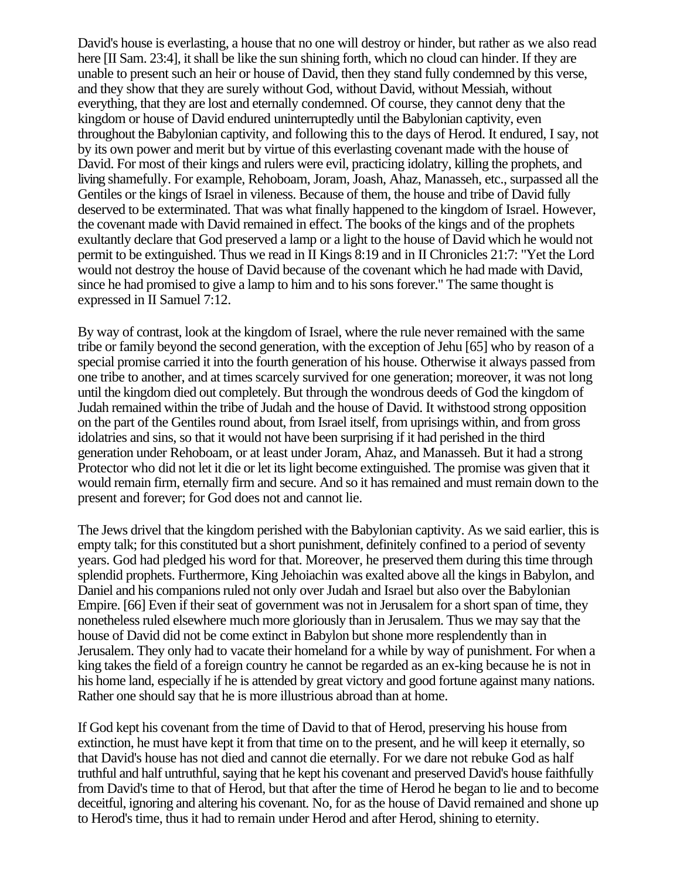David's house is everlasting, a house that no one will destroy or hinder, but rather as we also read here [II Sam. 23:4], it shall be like the sun shining forth, which no cloud can hinder. If they are unable to present such an heir or house of David, then they stand fully condemned by this verse, and they show that they are surely without God, without David, without Messiah, without everything, that they are lost and eternally condemned. Of course, they cannot deny that the kingdom or house of David endured uninterruptedly until the Babylonian captivity, even throughout the Babylonian captivity, and following this to the days of Herod. It endured, I say, not by its own power and merit but by virtue of this everlasting covenant made with the house of David. For most of their kings and rulers were evil, practicing idolatry, killing the prophets, and living shamefully. For example, Rehoboam, Joram, Joash, Ahaz, Manasseh, etc., surpassed all the Gentiles or the kings of Israel in vileness. Because of them, the house and tribe of David fully deserved to be exterminated. That was what finally happened to the kingdom of Israel. However, the covenant made with David remained in effect. The books of the kings and of the prophets exultantly declare that God preserved a lamp or a light to the house of David which he would not permit to be extinguished. Thus we read in II Kings 8:19 and in II Chronicles 21:7: "Yet the Lord would not destroy the house of David because of the covenant which he had made with David, since he had promised to give a lamp to him and to his sons forever." The same thought is expressed in II Samuel 7:12.

By way of contrast, look at the kingdom of Israel, where the rule never remained with the same tribe or family beyond the second generation, with the exception of Jehu [65] who by reason of a special promise carried it into the fourth generation of his house. Otherwise it always passed from one tribe to another, and at times scarcely survived for one generation; moreover, it was not long until the kingdom died out completely. But through the wondrous deeds of God the kingdom of Judah remained within the tribe of Judah and the house of David. It withstood strong opposition on the part of the Gentiles round about, from Israel itself, from uprisings within, and from gross idolatries and sins, so that it would not have been surprising if it had perished in the third generation under Rehoboam, or at least under Joram, Ahaz, and Manasseh. But it had a strong Protector who did not let it die or let its light become extinguished. The promise was given that it would remain firm, eternally firm and secure. And so it has remained and must remain down to the present and forever; for God does not and cannot lie.

The Jews drivel that the kingdom perished with the Babylonian captivity. As we said earlier, this is empty talk; for this constituted but a short punishment, definitely confined to a period of seventy years. God had pledged his word for that. Moreover, he preserved them during this time through splendid prophets. Furthermore, King Jehoiachin was exalted above all the kings in Babylon, and Daniel and his companions ruled not only over Judah and Israel but also over the Babylonian Empire. [66] Even if their seat of government was not in Jerusalem for a short span of time, they nonetheless ruled elsewhere much more gloriously than in Jerusalem. Thus we may say that the house of David did not be come extinct in Babylon but shone more resplendently than in Jerusalem. They only had to vacate their homeland for a while by way of punishment. For when a king takes the field of a foreign country he cannot be regarded as an ex-king because he is not in his home land, especially if he is attended by great victory and good fortune against many nations. Rather one should say that he is more illustrious abroad than at home.

If God kept his covenant from the time of David to that of Herod, preserving his house from extinction, he must have kept it from that time on to the present, and he will keep it eternally, so that David's house has not died and cannot die eternally. For we dare not rebuke God as half truthful and half untruthful, saying that he kept his covenant and preserved David's house faithfully from David's time to that of Herod, but that after the time of Herod he began to lie and to become deceitful, ignoring and altering his covenant. No, for as the house of David remained and shone up to Herod's time, thus it had to remain under Herod and after Herod, shining to eternity.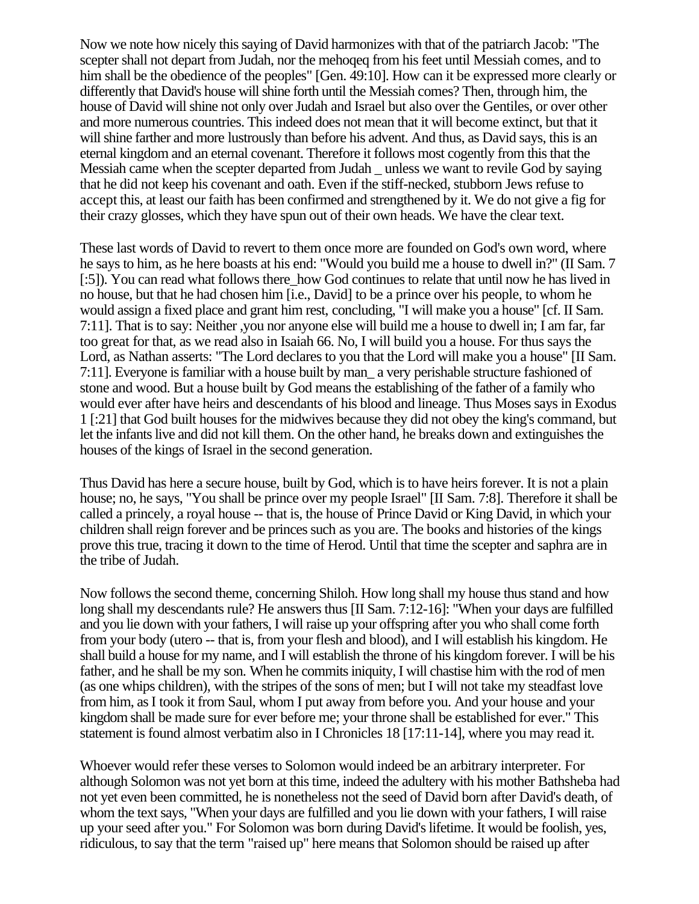Now we note how nicely this saying of David harmonizes with that of the patriarch Jacob: "The scepter shall not depart from Judah, nor the mehoqeq from his feet until Messiah comes, and to him shall be the obedience of the peoples" [Gen. 49:10]. How can it be expressed more clearly or differently that David's house will shine forth until the Messiah comes? Then, through him, the house of David will shine not only over Judah and Israel but also over the Gentiles, or over other and more numerous countries. This indeed does not mean that it will become extinct, but that it will shine farther and more lustrously than before his advent. And thus, as David says, this is an eternal kingdom and an eternal covenant. Therefore it follows most cogently from this that the Messiah came when the scepter departed from Judah _ unless we want to revile God by saying that he did not keep his covenant and oath. Even if the stiff-necked, stubborn Jews refuse to accept this, at least our faith has been confirmed and strengthened by it. We do not give a fig for their crazy glosses, which they have spun out of their own heads. We have the clear text.

These last words of David to revert to them once more are founded on God's own word, where he says to him, as he here boasts at his end: "Would you build me a house to dwell in?" (II Sam. 7 [:5]). You can read what follows there_how God continues to relate that until now he has lived in no house, but that he had chosen him [i.e., David] to be a prince over his people, to whom he would assign a fixed place and grant him rest, concluding, "I will make you a house" [cf. II Sam. 7:11]. That is to say: Neither ,you nor anyone else will build me a house to dwell in; I am far, far too great for that, as we read also in Isaiah 66. No, I will build you a house. For thus says the Lord, as Nathan asserts: "The Lord declares to you that the Lord will make you a house" [II Sam. 7:11]. Everyone is familiar with a house built by man_ a very perishable structure fashioned of stone and wood. But a house built by God means the establishing of the father of a family who would ever after have heirs and descendants of his blood and lineage. Thus Moses says in Exodus 1 [:21] that God built houses for the midwives because they did not obey the king's command, but let the infants live and did not kill them. On the other hand, he breaks down and extinguishes the houses of the kings of Israel in the second generation.

Thus David has here a secure house, built by God, which is to have heirs forever. It is not a plain house; no, he says, "You shall be prince over my people Israel" [II Sam. 7:8]. Therefore it shall be called a princely, a royal house -- that is, the house of Prince David or King David, in which your children shall reign forever and be princes such as you are. The books and histories of the kings prove this true, tracing it down to the time of Herod. Until that time the scepter and saphra are in the tribe of Judah.

Now follows the second theme, concerning Shiloh. How long shall my house thus stand and how long shall my descendants rule? He answers thus [II Sam. 7:12-16]: "When your days are fulfilled and you lie down with your fathers, I will raise up your offspring after you who shall come forth from your body (utero -- that is, from your flesh and blood), and I will establish his kingdom. He shall build a house for my name, and I will establish the throne of his kingdom forever. I will be his father, and he shall be my son. When he commits iniquity, I will chastise him with the rod of men (as one whips children), with the stripes of the sons of men; but I will not take my steadfast love from him, as I took it from Saul, whom I put away from before you. And your house and your kingdom shall be made sure for ever before me; your throne shall be established for ever." This statement is found almost verbatim also in I Chronicles 18 [17:11-14], where you may read it.

Whoever would refer these verses to Solomon would indeed be an arbitrary interpreter. For although Solomon was not yet born at this time, indeed the adultery with his mother Bathsheba had not yet even been committed, he is nonetheless not the seed of David born after David's death, of whom the text says, "When your days are fulfilled and you lie down with your fathers, I will raise up your seed after you." For Solomon was born during David's lifetime. It would be foolish, yes, ridiculous, to say that the term "raised up" here means that Solomon should be raised up after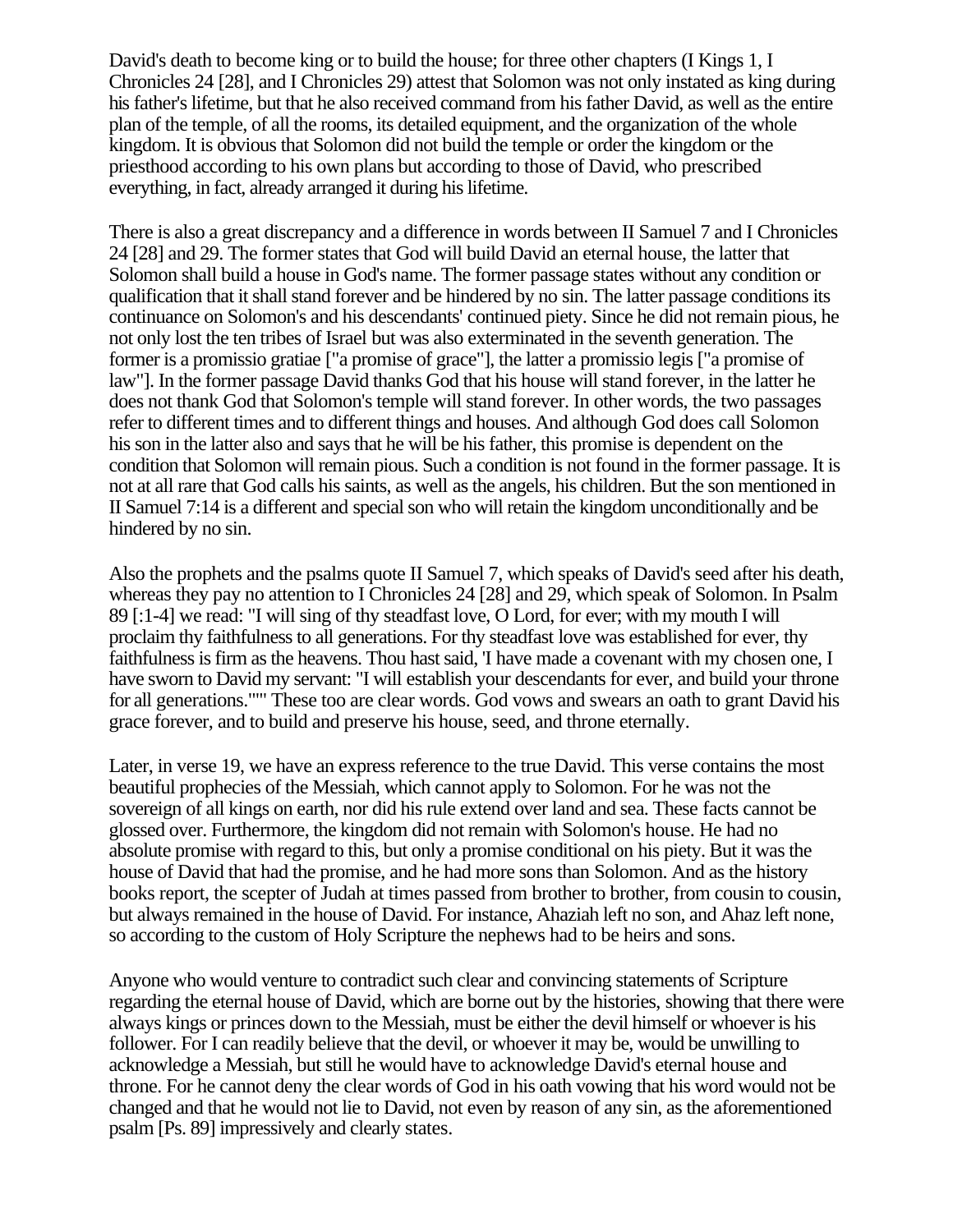David's death to become king or to build the house; for three other chapters (I Kings 1, I Chronicles 24 [28], and I Chronicles 29) attest that Solomon was not only instated as king during his father's lifetime, but that he also received command from his father David, as well as the entire plan of the temple, of all the rooms, its detailed equipment, and the organization of the whole kingdom. It is obvious that Solomon did not build the temple or order the kingdom or the priesthood according to his own plans but according to those of David, who prescribed everything, in fact, already arranged it during his lifetime.

There is also a great discrepancy and a difference in words between II Samuel 7 and I Chronicles 24 [28] and 29. The former states that God will build David an eternal house, the latter that Solomon shall build a house in God's name. The former passage states without any condition or qualification that it shall stand forever and be hindered by no sin. The latter passage conditions its continuance on Solomon's and his descendants' continued piety. Since he did not remain pious, he not only lost the ten tribes of Israel but was also exterminated in the seventh generation. The former is a promissio gratiae ["a promise of grace"], the latter a promissio legis ["a promise of law"]. In the former passage David thanks God that his house will stand forever, in the latter he does not thank God that Solomon's temple will stand forever. In other words, the two passages refer to different times and to different things and houses. And although God does call Solomon his son in the latter also and says that he will be his father, this promise is dependent on the condition that Solomon will remain pious. Such a condition is not found in the former passage. It is not at all rare that God calls his saints, as well as the angels, his children. But the son mentioned in II Samuel 7:14 is a different and special son who will retain the kingdom unconditionally and be hindered by no sin.

Also the prophets and the psalms quote II Samuel 7, which speaks of David's seed after his death, whereas they pay no attention to I Chronicles 24 [28] and 29, which speak of Solomon. In Psalm 89 [:1-4] we read: "I will sing of thy steadfast love, O Lord, for ever; with my mouth I will proclaim thy faithfulness to all generations. For thy steadfast love was established for ever, thy faithfulness is firm as the heavens. Thou hast said, 'I have made a covenant with my chosen one, I have sworn to David my servant: "I will establish your descendants for ever, and build your throne for all generations."'" These too are clear words. God vows and swears an oath to grant David his grace forever, and to build and preserve his house, seed, and throne eternally.

Later, in verse 19, we have an express reference to the true David. This verse contains the most beautiful prophecies of the Messiah, which cannot apply to Solomon. For he was not the sovereign of all kings on earth, nor did his rule extend over land and sea. These facts cannot be glossed over. Furthermore, the kingdom did not remain with Solomon's house. He had no absolute promise with regard to this, but only a promise conditional on his piety. But it was the house of David that had the promise, and he had more sons than Solomon. And as the history books report, the scepter of Judah at times passed from brother to brother, from cousin to cousin, but always remained in the house of David. For instance, Ahaziah left no son, and Ahaz left none, so according to the custom of Holy Scripture the nephews had to be heirs and sons.

Anyone who would venture to contradict such clear and convincing statements of Scripture regarding the eternal house of David, which are borne out by the histories, showing that there were always kings or princes down to the Messiah, must be either the devil himself or whoever is his follower. For I can readily believe that the devil, or whoever it may be, would be unwilling to acknowledge a Messiah, but still he would have to acknowledge David's eternal house and throne. For he cannot deny the clear words of God in his oath vowing that his word would not be changed and that he would not lie to David, not even by reason of any sin, as the aforementioned psalm [Ps. 89] impressively and clearly states.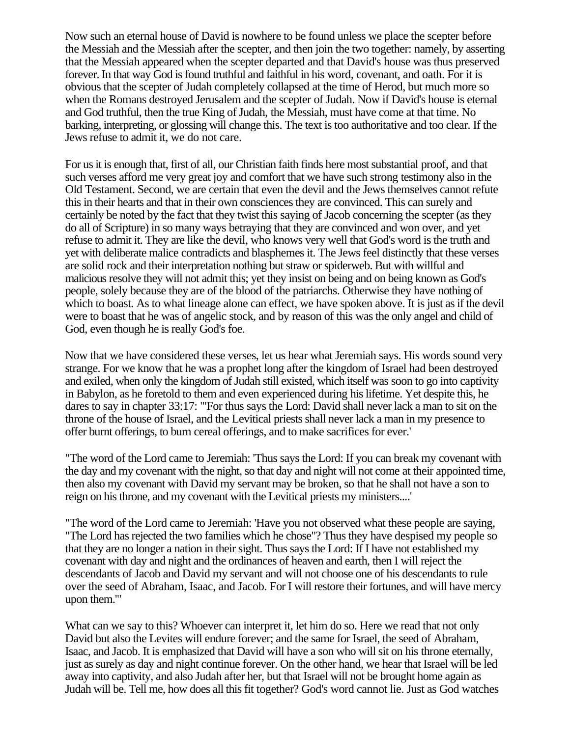Now such an eternal house of David is nowhere to be found unless we place the scepter before the Messiah and the Messiah after the scepter, and then join the two together: namely, by asserting that the Messiah appeared when the scepter departed and that David's house was thus preserved forever. In that way God is found truthful and faithful in his word, covenant, and oath. For it is obvious that the scepter of Judah completely collapsed at the time of Herod, but much more so when the Romans destroyed Jerusalem and the scepter of Judah. Now if David's house is eternal and God truthful, then the true King of Judah, the Messiah, must have come at that time. No barking, interpreting, or glossing will change this. The text is too authoritative and too clear. If the Jews refuse to admit it, we do not care.

For us it is enough that, first of all, our Christian faith finds here most substantial proof, and that such verses afford me very great joy and comfort that we have such strong testimony also in the Old Testament. Second, we are certain that even the devil and the Jews themselves cannot refute this in their hearts and that in their own consciences they are convinced. This can surely and certainly be noted by the fact that they twist this saying of Jacob concerning the scepter (as they do all of Scripture) in so many ways betraying that they are convinced and won over, and yet refuse to admit it. They are like the devil, who knows very well that God's word is the truth and yet with deliberate malice contradicts and blasphemes it. The Jews feel distinctly that these verses are solid rock and their interpretation nothing but straw or spiderweb. But with willful and malicious resolve they will not admit this; yet they insist on being and on being known as God's people, solely because they are of the blood of the patriarchs. Otherwise they have nothing of which to boast. As to what lineage alone can effect, we have spoken above. It is just as if the devil were to boast that he was of angelic stock, and by reason of this was the only angel and child of God, even though he is really God's foe.

Now that we have considered these verses, let us hear what Jeremiah says. His words sound very strange. For we know that he was a prophet long after the kingdom of Israel had been destroyed and exiled, when only the kingdom of Judah still existed, which itself was soon to go into captivity in Babylon, as he foretold to them and even experienced during his lifetime. Yet despite this, he dares to say in chapter 33:17: "'For thus says the Lord: David shall never lack a man to sit on the throne of the house of Israel, and the Levitical priests shall never lack a man in my presence to offer burnt offerings, to burn cereal offerings, and to make sacrifices for ever.'

"The word of the Lord came to Jeremiah: 'Thus says the Lord: If you can break my covenant with the day and my covenant with the night, so that day and night will not come at their appointed time, then also my covenant with David my servant may be broken, so that he shall not have a son to reign on his throne, and my covenant with the Levitical priests my ministers....'

"The word of the Lord came to Jeremiah: 'Have you not observed what these people are saying, "The Lord has rejected the two families which he chose"? Thus they have despised my people so that they are no longer a nation in their sight. Thus says the Lord: If I have not established my covenant with day and night and the ordinances of heaven and earth, then I will reject the descendants of Jacob and David my servant and will not choose one of his descendants to rule over the seed of Abraham, Isaac, and Jacob. For I will restore their fortunes, and will have mercy upon them.'"

What can we say to this? Whoever can interpret it, let him do so. Here we read that not only David but also the Levites will endure forever; and the same for Israel, the seed of Abraham, Isaac, and Jacob. It is emphasized that David will have a son who will sit on his throne eternally, just as surely as day and night continue forever. On the other hand, we hear that Israel will be led away into captivity, and also Judah after her, but that Israel will not be brought home again as Judah will be. Tell me, how does all this fit together? God's word cannot lie. Just as God watches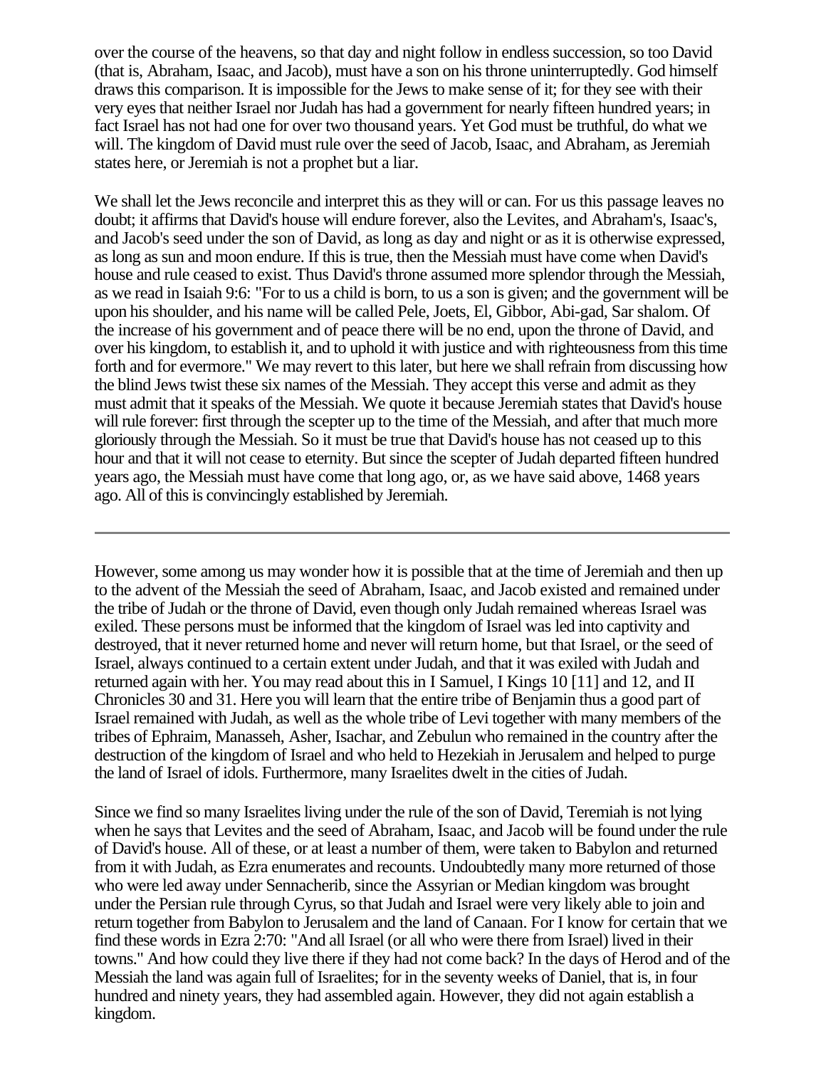over the course of the heavens, so that day and night follow in endless succession, so too David (that is, Abraham, Isaac, and Jacob), must have a son on his throne uninterruptedly. God himself draws this comparison. It is impossible for the Jews to make sense of it; for they see with their very eyes that neither Israel nor Judah has had a government for nearly fifteen hundred years; in fact Israel has not had one for over two thousand years. Yet God must be truthful, do what we will. The kingdom of David must rule over the seed of Jacob, Isaac, and Abraham, as Jeremiah states here, or Jeremiah is not a prophet but a liar.

We shall let the Jews reconcile and interpret this as they will or can. For us this passage leaves no doubt; it affirms that David's house will endure forever, also the Levites, and Abraham's, Isaac's, and Jacob's seed under the son of David, as long as day and night or as it is otherwise expressed, as long as sun and moon endure. If this is true, then the Messiah must have come when David's house and rule ceased to exist. Thus David's throne assumed more splendor through the Messiah, as we read in Isaiah 9:6: "For to us a child is born, to us a son is given; and the government will be upon his shoulder, and his name will be called Pele, Joets, El, Gibbor, Abi-gad, Sar shalom. Of the increase of his government and of peace there will be no end, upon the throne of David, and over his kingdom, to establish it, and to uphold it with justice and with righteousness from this time forth and for evermore." We may revert to this later, but here we shall refrain from discussing how the blind Jews twist these six names of the Messiah. They accept this verse and admit as they must admit that it speaks of the Messiah. We quote it because Jeremiah states that David's house will rule forever: first through the scepter up to the time of the Messiah, and after that much more gloriously through the Messiah. So it must be true that David's house has not ceased up to this hour and that it will not cease to eternity. But since the scepter of Judah departed fifteen hundred years ago, the Messiah must have come that long ago, or, as we have said above, 1468 years ago. All of this is convincingly established by Jeremiah.

---

However, some among us may wonder how it is possible that at the time of Jeremiah and then up to the advent of the Messiah the seed of Abraham, Isaac, and Jacob existed and remained under the tribe of Judah or the throne of David, even though only Judah remained whereas Israel was exiled. These persons must be informed that the kingdom of Israel was led into captivity and destroyed, that it never returned home and never will return home, but that Israel, or the seed of Israel, always continued to a certain extent under Judah, and that it was exiled with Judah and returned again with her. You may read about this in I Samuel, I Kings 10 [11] and 12, and II Chronicles 30 and 31. Here you will learn that the entire tribe of Benjamin thus a good part of Israel remained with Judah, as well as the whole tribe of Levi together with many members of the tribes of Ephraim, Manasseh, Asher, Isachar, and Zebulun who remained in the country after the destruction of the kingdom of Israel and who held to Hezekiah in Jerusalem and helped to purge the land of Israel of idols. Furthermore, many Israelites dwelt in the cities of Judah.

Since we find so many Israelites living under the rule of the son of David, Teremiah is not lying when he says that Levites and the seed of Abraham, Isaac, and Jacob will be found under the rule of David's house. All of these, or at least a number of them, were taken to Babylon and returned from it with Judah, as Ezra enumerates and recounts. Undoubtedly many more returned of those who were led away under Sennacherib, since the Assyrian or Median kingdom was brought under the Persian rule through Cyrus, so that Judah and Israel were very likely able to join and return together from Babylon to Jerusalem and the land of Canaan. For I know for certain that we find these words in Ezra 2:70: "And all Israel (or all who were there from Israel) lived in their towns." And how could they live there if they had not come back? In the days of Herod and of the Messiah the land was again full of Israelites; for in the seventy weeks of Daniel, that is, in four hundred and ninety years, they had assembled again. However, they did not again establish a kingdom.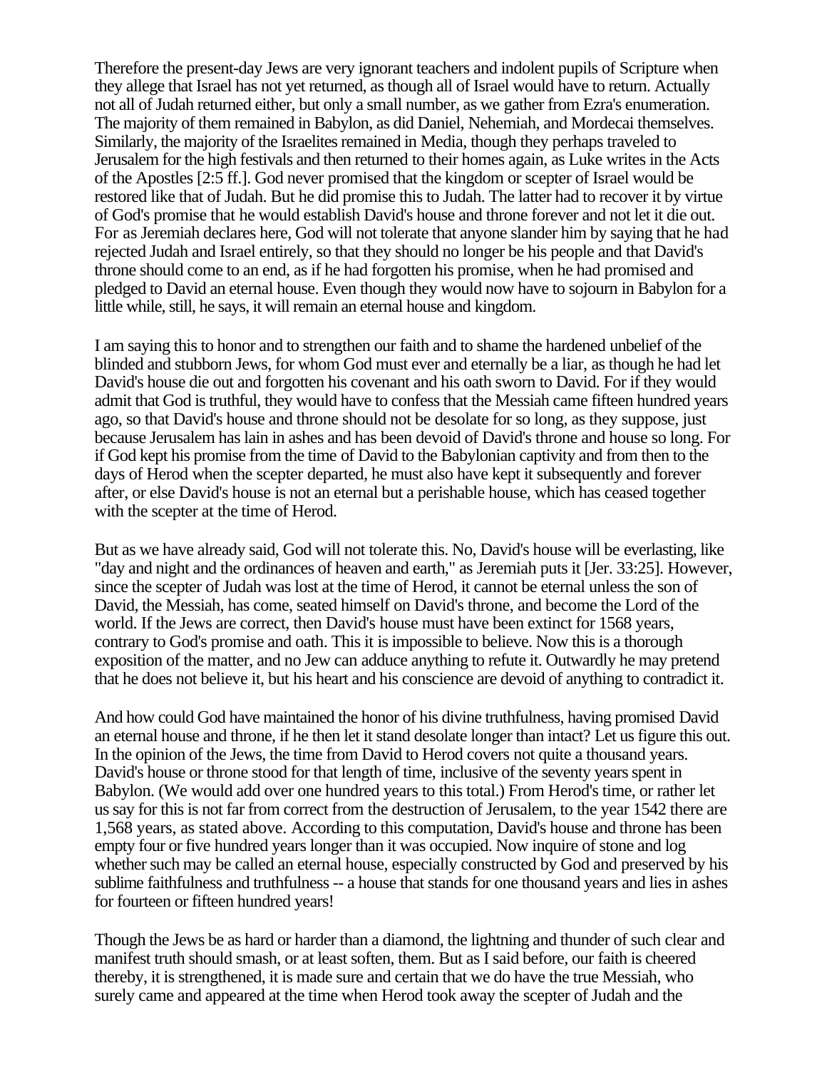Therefore the present-day Jews are very ignorant teachers and indolent pupils of Scripture when they allege that Israel has not yet returned, as though all of Israel would have to return. Actually not all of Judah returned either, but only a small number, as we gather from Ezra's enumeration. The majority of them remained in Babylon, as did Daniel, Nehemiah, and Mordecai themselves. Similarly, the majority of the Israelites remained in Media, though they perhaps traveled to Jerusalem for the high festivals and then returned to their homes again, as Luke writes in the Acts of the Apostles [2:5 ff.]. God never promised that the kingdom or scepter of Israel would be restored like that of Judah. But he did promise this to Judah. The latter had to recover it by virtue of God's promise that he would establish David's house and throne forever and not let it die out. For as Jeremiah declares here, God will not tolerate that anyone slander him by saying that he had rejected Judah and Israel entirely, so that they should no longer be his people and that David's throne should come to an end, as if he had forgotten his promise, when he had promised and pledged to David an eternal house. Even though they would now have to sojourn in Babylon for a little while, still, he says, it will remain an eternal house and kingdom.

I am saying this to honor and to strengthen our faith and to shame the hardened unbelief of the blinded and stubborn Jews, for whom God must ever and eternally be a liar, as though he had let David's house die out and forgotten his covenant and his oath sworn to David. For if they would admit that God is truthful, they would have to confess that the Messiah came fifteen hundred years ago, so that David's house and throne should not be desolate for so long, as they suppose, just because Jerusalem has lain in ashes and has been devoid of David's throne and house so long. For if God kept his promise from the time of David to the Babylonian captivity and from then to the days of Herod when the scepter departed, he must also have kept it subsequently and forever after, or else David's house is not an eternal but a perishable house, which has ceased together with the scepter at the time of Herod.

But as we have already said, God will not tolerate this. No, David's house will be everlasting, like "day and night and the ordinances of heaven and earth," as Jeremiah puts it [Jer. 33:25]. However, since the scepter of Judah was lost at the time of Herod, it cannot be eternal unless the son of David, the Messiah, has come, seated himself on David's throne, and become the Lord of the world. If the Jews are correct, then David's house must have been extinct for 1568 years, contrary to God's promise and oath. This it is impossible to believe. Now this is a thorough exposition of the matter, and no Jew can adduce anything to refute it. Outwardly he may pretend that he does not believe it, but his heart and his conscience are devoid of anything to contradict it.

And how could God have maintained the honor of his divine truthfulness, having promised David an eternal house and throne, if he then let it stand desolate longer than intact? Let us figure this out. In the opinion of the Jews, the time from David to Herod covers not quite a thousand years. David's house or throne stood for that length of time, inclusive of the seventy years spent in Babylon. (We would add over one hundred years to this total.) From Herod's time, or rather let us say for this is not far from correct from the destruction of Jerusalem, to the year 1542 there are 1,568 years, as stated above. According to this computation, David's house and throne has been empty four or five hundred years longer than it was occupied. Now inquire of stone and log whether such may be called an eternal house, especially constructed by God and preserved by his sublime faithfulness and truthfulness -- a house that stands for one thousand years and lies in ashes for fourteen or fifteen hundred years!

Though the Jews be as hard or harder than a diamond, the lightning and thunder of such clear and manifest truth should smash, or at least soften, them. But as I said before, our faith is cheered thereby, it is strengthened, it is made sure and certain that we do have the true Messiah, who surely came and appeared at the time when Herod took away the scepter of Judah and the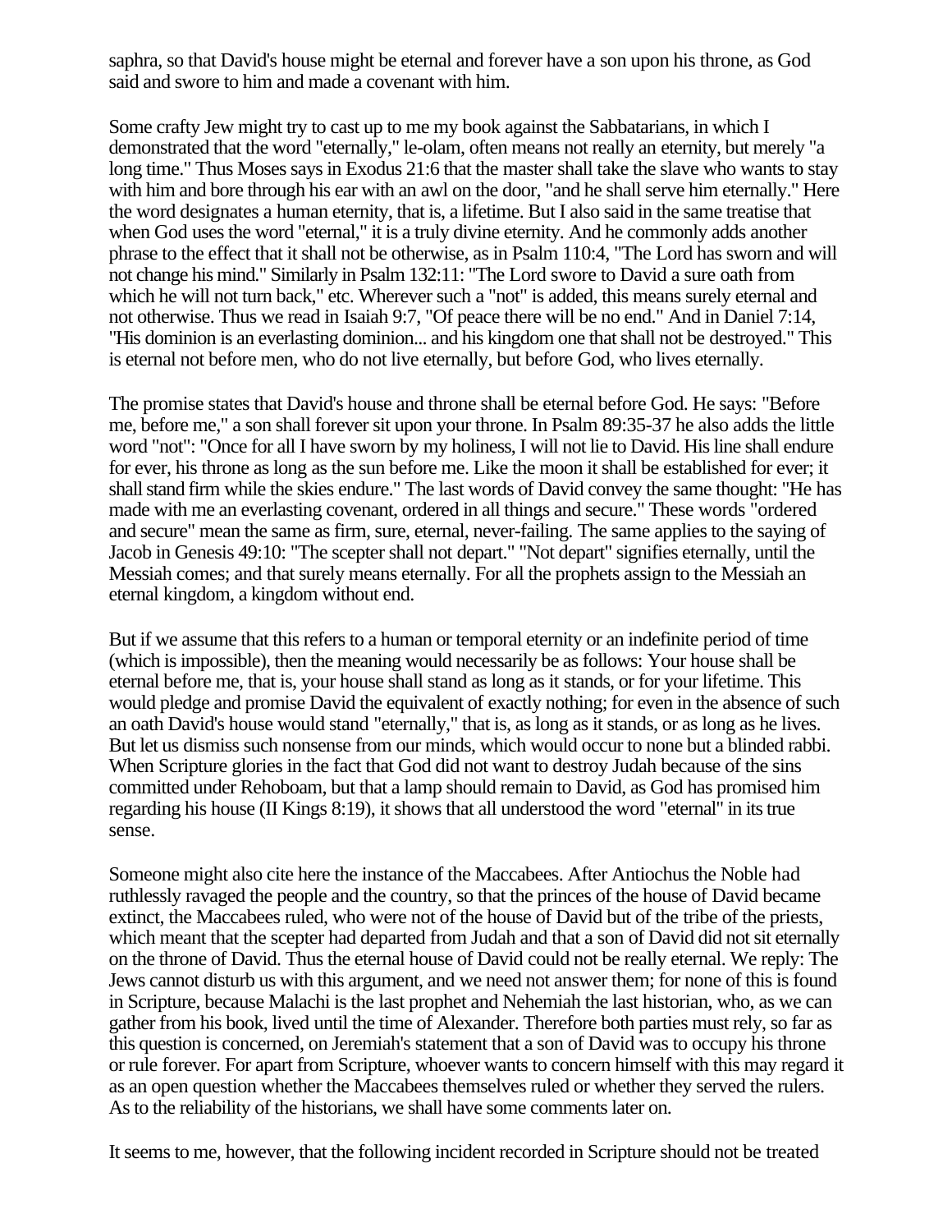saphra, so that David's house might be eternal and forever have a son upon his throne, as God said and swore to him and made a covenant with him.

Some crafty Jew might try to cast up to me my book against the Sabbatarians, in which I demonstrated that the word "eternally," le-olam, often means not really an eternity, but merely "a long time." Thus Moses says in Exodus 21:6 that the master shall take the slave who wants to stay with him and bore through his ear with an awl on the door, "and he shall serve him eternally." Here the word designates a human eternity, that is, a lifetime. But I also said in the same treatise that when God uses the word "eternal," it is a truly divine eternity. And he commonly adds another phrase to the effect that it shall not be otherwise, as in Psalm 110:4, "The Lord has sworn and will not change his mind." Similarly in Psalm 132:11: "The Lord swore to David a sure oath from which he will not turn back," etc. Wherever such a "not" is added, this means surely eternal and not otherwise. Thus we read in Isaiah 9:7, "Of peace there will be no end." And in Daniel 7:14, "His dominion is an everlasting dominion... and his kingdom one that shall not be destroyed." This is eternal not before men, who do not live eternally, but before God, who lives eternally.

The promise states that David's house and throne shall be eternal before God. He says: "Before me, before me," a son shall forever sit upon your throne. In Psalm 89:35-37 he also adds the little word "not": "Once for all I have sworn by my holiness, I will not lie to David. His line shall endure for ever, his throne as long as the sun before me. Like the moon it shall be established for ever; it shall stand firm while the skies endure." The last words of David convey the same thought: "He has made with me an everlasting covenant, ordered in all things and secure." These words "ordered and secure" mean the same as firm, sure, eternal, never-failing. The same applies to the saying of Jacob in Genesis 49:10: "The scepter shall not depart." "Not depart" signifies eternally, until the Messiah comes; and that surely means eternally. For all the prophets assign to the Messiah an eternal kingdom, a kingdom without end.

But if we assume that this refers to a human or temporal eternity or an indefinite period of time (which is impossible), then the meaning would necessarily be as follows: Your house shall be eternal before me, that is, your house shall stand as long as it stands, or for your lifetime. This would pledge and promise David the equivalent of exactly nothing; for even in the absence of such an oath David's house would stand "eternally," that is, as long as it stands, or as long as he lives. But let us dismiss such nonsense from our minds, which would occur to none but a blinded rabbi. When Scripture glories in the fact that God did not want to destroy Judah because of the sins committed under Rehoboam, but that a lamp should remain to David, as God has promised him regarding his house (II Kings 8:19), it shows that all understood the word "eternal" in its true sense.

Someone might also cite here the instance of the Maccabees. After Antiochus the Noble had ruthlessly ravaged the people and the country, so that the princes of the house of David became extinct, the Maccabees ruled, who were not of the house of David but of the tribe of the priests, which meant that the scepter had departed from Judah and that a son of David did not sit eternally on the throne of David. Thus the eternal house of David could not be really eternal. We reply: The Jews cannot disturb us with this argument, and we need not answer them; for none of this is found in Scripture, because Malachi is the last prophet and Nehemiah the last historian, who, as we can gather from his book, lived until the time of Alexander. Therefore both parties must rely, so far as this question is concerned, on Jeremiah's statement that a son of David was to occupy his throne or rule forever. For apart from Scripture, whoever wants to concern himself with this may regard it as an open question whether the Maccabees themselves ruled or whether they served the rulers. As to the reliability of the historians, we shall have some comments later on.

It seems to me, however, that the following incident recorded in Scripture should not be treated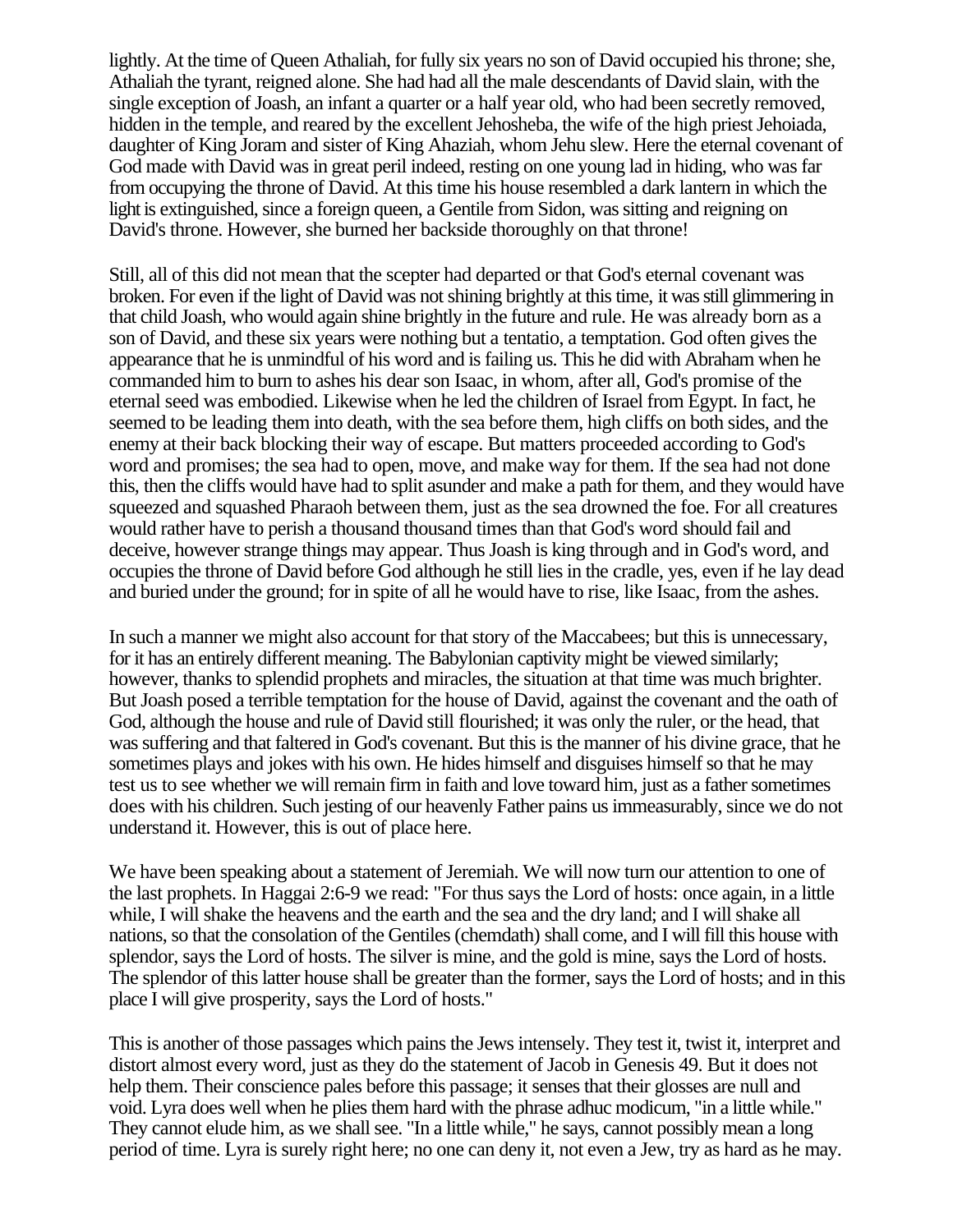lightly. At the time of Queen Athaliah, for fully six years no son of David occupied his throne; she, Athaliah the tyrant, reigned alone. She had had all the male descendants of David slain, with the single exception of Joash, an infant a quarter or a half year old, who had been secretly removed, hidden in the temple, and reared by the excellent Jehosheba, the wife of the high priest Jehoiada, daughter of King Joram and sister of King Ahaziah, whom Jehu slew. Here the eternal covenant of God made with David was in great peril indeed, resting on one young lad in hiding, who was far from occupying the throne of David. At this time his house resembled a dark lantern in which the light is extinguished, since a foreign queen, a Gentile from Sidon, was sitting and reigning on David's throne. However, she burned her backside thoroughly on that throne!

Still, all of this did not mean that the scepter had departed or that God's eternal covenant was broken. For even if the light of David was not shining brightly at this time, it was still glimmering in that child Joash, who would again shine brightly in the future and rule. He was already born as a son of David, and these six years were nothing but a tentatio, a temptation. God often gives the appearance that he is unmindful of his word and is failing us. This he did with Abraham when he commanded him to burn to ashes his dear son Isaac, in whom, after all, God's promise of the eternal seed was embodied. Likewise when he led the children of Israel from Egypt. In fact, he seemed to be leading them into death, with the sea before them, high cliffs on both sides, and the enemy at their back blocking their way of escape. But matters proceeded according to God's word and promises; the sea had to open, move, and make way for them. If the sea had not done this, then the cliffs would have had to split asunder and make a path for them, and they would have squeezed and squashed Pharaoh between them, just as the sea drowned the foe. For all creatures would rather have to perish a thousand thousand times than that God's word should fail and deceive, however strange things may appear. Thus Joash is king through and in God's word, and occupies the throne of David before God although he still lies in the cradle, yes, even if he lay dead and buried under the ground; for in spite of all he would have to rise, like Isaac, from the ashes.

In such a manner we might also account for that story of the Maccabees; but this is unnecessary, for it has an entirely different meaning. The Babylonian captivity might be viewed similarly; however, thanks to splendid prophets and miracles, the situation at that time was much brighter. But Joash posed a terrible temptation for the house of David, against the covenant and the oath of God, although the house and rule of David still flourished; it was only the ruler, or the head, that was suffering and that faltered in God's covenant. But this is the manner of his divine grace, that he sometimes plays and jokes with his own. He hides himself and disguises himself so that he may test us to see whether we will remain firm in faith and love toward him, just as a father sometimes does with his children. Such jesting of our heavenly Father pains us immeasurably, since we do not understand it. However, this is out of place here.

We have been speaking about a statement of Jeremiah. We will now turn our attention to one of the last prophets. In Haggai 2:6-9 we read: "For thus says the Lord of hosts: once again, in a little while, I will shake the heavens and the earth and the sea and the dry land; and I will shake all nations, so that the consolation of the Gentiles (chemdath) shall come, and I will fill this house with splendor, says the Lord of hosts. The silver is mine, and the gold is mine, says the Lord of hosts. The splendor of this latter house shall be greater than the former, says the Lord of hosts; and in this place I will give prosperity, says the Lord of hosts."

This is another of those passages which pains the Jews intensely. They test it, twist it, interpret and distort almost every word, just as they do the statement of Jacob in Genesis 49. But it does not help them. Their conscience pales before this passage; it senses that their glosses are null and void. Lyra does well when he plies them hard with the phrase adhuc modicum, "in a little while." They cannot elude him, as we shall see. "In a little while," he says, cannot possibly mean a long period of time. Lyra is surely right here; no one can deny it, not even a Jew, try as hard as he may.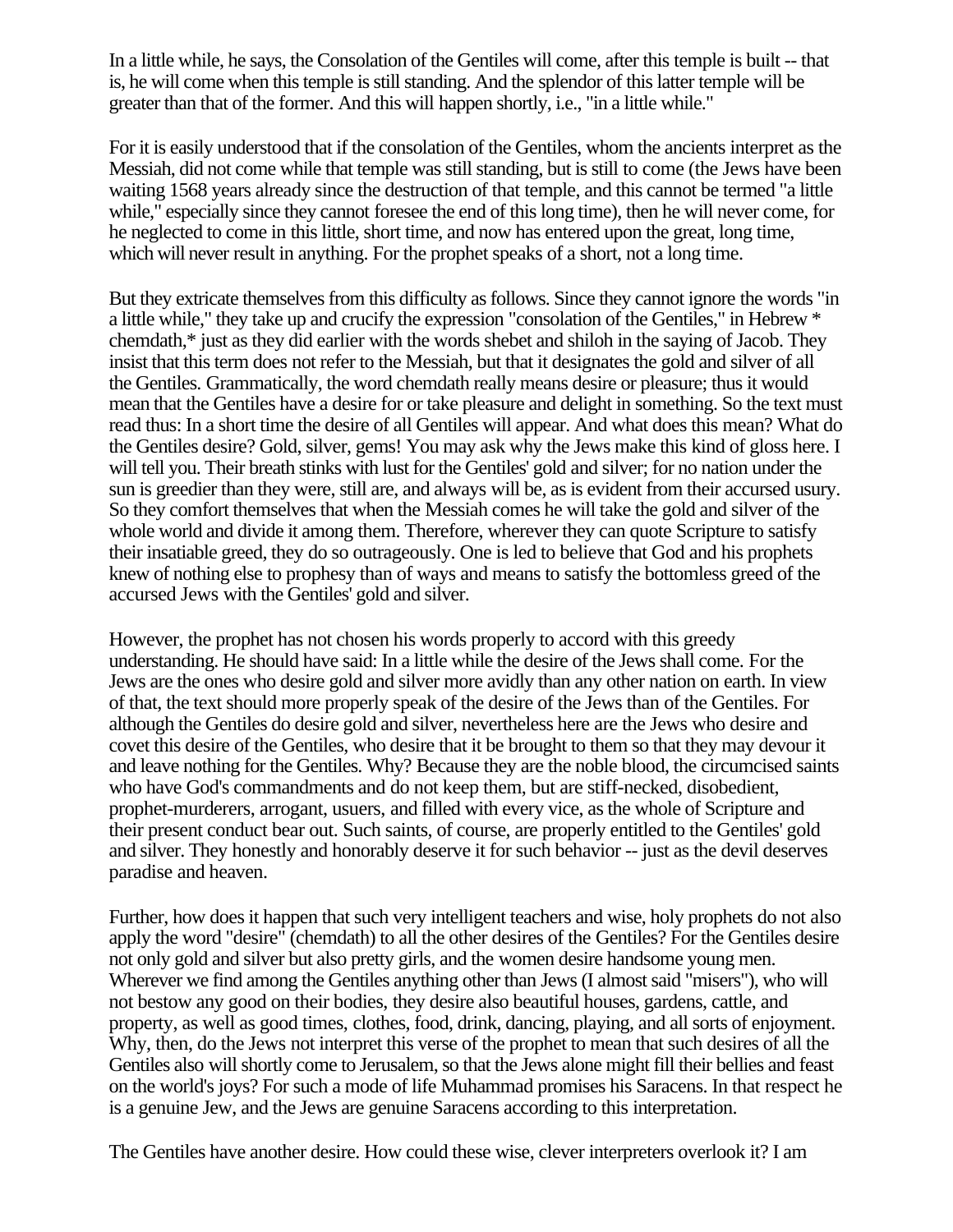In a little while, he says, the Consolation of the Gentiles will come, after this temple is built -- that is, he will come when this temple is still standing. And the splendor of this latter temple will be greater than that of the former. And this will happen shortly, i.e., "in a little while."

For it is easily understood that if the consolation of the Gentiles, whom the ancients interpret as the Messiah, did not come while that temple was still standing, but is still to come (the Jews have been waiting 1568 years already since the destruction of that temple, and this cannot be termed "a little while," especially since they cannot foresee the end of this long time), then he will never come, for he neglected to come in this little, short time, and now has entered upon the great, long time, which will never result in anything. For the prophet speaks of a short, not a long time.

But they extricate themselves from this difficulty as follows. Since they cannot ignore the words "in a little while," they take up and crucify the expression "consolation of the Gentiles," in Hebrew * chemdath,* just as they did earlier with the words shebet and shiloh in the saying of Jacob. They insist that this term does not refer to the Messiah, but that it designates the gold and silver of all the Gentiles. Grammatically, the word chemdath really means desire or pleasure; thus it would mean that the Gentiles have a desire for or take pleasure and delight in something. So the text must read thus: In a short time the desire of all Gentiles will appear. And what does this mean? What do the Gentiles desire? Gold, silver, gems! You may ask why the Jews make this kind of gloss here. I will tell you. Their breath stinks with lust for the Gentiles' gold and silver; for no nation under the sun is greedier than they were, still are, and always will be, as is evident from their accursed usury. So they comfort themselves that when the Messiah comes he will take the gold and silver of the whole world and divide it among them. Therefore, wherever they can quote Scripture to satisfy their insatiable greed, they do so outrageously. One is led to believe that God and his prophets knew of nothing else to prophesy than of ways and means to satisfy the bottomless greed of the accursed Jews with the Gentiles' gold and silver.

However, the prophet has not chosen his words properly to accord with this greedy understanding. He should have said: In a little while the desire of the Jews shall come. For the Jews are the ones who desire gold and silver more avidly than any other nation on earth. In view of that, the text should more properly speak of the desire of the Jews than of the Gentiles. For although the Gentiles do desire gold and silver, nevertheless here are the Jews who desire and covet this desire of the Gentiles, who desire that it be brought to them so that they may devour it and leave nothing for the Gentiles. Why? Because they are the noble blood, the circumcised saints who have God's commandments and do not keep them, but are stiff-necked, disobedient, prophet-murderers, arrogant, usuers, and filled with every vice, as the whole of Scripture and their present conduct bear out. Such saints, of course, are properly entitled to the Gentiles' gold and silver. They honestly and honorably deserve it for such behavior -- just as the devil deserves paradise and heaven.

Further, how does it happen that such very intelligent teachers and wise, holy prophets do not also apply the word "desire" (chemdath) to all the other desires of the Gentiles? For the Gentiles desire not only gold and silver but also pretty girls, and the women desire handsome young men. Wherever we find among the Gentiles anything other than Jews (I almost said "misers"), who will not bestow any good on their bodies, they desire also beautiful houses, gardens, cattle, and property, as well as good times, clothes, food, drink, dancing, playing, and all sorts of enjoyment. Why, then, do the Jews not interpret this verse of the prophet to mean that such desires of all the Gentiles also will shortly come to Jerusalem, so that the Jews alone might fill their bellies and feast on the world's joys? For such a mode of life Muhammad promises his Saracens. In that respect he is a genuine Jew, and the Jews are genuine Saracens according to this interpretation.

The Gentiles have another desire. How could these wise, clever interpreters overlook it? I am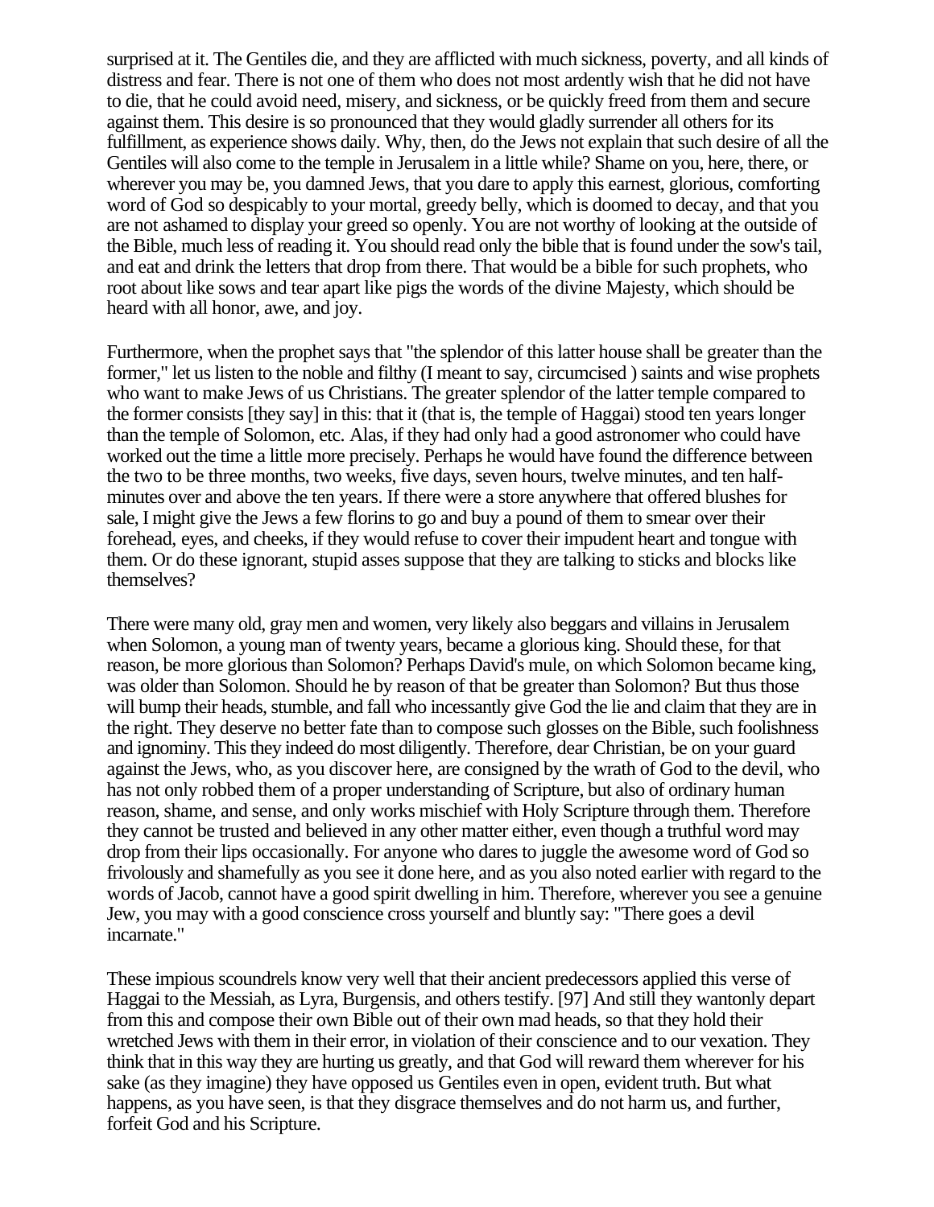surprised at it. The Gentiles die, and they are afflicted with much sickness, poverty, and all kinds of distress and fear. There is not one of them who does not most ardently wish that he did not have to die, that he could avoid need, misery, and sickness, or be quickly freed from them and secure against them. This desire is so pronounced that they would gladly surrender all others for its fulfillment, as experience shows daily. Why, then, do the Jews not explain that such desire of all the Gentiles will also come to the temple in Jerusalem in a little while? Shame on you, here, there, or wherever you may be, you damned Jews, that you dare to apply this earnest, glorious, comforting word of God so despicably to your mortal, greedy belly, which is doomed to decay, and that you are not ashamed to display your greed so openly. You are not worthy of looking at the outside of the Bible, much less of reading it. You should read only the bible that is found under the sow's tail, and eat and drink the letters that drop from there. That would be a bible for such prophets, who root about like sows and tear apart like pigs the words of the divine Majesty, which should be heard with all honor, awe, and joy.

Furthermore, when the prophet says that "the splendor of this latter house shall be greater than the former," let us listen to the noble and filthy (I meant to say, circumcised ) saints and wise prophets who want to make Jews of us Christians. The greater splendor of the latter temple compared to the former consists [they say] in this: that it (that is, the temple of Haggai) stood ten years longer than the temple of Solomon, etc. Alas, if they had only had a good astronomer who could have worked out the time a little more precisely. Perhaps he would have found the difference between the two to be three months, two weeks, five days, seven hours, twelve minutes, and ten half-minutes over and above the ten years. If there were a store anywhere that offered blushes for sale, I might give the Jews a few florins to go and buy a pound of them to smear over their forehead, eyes, and cheeks, if they would refuse to cover their impudent heart and tongue with them. Or do these ignorant, stupid asses suppose that they are talking to sticks and blocks like themselves?

There were many old, gray men and women, very likely also beggars and villains in Jerusalem when Solomon, a young man of twenty years, became a glorious king. Should these, for that reason, be more glorious than Solomon? Perhaps David's mule, on which Solomon became king, was older than Solomon. Should he by reason of that be greater than Solomon? But thus those will bump their heads, stumble, and fall who incessantly give God the lie and claim that they are in the right. They deserve no better fate than to compose such glosses on the Bible, such foolishness and ignominy. This they indeed do most diligently. Therefore, dear Christian, be on your guard against the Jews, who, as you discover here, are consigned by the wrath of God to the devil, who has not only robbed them of a proper understanding of Scripture, but also of ordinary human reason, shame, and sense, and only works mischief with Holy Scripture through them. Therefore they cannot be trusted and believed in any other matter either, even though a truthful word may drop from their lips occasionally. For anyone who dares to juggle the awesome word of God so frivolously and shamefully as you see it done here, and as you also noted earlier with regard to the words of Jacob, cannot have a good spirit dwelling in him. Therefore, wherever you see a genuine Jew, you may with a good conscience cross yourself and bluntly say: "There goes a devil incarnate."

These impious scoundrels know very well that their ancient predecessors applied this verse of Haggai to the Messiah, as Lyra, Burgensis, and others testify. [97] And still they wantonly depart from this and compose their own Bible out of their own mad heads, so that they hold their wretched Jews with them in their error, in violation of their conscience and to our vexation. They think that in this way they are hurting us greatly, and that God will reward them wherever for his sake (as they imagine) they have opposed us Gentiles even in open, evident truth. But what happens, as you have seen, is that they disgrace themselves and do not harm us, and further, forfeit God and his Scripture.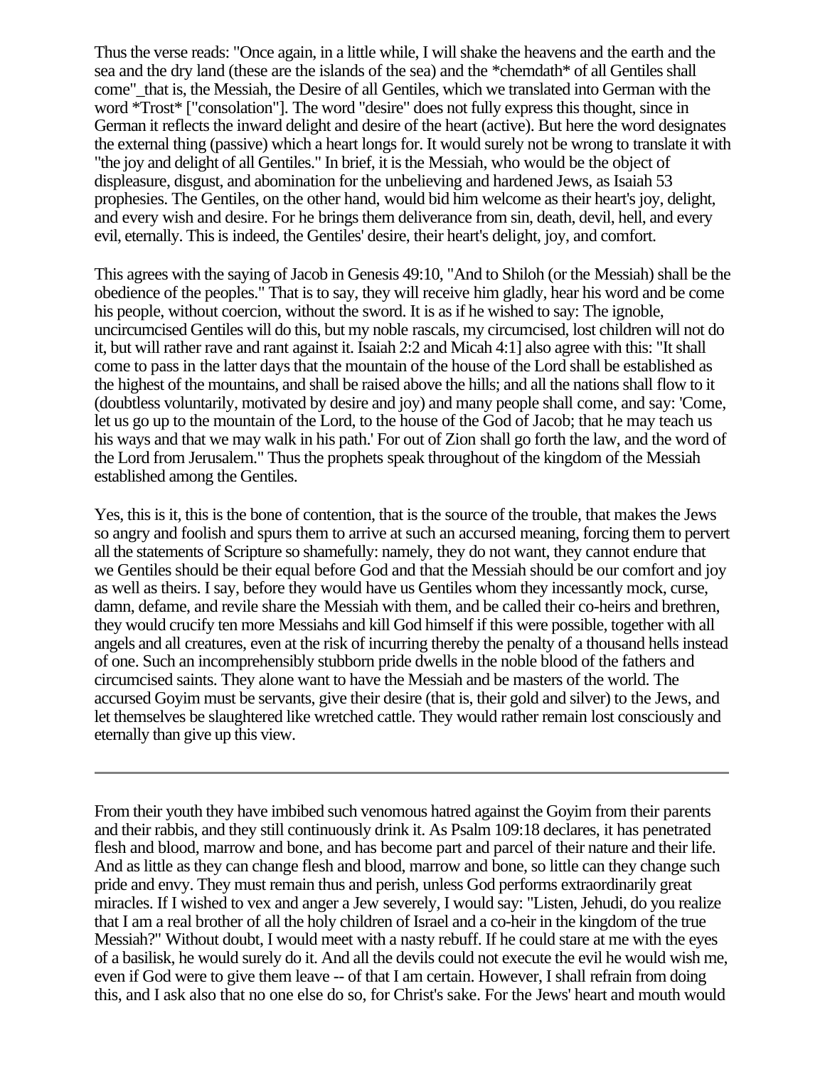Thus the verse reads: "Once again, in a little while, I will shake the heavens and the earth and the sea and the dry land (these are the islands of the sea) and the *chemdath* of all Gentiles shall come"_that is, the Messiah, the Desire of all Gentiles, which we translated into German with the word *Trost* ["consolation"]. The word "desire" does not fully express this thought, since in German it reflects the inward delight and desire of the heart (active). But here the word designates the external thing (passive) which a heart longs for. It would surely not be wrong to translate it with "the joy and delight of all Gentiles." In brief, it is the Messiah, who would be the object of displeasure, disgust, and abomination for the unbelieving and hardened Jews, as Isaiah 53 prophesies. The Gentiles, on the other hand, would bid him welcome as their heart's joy, delight, and every wish and desire. For he brings them deliverance from sin, death, devil, hell, and every evil, eternally. This is indeed, the Gentiles' desire, their heart's delight, joy, and comfort.

This agrees with the saying of Jacob in Genesis 49:10, "And to Shiloh (or the Messiah) shall be the obedience of the peoples." That is to say, they will receive him gladly, hear his word and be come his people, without coercion, without the sword. It is as if he wished to say: The ignoble, uncircumcised Gentiles will do this, but my noble rascals, my circumcised, lost children will not do it, but will rather rave and rant against it. Isaiah 2:2 and Micah 4:1] also agree with this: "It shall come to pass in the latter days that the mountain of the house of the Lord shall be established as the highest of the mountains, and shall be raised above the hills; and all the nations shall flow to it (doubtless voluntarily, motivated by desire and joy) and many people shall come, and say: 'Come, let us go up to the mountain of the Lord, to the house of the God of Jacob; that he may teach us his ways and that we may walk in his path.' For out of Zion shall go forth the law, and the word of the Lord from Jerusalem." Thus the prophets speak throughout of the kingdom of the Messiah established among the Gentiles.

Yes, this is it, this is the bone of contention, that is the source of the trouble, that makes the Jews so angry and foolish and spurs them to arrive at such an accursed meaning, forcing them to pervert all the statements of Scripture so shamefully: namely, they do not want, they cannot endure that we Gentiles should be their equal before God and that the Messiah should be our comfort and joy as well as theirs. I say, before they would have us Gentiles whom they incessantly mock, curse, damn, defame, and revile share the Messiah with them, and be called their co-heirs and brethren, they would crucify ten more Messiahs and kill God himself if this were possible, together with all angels and all creatures, even at the risk of incurring thereby the penalty of a thousand hells instead of one. Such an incomprehensibly stubborn pride dwells in the noble blood of the fathers and circumcised saints. They alone want to have the Messiah and be masters of the world. The accursed Goyim must be servants, give their desire (that is, their gold and silver) to the Jews, and let themselves be slaughtered like wretched cattle. They would rather remain lost consciously and eternally than give up this view.

---

From their youth they have imbibed such venomous hatred against the Goyim from their parents and their rabbis, and they still continuously drink it. As Psalm 109:18 declares, it has penetrated flesh and blood, marrow and bone, and has become part and parcel of their nature and their life. And as little as they can change flesh and blood, marrow and bone, so little can they change such pride and envy. They must remain thus and perish, unless God performs extraordinarily great miracles. If I wished to vex and anger a Jew severely, I would say: "Listen, Jehudi, do you realize that I am a real brother of all the holy children of Israel and a co-heir in the kingdom of the true Messiah?" Without doubt, I would meet with a nasty rebuff. If he could stare at me with the eyes of a basilisk, he would surely do it. And all the devils could not execute the evil he would wish me, even if God were to give them leave -- of that I am certain. However, I shall refrain from doing this, and I ask also that no one else do so, for Christ's sake. For the Jews' heart and mouth would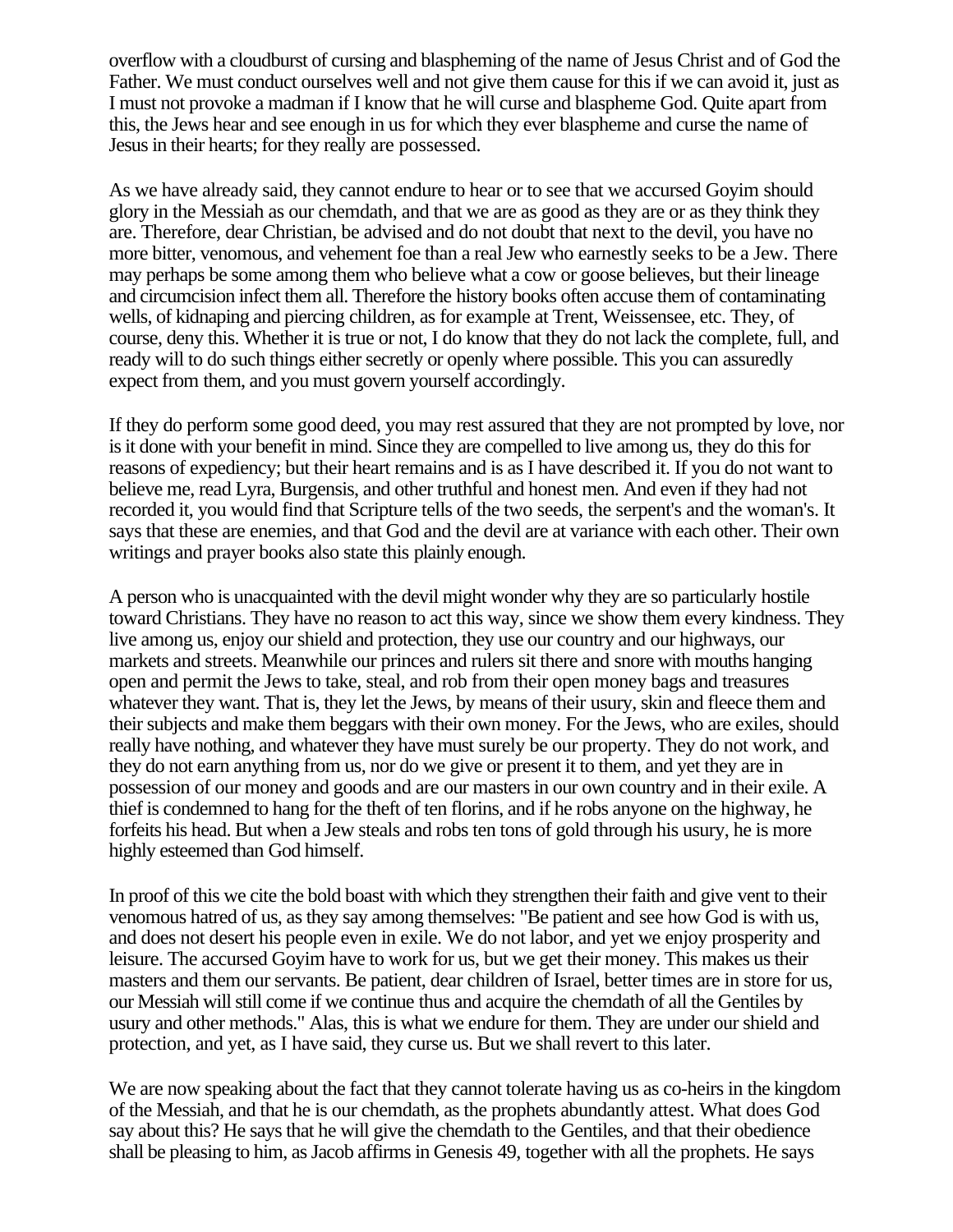overflow with a cloudburst of cursing and blaspheming of the name of Jesus Christ and of God the Father. We must conduct ourselves well and not give them cause for this if we can avoid it, just as I must not provoke a madman if I know that he will curse and blaspheme God. Quite apart from this, the Jews hear and see enough in us for which they ever blaspheme and curse the name of Jesus in their hearts; for they really are possessed.

As we have already said, they cannot endure to hear or to see that we accursed Goyim should glory in the Messiah as our chemdath, and that we are as good as they are or as they think they are. Therefore, dear Christian, be advised and do not doubt that next to the devil, you have no more bitter, venomous, and vehement foe than a real Jew who earnestly seeks to be a Jew. There may perhaps be some among them who believe what a cow or goose believes, but their lineage and circumcision infect them all. Therefore the history books often accuse them of contaminating wells, of kidnaping and piercing children, as for example at Trent, Weissensee, etc. They, of course, deny this. Whether it is true or not, I do know that they do not lack the complete, full, and ready will to do such things either secretly or openly where possible. This you can assuredly expect from them, and you must govern yourself accordingly.

If they do perform some good deed, you may rest assured that they are not prompted by love, nor is it done with your benefit in mind. Since they are compelled to live among us, they do this for reasons of expediency; but their heart remains and is as I have described it. If you do not want to believe me, read Lyra, Burgensis, and other truthful and honest men. And even if they had not recorded it, you would find that Scripture tells of the two seeds, the serpent's and the woman's. It says that these are enemies, and that God and the devil are at variance with each other. Their own writings and prayer books also state this plainly enough.

A person who is unacquainted with the devil might wonder why they are so particularly hostile toward Christians. They have no reason to act this way, since we show them every kindness. They live among us, enjoy our shield and protection, they use our country and our highways, our markets and streets. Meanwhile our princes and rulers sit there and snore with mouths hanging open and permit the Jews to take, steal, and rob from their open money bags and treasures whatever they want. That is, they let the Jews, by means of their usury, skin and fleece them and their subjects and make them beggars with their own money. For the Jews, who are exiles, should really have nothing, and whatever they have must surely be our property. They do not work, and they do not earn anything from us, nor do we give or present it to them, and yet they are in possession of our money and goods and are our masters in our own country and in their exile. A thief is condemned to hang for the theft of ten florins, and if he robs anyone on the highway, he forfeits his head. But when a Jew steals and robs ten tons of gold through his usury, he is more highly esteemed than God himself.

In proof of this we cite the bold boast with which they strengthen their faith and give vent to their venomous hatred of us, as they say among themselves: "Be patient and see how God is with us, and does not desert his people even in exile. We do not labor, and yet we enjoy prosperity and leisure. The accursed Goyim have to work for us, but we get their money. This makes us their masters and them our servants. Be patient, dear children of Israel, better times are in store for us, our Messiah will still come if we continue thus and acquire the chemdath of all the Gentiles by usury and other methods." Alas, this is what we endure for them. They are under our shield and protection, and yet, as I have said, they curse us. But we shall revert to this later.

We are now speaking about the fact that they cannot tolerate having us as co-heirs in the kingdom of the Messiah, and that he is our chemdath, as the prophets abundantly attest. What does God say about this? He says that he will give the chemdath to the Gentiles, and that their obedience shall be pleasing to him, as Jacob affirms in Genesis 49, together with all the prophets. He says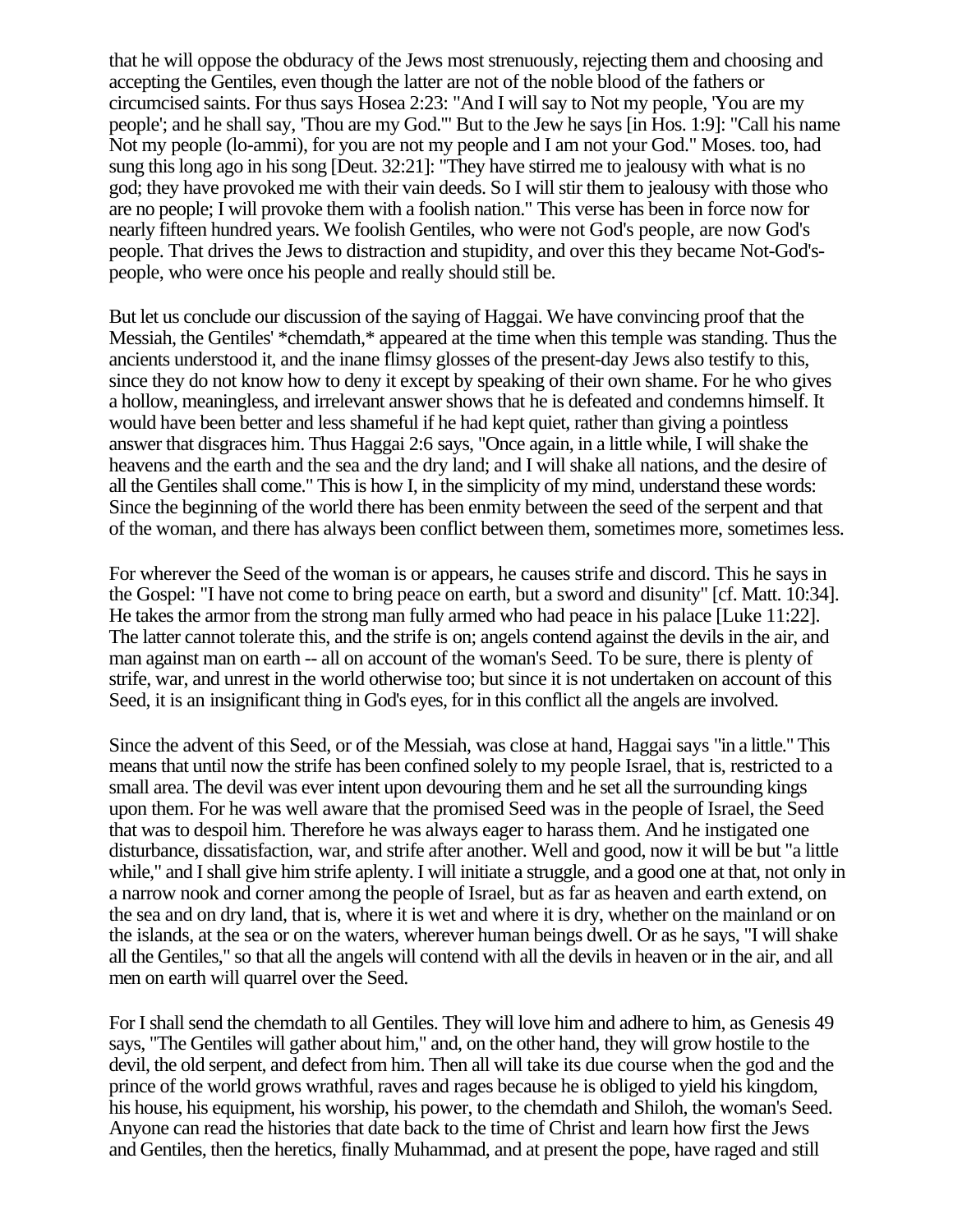that he will oppose the obduracy of the Jews most strenuously, rejecting them and choosing and accepting the Gentiles, even though the latter are not of the noble blood of the fathers or circumcised saints. For thus says Hosea 2:23: "And I will say to Not my people, 'You are my people'; and he shall say, 'Thou are my God.'" But to the Jew he says [in Hos. 1:9]: "Call his name Not my people (lo-ammi), for you are not my people and I am not your God." Moses. too, had sung this long ago in his song [Deut. 32:21]: "They have stirred me to jealousy with what is no god; they have provoked me with their vain deeds. So I will stir them to jealousy with those who are no people; I will provoke them with a foolish nation." This verse has been in force now for nearly fifteen hundred years. We foolish Gentiles, who were not God's people, are now God's people. That drives the Jews to distraction and stupidity, and over this they became Not-God's-people, who were once his people and really should still be.

But let us conclude our discussion of the saying of Haggai. We have convincing proof that the Messiah, the Gentiles' *chemdath,* appeared at the time when this temple was standing. Thus the ancients understood it, and the inane flimsy glosses of the present-day Jews also testify to this, since they do not know how to deny it except by speaking of their own shame. For he who gives a hollow, meaningless, and irrelevant answer shows that he is defeated and condemns himself. It would have been better and less shameful if he had kept quiet, rather than giving a pointless answer that disgraces him. Thus Haggai 2:6 says, "Once again, in a little while, I will shake the heavens and the earth and the sea and the dry land; and I will shake all nations, and the desire of all the Gentiles shall come." This is how I, in the simplicity of my mind, understand these words: Since the beginning of the world there has been enmity between the seed of the serpent and that of the woman, and there has always been conflict between them, sometimes more, sometimes less.

For wherever the Seed of the woman is or appears, he causes strife and discord. This he says in the Gospel: "I have not come to bring peace on earth, but a sword and disunity" [cf. Matt. 10:34]. He takes the armor from the strong man fully armed who had peace in his palace [Luke 11:22]. The latter cannot tolerate this, and the strife is on; angels contend against the devils in the air, and man against man on earth -- all on account of the woman's Seed. To be sure, there is plenty of strife, war, and unrest in the world otherwise too; but since it is not undertaken on account of this Seed, it is an insignificant thing in God's eyes, for in this conflict all the angels are involved.

Since the advent of this Seed, or of the Messiah, was close at hand, Haggai says "in a little." This means that until now the strife has been confined solely to my people Israel, that is, restricted to a small area. The devil was ever intent upon devouring them and he set all the surrounding kings upon them. For he was well aware that the promised Seed was in the people of Israel, the Seed that was to despoil him. Therefore he was always eager to harass them. And he instigated one disturbance, dissatisfaction, war, and strife after another. Well and good, now it will be but "a little while," and I shall give him strife aplenty. I will initiate a struggle, and a good one at that, not only in a narrow nook and corner among the people of Israel, but as far as heaven and earth extend, on the sea and on dry land, that is, where it is wet and where it is dry, whether on the mainland or on the islands, at the sea or on the waters, wherever human beings dwell. Or as he says, "I will shake all the Gentiles," so that all the angels will contend with all the devils in heaven or in the air, and all men on earth will quarrel over the Seed.

For I shall send the chemdath to all Gentiles. They will love him and adhere to him, as Genesis 49 says, "The Gentiles will gather about him," and, on the other hand, they will grow hostile to the devil, the old serpent, and defect from him. Then all will take its due course when the god and the prince of the world grows wrathful, raves and rages because he is obliged to yield his kingdom, his house, his equipment, his worship, his power, to the chemdath and Shiloh, the woman's Seed. Anyone can read the histories that date back to the time of Christ and learn how first the Jews and Gentiles, then the heretics, finally Muhammad, and at present the pope, have raged and still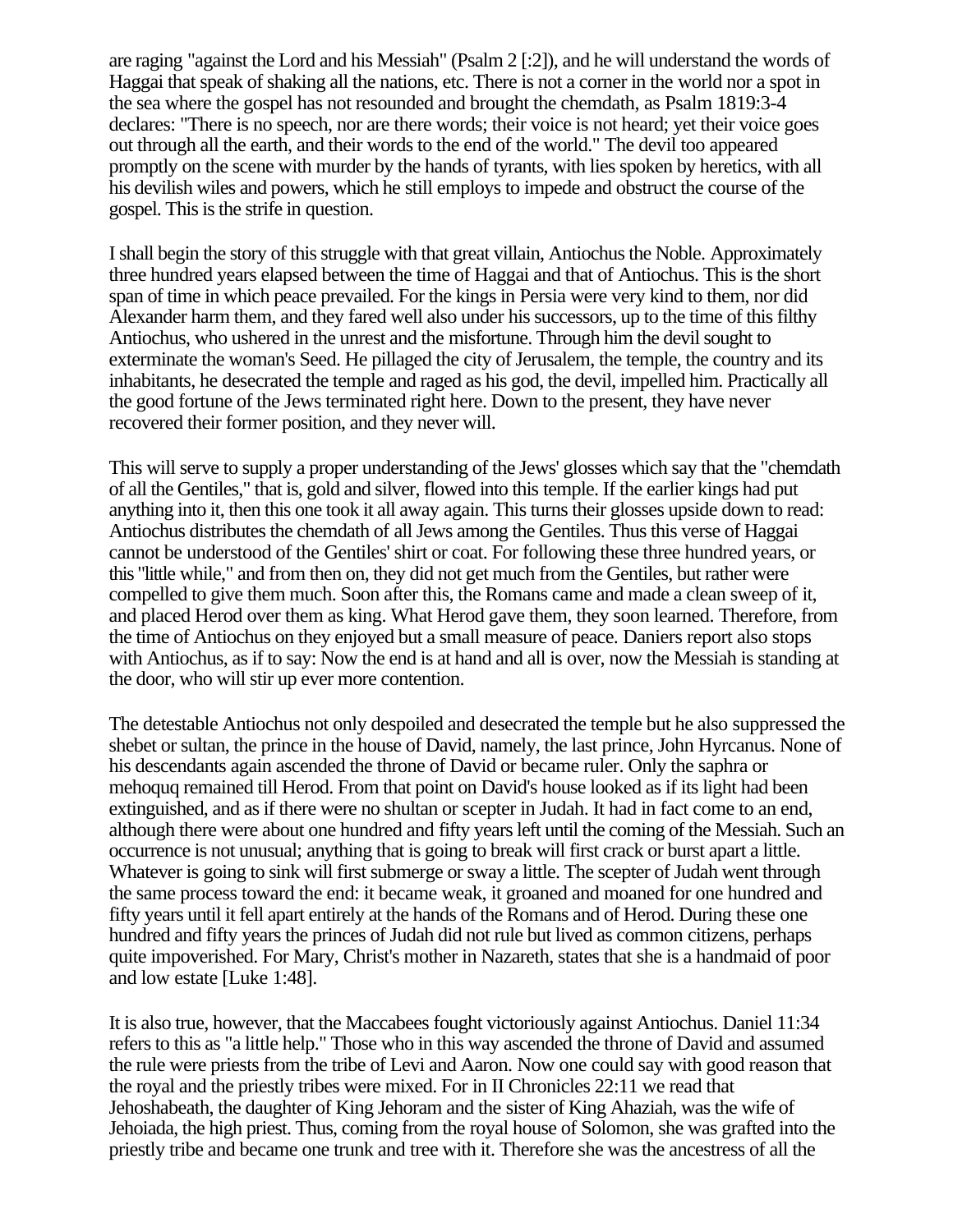are raging "against the Lord and his Messiah" (Psalm 2 [:2]), and he will understand the words of Haggai that speak of shaking all the nations, etc. There is not a corner in the world nor a spot in the sea where the gospel has not resounded and brought the chemdath, as Psalm 1819:3-4 declares: "There is no speech, nor are there words; their voice is not heard; yet their voice goes out through all the earth, and their words to the end of the world." The devil too appeared promptly on the scene with murder by the hands of tyrants, with lies spoken by heretics, with all his devilish wiles and powers, which he still employs to impede and obstruct the course of the gospel. This is the strife in question.

I shall begin the story of this struggle with that great villain, Antiochus the Noble. Approximately three hundred years elapsed between the time of Haggai and that of Antiochus. This is the short span of time in which peace prevailed. For the kings in Persia were very kind to them, nor did Alexander harm them, and they fared well also under his successors, up to the time of this filthy Antiochus, who ushered in the unrest and the misfortune. Through him the devil sought to exterminate the woman's Seed. He pillaged the city of Jerusalem, the temple, the country and its inhabitants, he desecrated the temple and raged as his god, the devil, impelled him. Practically all the good fortune of the Jews terminated right here. Down to the present, they have never recovered their former position, and they never will.

This will serve to supply a proper understanding of the Jews' glosses which say that the "chemdath of all the Gentiles," that is, gold and silver, flowed into this temple. If the earlier kings had put anything into it, then this one took it all away again. This turns their glosses upside down to read: Antiochus distributes the chemdath of all Jews among the Gentiles. Thus this verse of Haggai cannot be understood of the Gentiles' shirt or coat. For following these three hundred years, or this "little while," and from then on, they did not get much from the Gentiles, but rather were compelled to give them much. Soon after this, the Romans came and made a clean sweep of it, and placed Herod over them as king. What Herod gave them, they soon learned. Therefore, from the time of Antiochus on they enjoyed but a small measure of peace. Daniers report also stops with Antiochus, as if to say: Now the end is at hand and all is over, now the Messiah is standing at the door, who will stir up ever more contention.

The detestable Antiochus not only despoiled and desecrated the temple but he also suppressed the shebet or sultan, the prince in the house of David, namely, the last prince, John Hyrcanus. None of his descendants again ascended the throne of David or became ruler. Only the saphra or mehoquq remained till Herod. From that point on David's house looked as if its light had been extinguished, and as if there were no shultan or scepter in Judah. It had in fact come to an end, although there were about one hundred and fifty years left until the coming of the Messiah. Such an occurrence is not unusual; anything that is going to break will first crack or burst apart a little. Whatever is going to sink will first submerge or sway a little. The scepter of Judah went through the same process toward the end: it became weak, it groaned and moaned for one hundred and fifty years until it fell apart entirely at the hands of the Romans and of Herod. During these one hundred and fifty years the princes of Judah did not rule but lived as common citizens, perhaps quite impoverished. For Mary, Christ's mother in Nazareth, states that she is a handmaid of poor and low estate [Luke 1:48].

It is also true, however, that the Maccabees fought victoriously against Antiochus. Daniel 11:34 refers to this as "a little help." Those who in this way ascended the throne of David and assumed the rule were priests from the tribe of Levi and Aaron. Now one could say with good reason that the royal and the priestly tribes were mixed. For in II Chronicles 22:11 we read that Jehoshabeath, the daughter of King Jehoram and the sister of King Ahaziah, was the wife of Jehoiada, the high priest. Thus, coming from the royal house of Solomon, she was grafted into the priestly tribe and became one trunk and tree with it. Therefore she was the ancestress of all the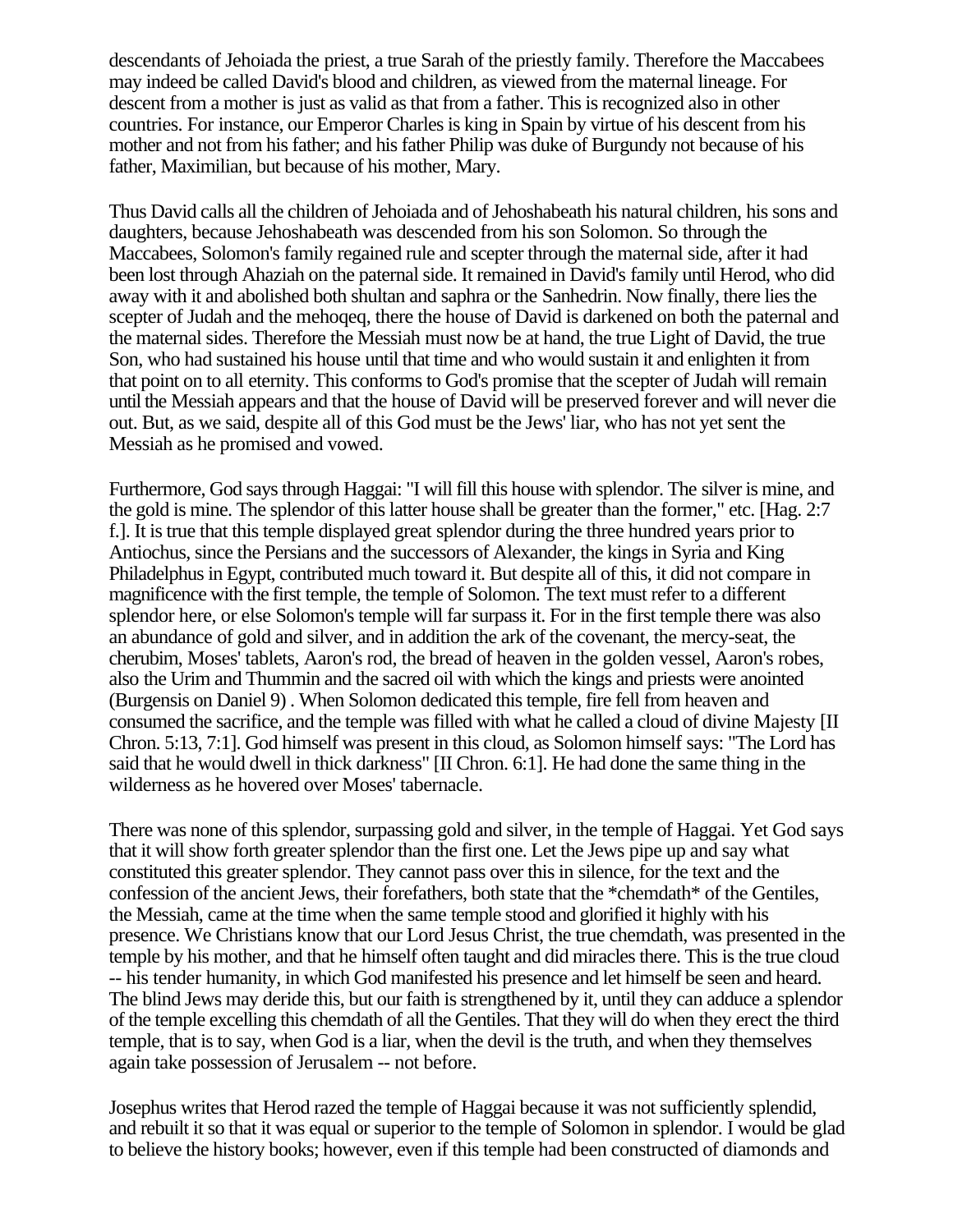descendants of Jehoiada the priest, a true Sarah of the priestly family. Therefore the Maccabees may indeed be called David's blood and children, as viewed from the maternal lineage. For descent from a mother is just as valid as that from a father. This is recognized also in other countries. For instance, our Emperor Charles is king in Spain by virtue of his descent from his mother and not from his father; and his father Philip was duke of Burgundy not because of his father, Maximilian, but because of his mother, Mary.

Thus David calls all the children of Jehoiada and of Jehoshabeath his natural children, his sons and daughters, because Jehoshabeath was descended from his son Solomon. So through the Maccabees, Solomon's family regained rule and scepter through the maternal side, after it had been lost through Ahaziah on the paternal side. It remained in David's family until Herod, who did away with it and abolished both shultan and saphra or the Sanhedrin. Now finally, there lies the scepter of Judah and the mehoqeq, there the house of David is darkened on both the paternal and the maternal sides. Therefore the Messiah must now be at hand, the true Light of David, the true Son, who had sustained his house until that time and who would sustain it and enlighten it from that point on to all eternity. This conforms to God's promise that the scepter of Judah will remain until the Messiah appears and that the house of David will be preserved forever and will never die out. But, as we said, despite all of this God must be the Jews' liar, who has not yet sent the Messiah as he promised and vowed.

Furthermore, God says through Haggai: "I will fill this house with splendor. The silver is mine, and the gold is mine. The splendor of this latter house shall be greater than the former," etc. [Hag. 2:7 f.]. It is true that this temple displayed great splendor during the three hundred years prior to Antiochus, since the Persians and the successors of Alexander, the kings in Syria and King Philadelphus in Egypt, contributed much toward it. But despite all of this, it did not compare in magnificence with the first temple, the temple of Solomon. The text must refer to a different splendor here, or else Solomon's temple will far surpass it. For in the first temple there was also an abundance of gold and silver, and in addition the ark of the covenant, the mercy-seat, the cherubim, Moses' tablets, Aaron's rod, the bread of heaven in the golden vessel, Aaron's robes, also the Urim and Thummin and the sacred oil with which the kings and priests were anointed (Burgensis on Daniel 9) . When Solomon dedicated this temple, fire fell from heaven and consumed the sacrifice, and the temple was filled with what he called a cloud of divine Majesty [II Chron. 5:13, 7:1]. God himself was present in this cloud, as Solomon himself says: "The Lord has said that he would dwell in thick darkness" [II Chron. 6:1]. He had done the same thing in the wilderness as he hovered over Moses' tabernacle.

There was none of this splendor, surpassing gold and silver, in the temple of Haggai. Yet God says that it will show forth greater splendor than the first one. Let the Jews pipe up and say what constituted this greater splendor. They cannot pass over this in silence, for the text and the confession of the ancient Jews, their forefathers, both state that the *chemdath* of the Gentiles, the Messiah, came at the time when the same temple stood and glorified it highly with his presence. We Christians know that our Lord Jesus Christ, the true chemdath, was presented in the temple by his mother, and that he himself often taught and did miracles there. This is the true cloud -- his tender humanity, in which God manifested his presence and let himself be seen and heard. The blind Jews may deride this, but our faith is strengthened by it, until they can adduce a splendor of the temple excelling this chemdath of all the Gentiles. That they will do when they erect the third temple, that is to say, when God is a liar, when the devil is the truth, and when they themselves again take possession of Jerusalem -- not before.

Josephus writes that Herod razed the temple of Haggai because it was not sufficiently splendid, and rebuilt it so that it was equal or superior to the temple of Solomon in splendor. I would be glad to believe the history books; however, even if this temple had been constructed of diamonds and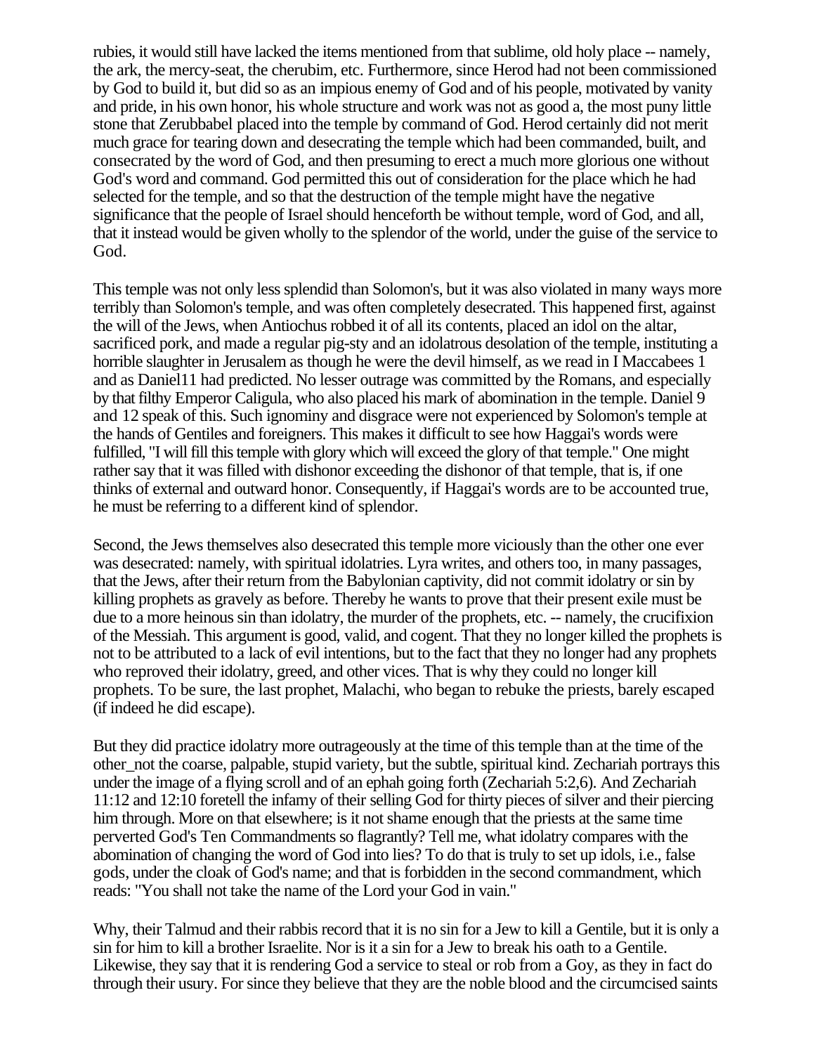rubies, it would still have lacked the items mentioned from that sublime, old holy place -- namely, the ark, the mercy-seat, the cherubim, etc. Furthermore, since Herod had not been commissioned by God to build it, but did so as an impious enemy of God and of his people, motivated by vanity and pride, in his own honor, his whole structure and work was not as good a, the most puny little stone that Zerubbabel placed into the temple by command of God. Herod certainly did not merit much grace for tearing down and desecrating the temple which had been commanded, built, and consecrated by the word of God, and then presuming to erect a much more glorious one without God's word and command. God permitted this out of consideration for the place which he had selected for the temple, and so that the destruction of the temple might have the negative significance that the people of Israel should henceforth be without temple, word of God, and all, that it instead would be given wholly to the splendor of the world, under the guise of the service to God.

This temple was not only less splendid than Solomon's, but it was also violated in many ways more terribly than Solomon's temple, and was often completely desecrated. This happened first, against the will of the Jews, when Antiochus robbed it of all its contents, placed an idol on the altar, sacrificed pork, and made a regular pig-sty and an idolatrous desolation of the temple, instituting a horrible slaughter in Jerusalem as though he were the devil himself, as we read in I Maccabees 1 and as Daniel11 had predicted. No lesser outrage was committed by the Romans, and especially by that filthy Emperor Caligula, who also placed his mark of abomination in the temple. Daniel 9 and 12 speak of this. Such ignominy and disgrace were not experienced by Solomon's temple at the hands of Gentiles and foreigners. This makes it difficult to see how Haggai's words were fulfilled, "I will fill this temple with glory which will exceed the glory of that temple." One might rather say that it was filled with dishonor exceeding the dishonor of that temple, that is, if one thinks of external and outward honor. Consequently, if Haggai's words are to be accounted true, he must be referring to a different kind of splendor.

Second, the Jews themselves also desecrated this temple more viciously than the other one ever was desecrated: namely, with spiritual idolatries. Lyra writes, and others too, in many passages, that the Jews, after their return from the Babylonian captivity, did not commit idolatry or sin by killing prophets as gravely as before. Thereby he wants to prove that their present exile must be due to a more heinous sin than idolatry, the murder of the prophets, etc. -- namely, the crucifixion of the Messiah. This argument is good, valid, and cogent. That they no longer killed the prophets is not to be attributed to a lack of evil intentions, but to the fact that they no longer had any prophets who reproved their idolatry, greed, and other vices. That is why they could no longer kill prophets. To be sure, the last prophet, Malachi, who began to rebuke the priests, barely escaped (if indeed he did escape).

But they did practice idolatry more outrageously at the time of this temple than at the time of the other_not the coarse, palpable, stupid variety, but the subtle, spiritual kind. Zechariah portrays this under the image of a flying scroll and of an ephah going forth (Zechariah 5:2,6). And Zechariah 11:12 and 12:10 foretell the infamy of their selling God for thirty pieces of silver and their piercing him through. More on that elsewhere; is it not shame enough that the priests at the same time perverted God's Ten Commandments so flagrantly? Tell me, what idolatry compares with the abomination of changing the word of God into lies? To do that is truly to set up idols, i.e., false gods, under the cloak of God's name; and that is forbidden in the second commandment, which reads: "You shall not take the name of the Lord your God in vain."

Why, their Talmud and their rabbis record that it is no sin for a Jew to kill a Gentile, but it is only a sin for him to kill a brother Israelite. Nor is it a sin for a Jew to break his oath to a Gentile. Likewise, they say that it is rendering God a service to steal or rob from a Goy, as they in fact do through their usury. For since they believe that they are the noble blood and the circumcised saints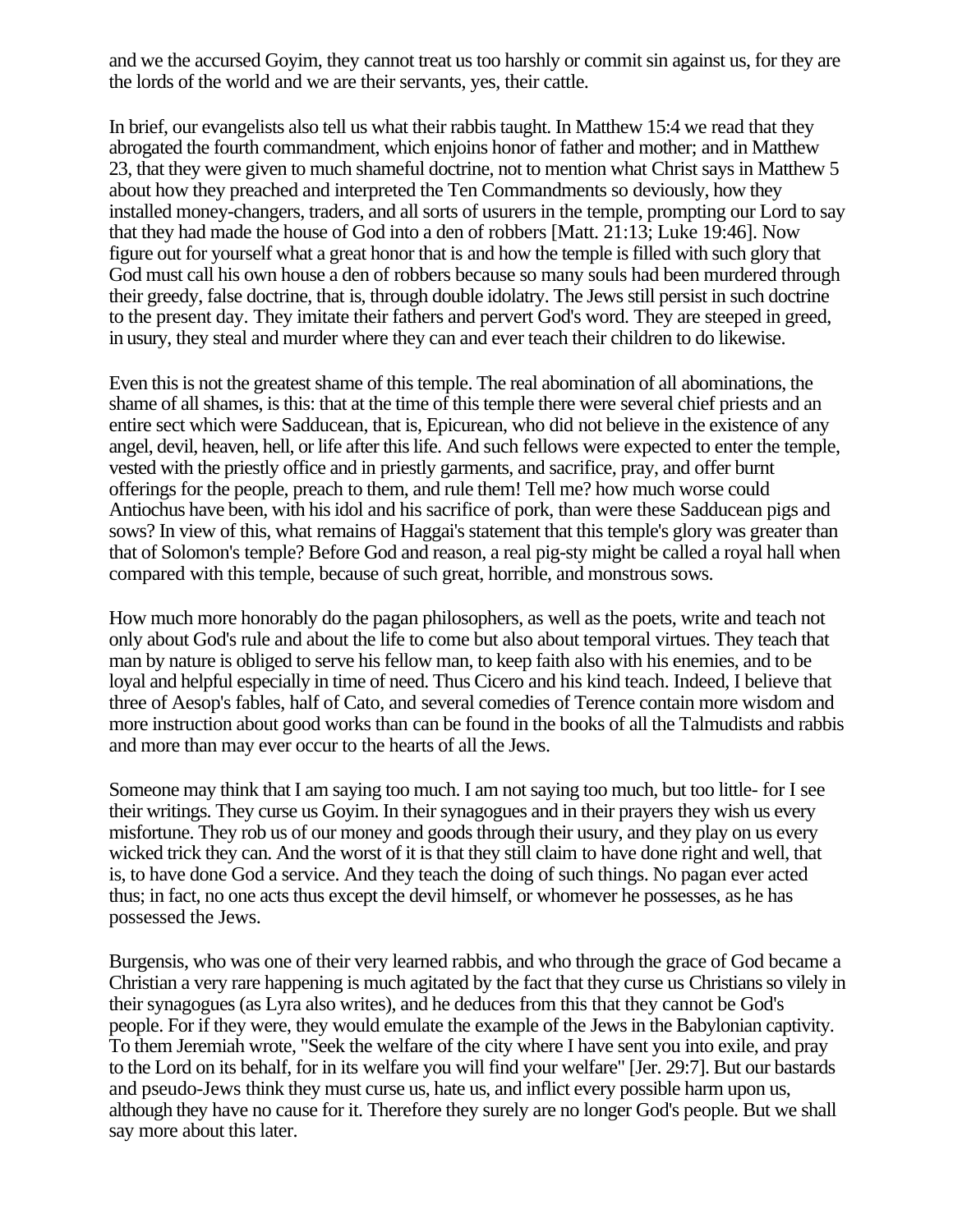and we the accursed Goyim, they cannot treat us too harshly or commit sin against us, for they are the lords of the world and we are their servants, yes, their cattle.

In brief, our evangelists also tell us what their rabbis taught. In Matthew 15:4 we read that they abrogated the fourth commandment, which enjoins honor of father and mother; and in Matthew 23, that they were given to much shameful doctrine, not to mention what Christ says in Matthew 5 about how they preached and interpreted the Ten Commandments so deviously, how they installed money-changers, traders, and all sorts of usurers in the temple, prompting our Lord to say that they had made the house of God into a den of robbers [Matt. 21:13; Luke 19:46]. Now figure out for yourself what a great honor that is and how the temple is filled with such glory that God must call his own house a den of robbers because so many souls had been murdered through their greedy, false doctrine, that is, through double idolatry. The Jews still persist in such doctrine to the present day. They imitate their fathers and pervert God's word. They are steeped in greed, in usury, they steal and murder where they can and ever teach their children to do likewise.

Even this is not the greatest shame of this temple. The real abomination of all abominations, the shame of all shames, is this: that at the time of this temple there were several chief priests and an entire sect which were Sadducean, that is, Epicurean, who did not believe in the existence of any angel, devil, heaven, hell, or life after this life. And such fellows were expected to enter the temple, vested with the priestly office and in priestly garments, and sacrifice, pray, and offer burnt offerings for the people, preach to them, and rule them! Tell me? how much worse could Antiochus have been, with his idol and his sacrifice of pork, than were these Sadducean pigs and sows? In view of this, what remains of Haggai's statement that this temple's glory was greater than that of Solomon's temple? Before God and reason, a real pig-sty might be called a royal hall when compared with this temple, because of such great, horrible, and monstrous sows.

How much more honorably do the pagan philosophers, as well as the poets, write and teach not only about God's rule and about the life to come but also about temporal virtues. They teach that man by nature is obliged to serve his fellow man, to keep faith also with his enemies, and to be loyal and helpful especially in time of need. Thus Cicero and his kind teach. Indeed, I believe that three of Aesop's fables, half of Cato, and several comedies of Terence contain more wisdom and more instruction about good works than can be found in the books of all the Talmudists and rabbis and more than may ever occur to the hearts of all the Jews.

Someone may think that I am saying too much. I am not saying too much, but too little- for I see their writings. They curse us Goyim. In their synagogues and in their prayers they wish us every misfortune. They rob us of our money and goods through their usury, and they play on us every wicked trick they can. And the worst of it is that they still claim to have done right and well, that is, to have done God a service. And they teach the doing of such things. No pagan ever acted thus; in fact, no one acts thus except the devil himself, or whomever he possesses, as he has possessed the Jews.

Burgensis, who was one of their very learned rabbis, and who through the grace of God became a Christian a very rare happening is much agitated by the fact that they curse us Christians so vilely in their synagogues (as Lyra also writes), and he deduces from this that they cannot be God's people. For if they were, they would emulate the example of the Jews in the Babylonian captivity. To them Jeremiah wrote, "Seek the welfare of the city where I have sent you into exile, and pray to the Lord on its behalf, for in its welfare you will find your welfare" [Jer. 29:7]. But our bastards and pseudo-Jews think they must curse us, hate us, and inflict every possible harm upon us, although they have no cause for it. Therefore they surely are no longer God's people. But we shall say more about this later.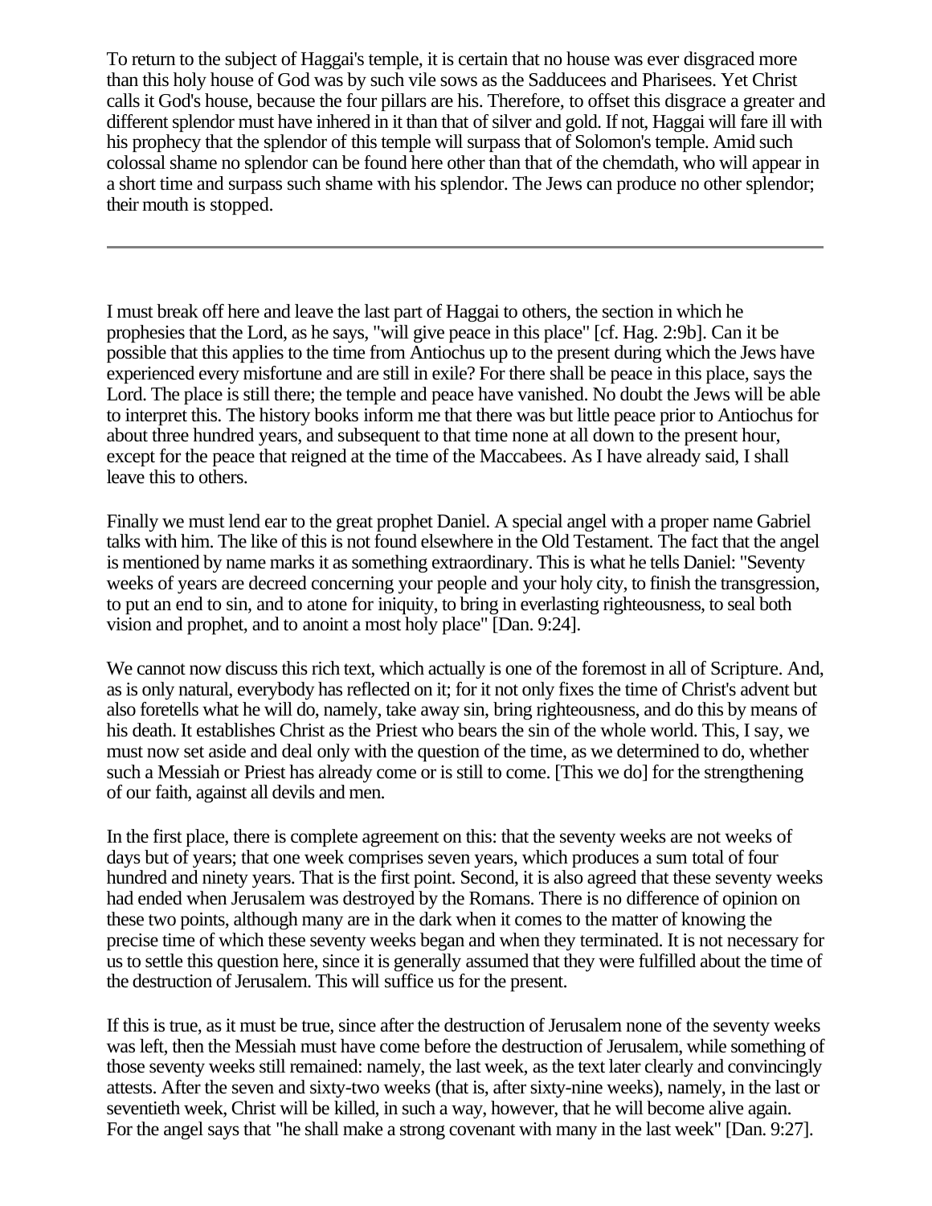To return to the subject of Haggai's temple, it is certain that no house was ever disgraced more than this holy house of God was by such vile sows as the Sadducees and Pharisees. Yet Christ calls it God's house, because the four pillars are his. Therefore, to offset this disgrace a greater and different splendor must have inhered in it than that of silver and gold. If not, Haggai will fare ill with his prophecy that the splendor of this temple will surpass that of Solomon's temple. Amid such colossal shame no splendor can be found here other than that of the chemdath, who will appear in a short time and surpass such shame with his splendor. The Jews can produce no other splendor; their mouth is stopped.

---

I must break off here and leave the last part of Haggai to others, the section in which he prophesies that the Lord, as he says, "will give peace in this place" [cf. Hag. 2:9b]. Can it be possible that this applies to the time from Antiochus up to the present during which the Jews have experienced every misfortune and are still in exile? For there shall be peace in this place, says the Lord. The place is still there; the temple and peace have vanished. No doubt the Jews will be able to interpret this. The history books inform me that there was but little peace prior to Antiochus for about three hundred years, and subsequent to that time none at all down to the present hour, except for the peace that reigned at the time of the Maccabees. As I have already said, I shall leave this to others.

Finally we must lend ear to the great prophet Daniel. A special angel with a proper name Gabriel talks with him. The like of this is not found elsewhere in the Old Testament. The fact that the angel is mentioned by name marks it as something extraordinary. This is what he tells Daniel: "Seventy weeks of years are decreed concerning your people and your holy city, to finish the transgression, to put an end to sin, and to atone for iniquity, to bring in everlasting righteousness, to seal both vision and prophet, and to anoint a most holy place" [Dan. 9:24].

We cannot now discuss this rich text, which actually is one of the foremost in all of Scripture. And, as is only natural, everybody has reflected on it; for it not only fixes the time of Christ's advent but also foretells what he will do, namely, take away sin, bring righteousness, and do this by means of his death. It establishes Christ as the Priest who bears the sin of the whole world. This, I say, we must now set aside and deal only with the question of the time, as we determined to do, whether such a Messiah or Priest has already come or is still to come. [This we do] for the strengthening of our faith, against all devils and men.

In the first place, there is complete agreement on this: that the seventy weeks are not weeks of days but of years; that one week comprises seven years, which produces a sum total of four hundred and ninety years. That is the first point. Second, it is also agreed that these seventy weeks had ended when Jerusalem was destroyed by the Romans. There is no difference of opinion on these two points, although many are in the dark when it comes to the matter of knowing the precise time of which these seventy weeks began and when they terminated. It is not necessary for us to settle this question here, since it is generally assumed that they were fulfilled about the time of the destruction of Jerusalem. This will suffice us for the present.

If this is true, as it must be true, since after the destruction of Jerusalem none of the seventy weeks was left, then the Messiah must have come before the destruction of Jerusalem, while something of those seventy weeks still remained: namely, the last week, as the text later clearly and convincingly attests. After the seven and sixty-two weeks (that is, after sixty-nine weeks), namely, in the last or seventieth week, Christ will be killed, in such a way, however, that he will become alive again. For the angel says that "he shall make a strong covenant with many in the last week" [Dan. 9:27].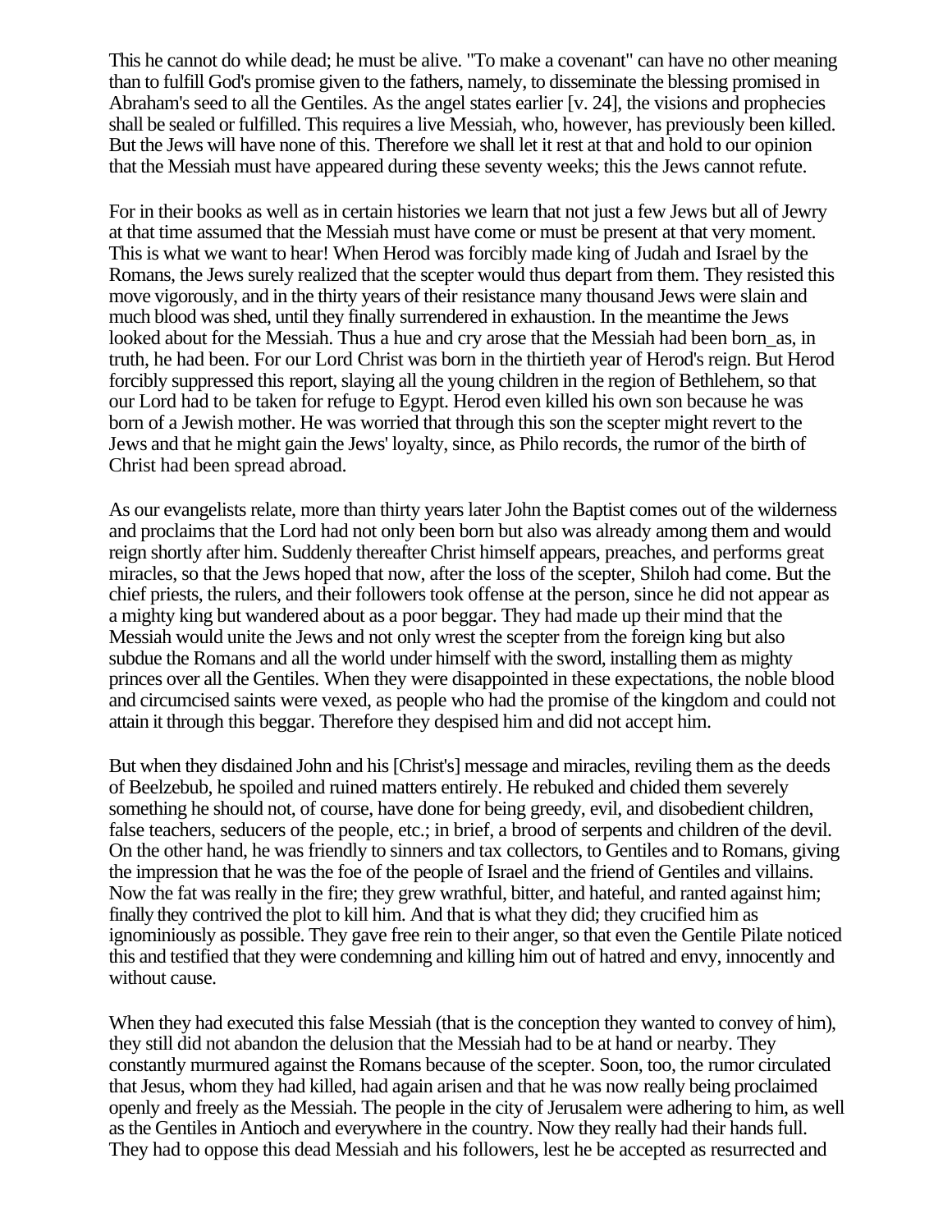This he cannot do while dead; he must be alive. "To make a covenant" can have no other meaning than to fulfill God's promise given to the fathers, namely, to disseminate the blessing promised in Abraham's seed to all the Gentiles. As the angel states earlier [v. 24], the visions and prophecies shall be sealed or fulfilled. This requires a live Messiah, who, however, has previously been killed. But the Jews will have none of this. Therefore we shall let it rest at that and hold to our opinion that the Messiah must have appeared during these seventy weeks; this the Jews cannot refute.

For in their books as well as in certain histories we learn that not just a few Jews but all of Jewry at that time assumed that the Messiah must have come or must be present at that very moment. This is what we want to hear! When Herod was forcibly made king of Judah and Israel by the Romans, the Jews surely realized that the scepter would thus depart from them. They resisted this move vigorously, and in the thirty years of their resistance many thousand Jews were slain and much blood was shed, until they finally surrendered in exhaustion. In the meantime the Jews looked about for the Messiah. Thus a hue and cry arose that the Messiah had been born_as, in truth, he had been. For our Lord Christ was born in the thirtieth year of Herod's reign. But Herod forcibly suppressed this report, slaying all the young children in the region of Bethlehem, so that our Lord had to be taken for refuge to Egypt. Herod even killed his own son because he was born of a Jewish mother. He was worried that through this son the scepter might revert to the Jews and that he might gain the Jews' loyalty, since, as Philo records, the rumor of the birth of Christ had been spread abroad.

As our evangelists relate, more than thirty years later John the Baptist comes out of the wilderness and proclaims that the Lord had not only been born but also was already among them and would reign shortly after him. Suddenly thereafter Christ himself appears, preaches, and performs great miracles, so that the Jews hoped that now, after the loss of the scepter, Shiloh had come. But the chief priests, the rulers, and their followers took offense at the person, since he did not appear as a mighty king but wandered about as a poor beggar. They had made up their mind that the Messiah would unite the Jews and not only wrest the scepter from the foreign king but also subdue the Romans and all the world under himself with the sword, installing them as mighty princes over all the Gentiles. When they were disappointed in these expectations, the noble blood and circumcised saints were vexed, as people who had the promise of the kingdom and could not attain it through this beggar. Therefore they despised him and did not accept him.

But when they disdained John and his [Christ's] message and miracles, reviling them as the deeds of Beelzebub, he spoiled and ruined matters entirely. He rebuked and chided them severely something he should not, of course, have done for being greedy, evil, and disobedient children, false teachers, seducers of the people, etc.; in brief, a brood of serpents and children of the devil. On the other hand, he was friendly to sinners and tax collectors, to Gentiles and to Romans, giving the impression that he was the foe of the people of Israel and the friend of Gentiles and villains. Now the fat was really in the fire; they grew wrathful, bitter, and hateful, and ranted against him; finally they contrived the plot to kill him. And that is what they did; they crucified him as ignominiously as possible. They gave free rein to their anger, so that even the Gentile Pilate noticed this and testified that they were condemning and killing him out of hatred and envy, innocently and without cause.

When they had executed this false Messiah (that is the conception they wanted to convey of him), they still did not abandon the delusion that the Messiah had to be at hand or nearby. They constantly murmured against the Romans because of the scepter. Soon, too, the rumor circulated that Jesus, whom they had killed, had again arisen and that he was now really being proclaimed openly and freely as the Messiah. The people in the city of Jerusalem were adhering to him, as well as the Gentiles in Antioch and everywhere in the country. Now they really had their hands full. They had to oppose this dead Messiah and his followers, lest he be accepted as resurrected and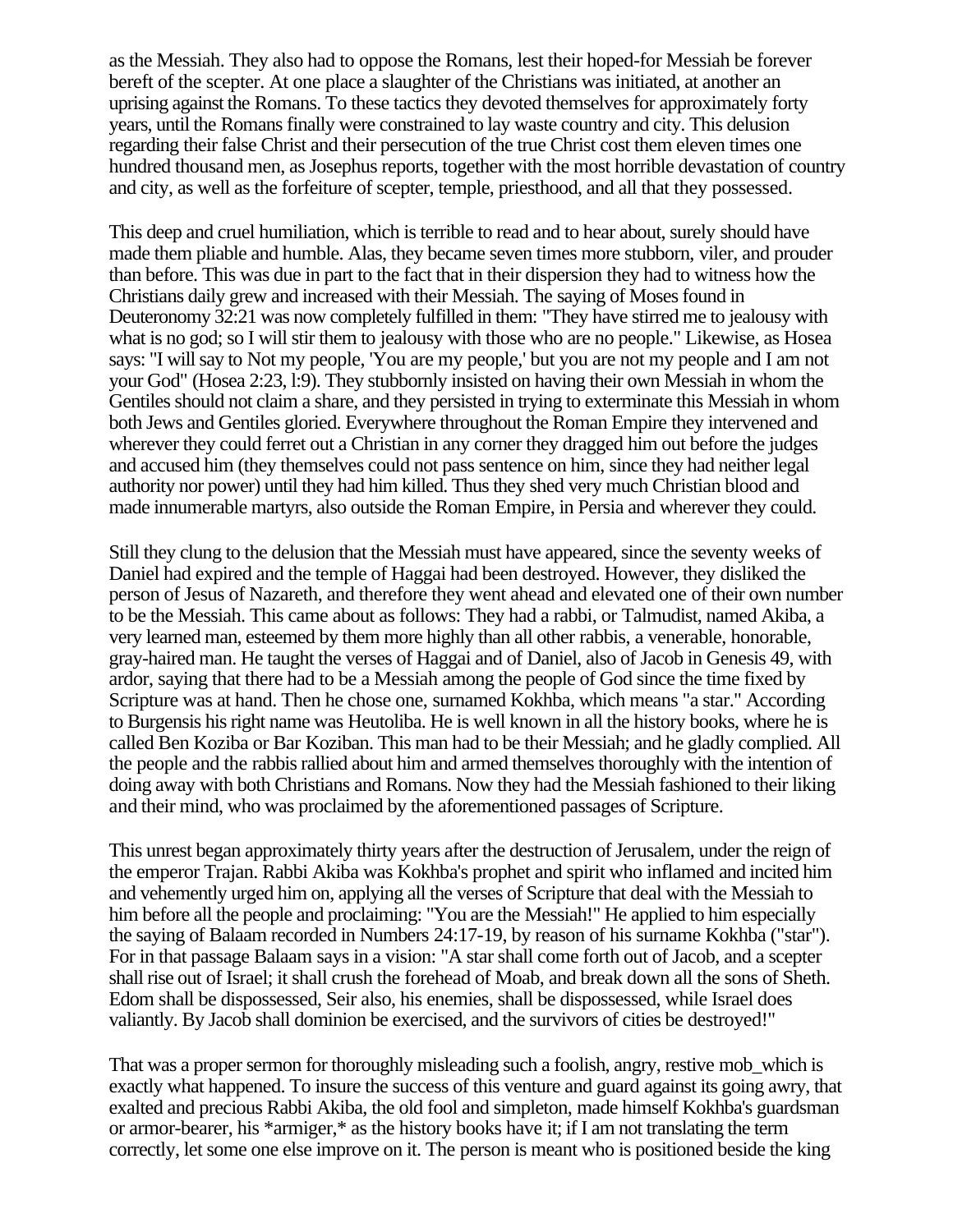as the Messiah. They also had to oppose the Romans, lest their hoped-for Messiah be forever bereft of the scepter. At one place a slaughter of the Christians was initiated, at another an uprising against the Romans. To these tactics they devoted themselves for approximately forty years, until the Romans finally were constrained to lay waste country and city. This delusion regarding their false Christ and their persecution of the true Christ cost them eleven times one hundred thousand men, as Josephus reports, together with the most horrible devastation of country and city, as well as the forfeiture of scepter, temple, priesthood, and all that they possessed.

This deep and cruel humiliation, which is terrible to read and to hear about, surely should have made them pliable and humble. Alas, they became seven times more stubborn, viler, and prouder than before. This was due in part to the fact that in their dispersion they had to witness how the Christians daily grew and increased with their Messiah. The saying of Moses found in Deuteronomy 32:21 was now completely fulfilled in them: "They have stirred me to jealousy with what is no god; so I will stir them to jealousy with those who are no people." Likewise, as Hosea says: "I will say to Not my people, 'You are my people,' but you are not my people and I am not your God" (Hosea 2:23, l:9). They stubbornly insisted on having their own Messiah in whom the Gentiles should not claim a share, and they persisted in trying to exterminate this Messiah in whom both Jews and Gentiles gloried. Everywhere throughout the Roman Empire they intervened and wherever they could ferret out a Christian in any corner they dragged him out before the judges and accused him (they themselves could not pass sentence on him, since they had neither legal authority nor power) until they had him killed. Thus they shed very much Christian blood and made innumerable martyrs, also outside the Roman Empire, in Persia and wherever they could.

Still they clung to the delusion that the Messiah must have appeared, since the seventy weeks of Daniel had expired and the temple of Haggai had been destroyed. However, they disliked the person of Jesus of Nazareth, and therefore they went ahead and elevated one of their own number to be the Messiah. This came about as follows: They had a rabbi, or Talmudist, named Akiba, a very learned man, esteemed by them more highly than all other rabbis, a venerable, honorable, gray-haired man. He taught the verses of Haggai and of Daniel, also of Jacob in Genesis 49, with ardor, saying that there had to be a Messiah among the people of God since the time fixed by Scripture was at hand. Then he chose one, surnamed Kokhba, which means "a star." According to Burgensis his right name was Heutoliba. He is well known in all the history books, where he is called Ben Koziba or Bar Koziban. This man had to be their Messiah; and he gladly complied. All the people and the rabbis rallied about him and armed themselves thoroughly with the intention of doing away with both Christians and Romans. Now they had the Messiah fashioned to their liking and their mind, who was proclaimed by the aforementioned passages of Scripture.

This unrest began approximately thirty years after the destruction of Jerusalem, under the reign of the emperor Trajan. Rabbi Akiba was Kokhba's prophet and spirit who inflamed and incited him and vehemently urged him on, applying all the verses of Scripture that deal with the Messiah to him before all the people and proclaiming: "You are the Messiah!" He applied to him especially the saying of Balaam recorded in Numbers 24:17-19, by reason of his surname Kokhba ("star"). For in that passage Balaam says in a vision: "A star shall come forth out of Jacob, and a scepter shall rise out of Israel; it shall crush the forehead of Moab, and break down all the sons of Sheth. Edom shall be dispossessed, Seir also, his enemies, shall be dispossessed, while Israel does valiantly. By Jacob shall dominion be exercised, and the survivors of cities be destroyed!"

That was a proper sermon for thoroughly misleading such a foolish, angry, restive mob_which is exactly what happened. To insure the success of this venture and guard against its going awry, that exalted and precious Rabbi Akiba, the old fool and simpleton, made himself Kokhba's guardsman or armor-bearer, his *armiger,* as the history books have it; if I am not translating the term correctly, let some one else improve on it. The person is meant who is positioned beside the king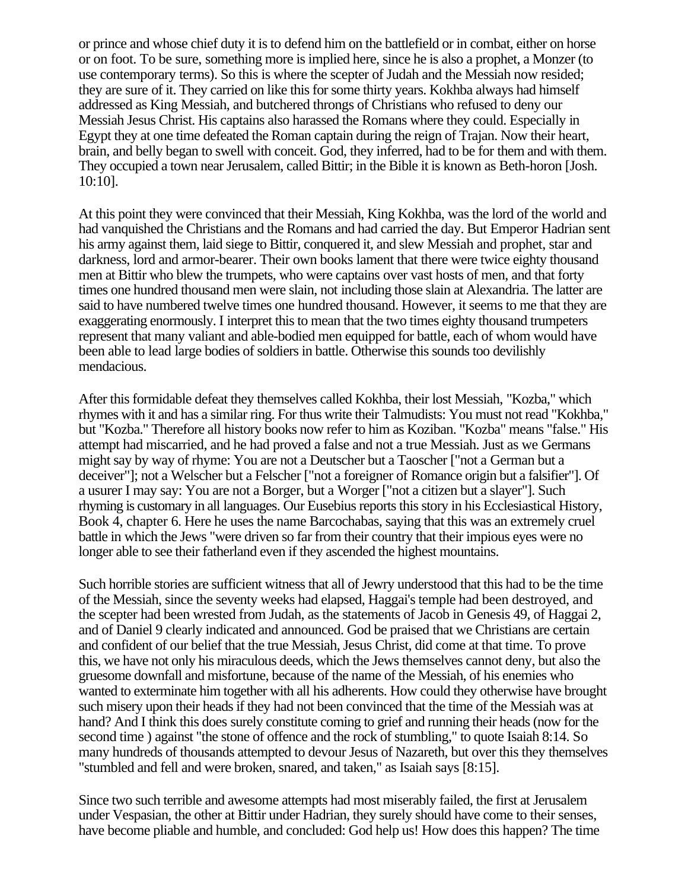or prince and whose chief duty it is to defend him on the battlefield or in combat, either on horse or on foot. To be sure, something more is implied here, since he is also a prophet, a Monzer (to use contemporary terms). So this is where the scepter of Judah and the Messiah now resided; they are sure of it. They carried on like this for some thirty years. Kokhba always had himself addressed as King Messiah, and butchered throngs of Christians who refused to deny our Messiah Jesus Christ. His captains also harassed the Romans where they could. Especially in Egypt they at one time defeated the Roman captain during the reign of Trajan. Now their heart, brain, and belly began to swell with conceit. God, they inferred, had to be for them and with them. They occupied a town near Jerusalem, called Bittir; in the Bible it is known as Beth-horon [Josh. 10:10].

At this point they were convinced that their Messiah, King Kokhba, was the lord of the world and had vanquished the Christians and the Romans and had carried the day. But Emperor Hadrian sent his army against them, laid siege to Bittir, conquered it, and slew Messiah and prophet, star and darkness, lord and armor-bearer. Their own books lament that there were twice eighty thousand men at Bittir who blew the trumpets, who were captains over vast hosts of men, and that forty times one hundred thousand men were slain, not including those slain at Alexandria. The latter are said to have numbered twelve times one hundred thousand. However, it seems to me that they are exaggerating enormously. I interpret this to mean that the two times eighty thousand trumpeters represent that many valiant and able-bodied men equipped for battle, each of whom would have been able to lead large bodies of soldiers in battle. Otherwise this sounds too devilishly mendacious.

After this formidable defeat they themselves called Kokhba, their lost Messiah, "Kozba," which rhymes with it and has a similar ring. For thus write their Talmudists: You must not read "Kokhba," but "Kozba." Therefore all history books now refer to him as Koziban. "Kozba" means "false." His attempt had miscarried, and he had proved a false and not a true Messiah. Just as we Germans might say by way of rhyme: You are not a Deutscher but a Taoscher ["not a German but a deceiver"]; not a Welscher but a Felscher ["not a foreigner of Romance origin but a falsifier"]. Of a usurer I may say: You are not a Borger, but a Worger ["not a citizen but a slayer"]. Such rhyming is customary in all languages. Our Eusebius reports this story in his Ecclesiastical History, Book 4, chapter 6. Here he uses the name Barcochabas, saying that this was an extremely cruel battle in which the Jews "were driven so far from their country that their impious eyes were no longer able to see their fatherland even if they ascended the highest mountains.

Such horrible stories are sufficient witness that all of Jewry understood that this had to be the time of the Messiah, since the seventy weeks had elapsed, Haggai's temple had been destroyed, and the scepter had been wrested from Judah, as the statements of Jacob in Genesis 49, of Haggai 2, and of Daniel 9 clearly indicated and announced. God be praised that we Christians are certain and confident of our belief that the true Messiah, Jesus Christ, did come at that time. To prove this, we have not only his miraculous deeds, which the Jews themselves cannot deny, but also the gruesome downfall and misfortune, because of the name of the Messiah, of his enemies who wanted to exterminate him together with all his adherents. How could they otherwise have brought such misery upon their heads if they had not been convinced that the time of the Messiah was at hand? And I think this does surely constitute coming to grief and running their heads (now for the second time ) against "the stone of offence and the rock of stumbling," to quote Isaiah 8:14. So many hundreds of thousands attempted to devour Jesus of Nazareth, but over this they themselves "stumbled and fell and were broken, snared, and taken," as Isaiah says [8:15].

Since two such terrible and awesome attempts had most miserably failed, the first at Jerusalem under Vespasian, the other at Bittir under Hadrian, they surely should have come to their senses, have become pliable and humble, and concluded: God help us! How does this happen? The time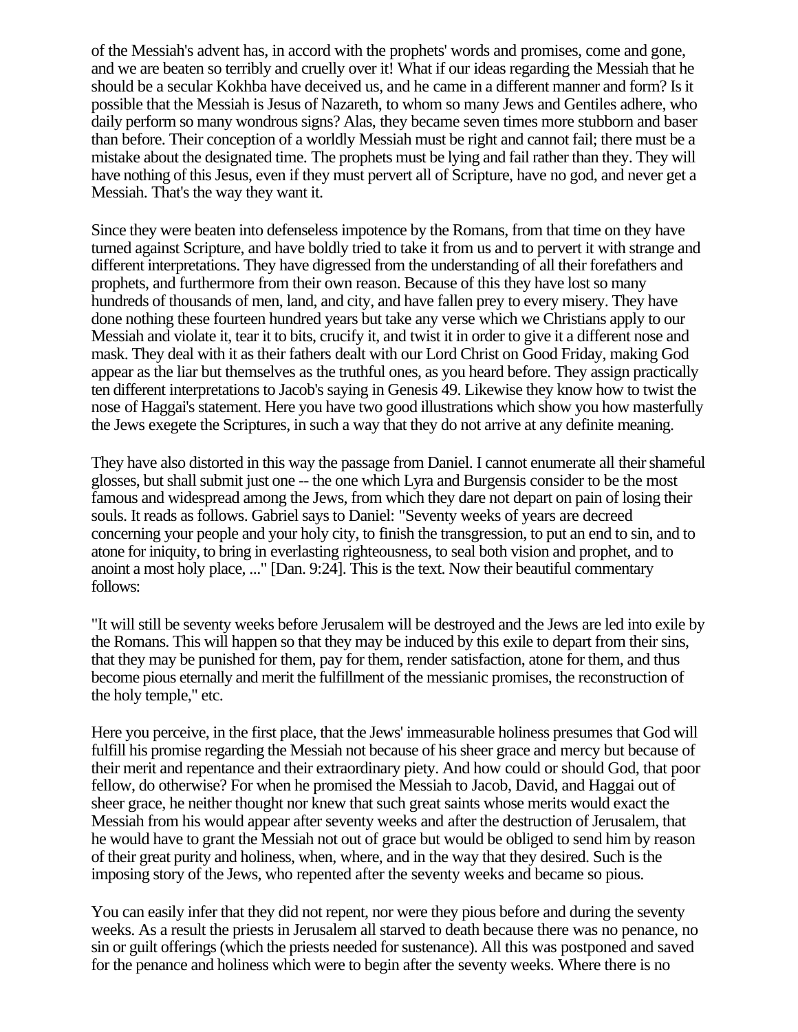of the Messiah's advent has, in accord with the prophets' words and promises, come and gone, and we are beaten so terribly and cruelly over it! What if our ideas regarding the Messiah that he should be a secular Kokhba have deceived us, and he came in a different manner and form? Is it possible that the Messiah is Jesus of Nazareth, to whom so many Jews and Gentiles adhere, who daily perform so many wondrous signs? Alas, they became seven times more stubborn and baser than before. Their conception of a worldly Messiah must be right and cannot fail; there must be a mistake about the designated time. The prophets must be lying and fail rather than they. They will have nothing of this Jesus, even if they must pervert all of Scripture, have no god, and never get a Messiah. That's the way they want it.

Since they were beaten into defenseless impotence by the Romans, from that time on they have turned against Scripture, and have boldly tried to take it from us and to pervert it with strange and different interpretations. They have digressed from the understanding of all their forefathers and prophets, and furthermore from their own reason. Because of this they have lost so many hundreds of thousands of men, land, and city, and have fallen prey to every misery. They have done nothing these fourteen hundred years but take any verse which we Christians apply to our Messiah and violate it, tear it to bits, crucify it, and twist it in order to give it a different nose and mask. They deal with it as their fathers dealt with our Lord Christ on Good Friday, making God appear as the liar but themselves as the truthful ones, as you heard before. They assign practically ten different interpretations to Jacob's saying in Genesis 49. Likewise they know how to twist the nose of Haggai's statement. Here you have two good illustrations which show you how masterfully the Jews exegete the Scriptures, in such a way that they do not arrive at any definite meaning.

They have also distorted in this way the passage from Daniel. I cannot enumerate all their shameful glosses, but shall submit just one -- the one which Lyra and Burgensis consider to be the most famous and widespread among the Jews, from which they dare not depart on pain of losing their souls. It reads as follows. Gabriel says to Daniel: "Seventy weeks of years are decreed concerning your people and your holy city, to finish the transgression, to put an end to sin, and to atone for iniquity, to bring in everlasting righteousness, to seal both vision and prophet, and to anoint a most holy place, ..." [Dan. 9:24]. This is the text. Now their beautiful commentary follows:

"It will still be seventy weeks before Jerusalem will be destroyed and the Jews are led into exile by the Romans. This will happen so that they may be induced by this exile to depart from their sins, that they may be punished for them, pay for them, render satisfaction, atone for them, and thus become pious eternally and merit the fulfillment of the messianic promises, the reconstruction of the holy temple," etc.

Here you perceive, in the first place, that the Jews' immeasurable holiness presumes that God will fulfill his promise regarding the Messiah not because of his sheer grace and mercy but because of their merit and repentance and their extraordinary piety. And how could or should God, that poor fellow, do otherwise? For when he promised the Messiah to Jacob, David, and Haggai out of sheer grace, he neither thought nor knew that such great saints whose merits would exact the Messiah from his would appear after seventy weeks and after the destruction of Jerusalem, that he would have to grant the Messiah not out of grace but would be obliged to send him by reason of their great purity and holiness, when, where, and in the way that they desired. Such is the imposing story of the Jews, who repented after the seventy weeks and became so pious.

You can easily infer that they did not repent, nor were they pious before and during the seventy weeks. As a result the priests in Jerusalem all starved to death because there was no penance, no sin or guilt offerings (which the priests needed for sustenance). All this was postponed and saved for the penance and holiness which were to begin after the seventy weeks. Where there is no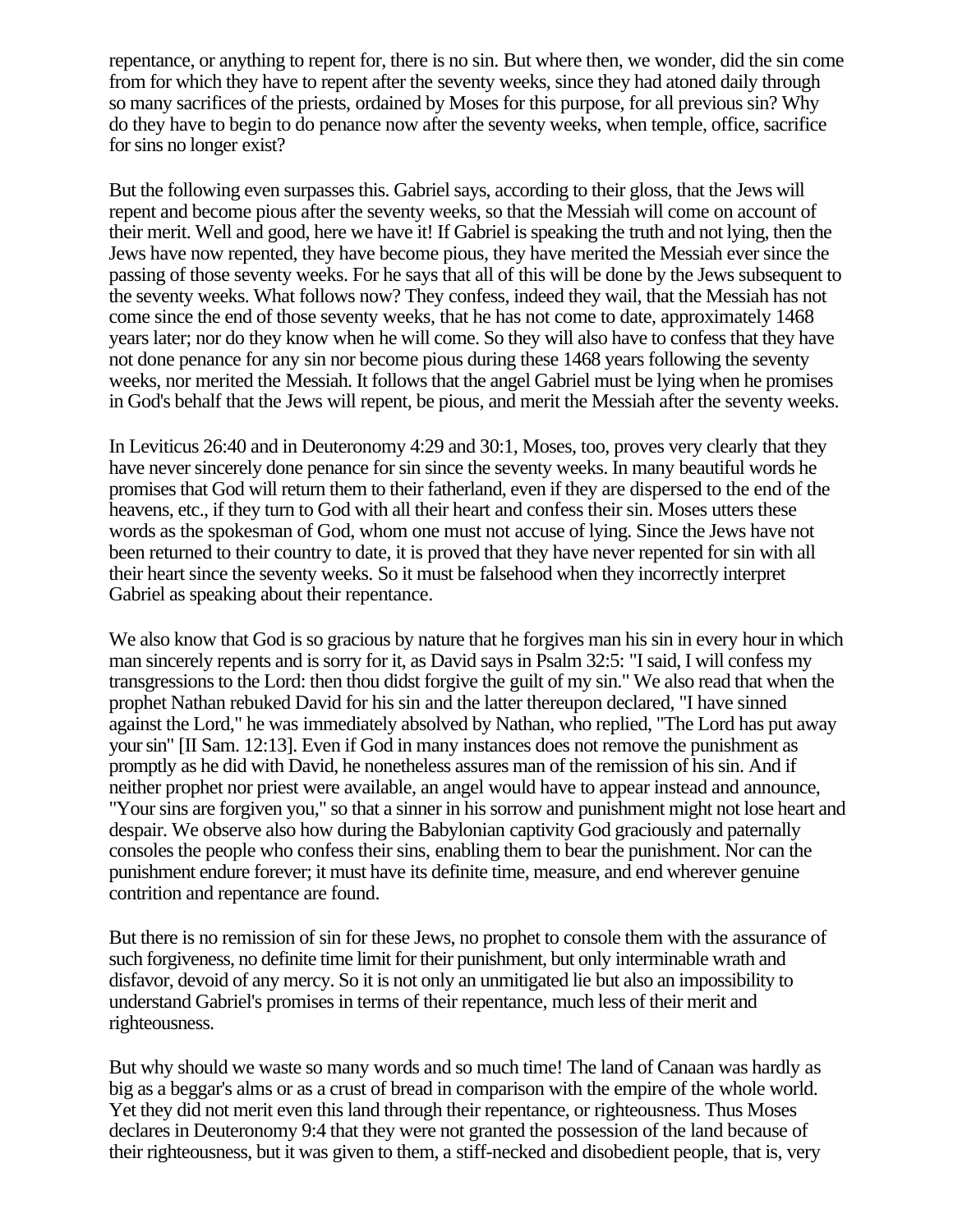repentance, or anything to repent for, there is no sin. But where then, we wonder, did the sin come from for which they have to repent after the seventy weeks, since they had atoned daily through so many sacrifices of the priests, ordained by Moses for this purpose, for all previous sin? Why do they have to begin to do penance now after the seventy weeks, when temple, office, sacrifice for sins no longer exist?

But the following even surpasses this. Gabriel says, according to their gloss, that the Jews will repent and become pious after the seventy weeks, so that the Messiah will come on account of their merit. Well and good, here we have it! If Gabriel is speaking the truth and not lying, then the Jews have now repented, they have become pious, they have merited the Messiah ever since the passing of those seventy weeks. For he says that all of this will be done by the Jews subsequent to the seventy weeks. What follows now? They confess, indeed they wail, that the Messiah has not come since the end of those seventy weeks, that he has not come to date, approximately 1468 years later; nor do they know when he will come. So they will also have to confess that they have not done penance for any sin nor become pious during these 1468 years following the seventy weeks, nor merited the Messiah. It follows that the angel Gabriel must be lying when he promises in God's behalf that the Jews will repent, be pious, and merit the Messiah after the seventy weeks.

In Leviticus 26:40 and in Deuteronomy 4:29 and 30:1, Moses, too, proves very clearly that they have never sincerely done penance for sin since the seventy weeks. In many beautiful words he promises that God will return them to their fatherland, even if they are dispersed to the end of the heavens, etc., if they turn to God with all their heart and confess their sin. Moses utters these words as the spokesman of God, whom one must not accuse of lying. Since the Jews have not been returned to their country to date, it is proved that they have never repented for sin with all their heart since the seventy weeks. So it must be falsehood when they incorrectly interpret Gabriel as speaking about their repentance.

We also know that God is so gracious by nature that he forgives man his sin in every hour in which man sincerely repents and is sorry for it, as David says in Psalm 32:5: "I said, I will confess my transgressions to the Lord: then thou didst forgive the guilt of my sin." We also read that when the prophet Nathan rebuked David for his sin and the latter thereupon declared, "I have sinned against the Lord," he was immediately absolved by Nathan, who replied, "The Lord has put away your sin" [II Sam. 12:13]. Even if God in many instances does not remove the punishment as promptly as he did with David, he nonetheless assures man of the remission of his sin. And if neither prophet nor priest were available, an angel would have to appear instead and announce, "Your sins are forgiven you," so that a sinner in his sorrow and punishment might not lose heart and despair. We observe also how during the Babylonian captivity God graciously and paternally consoles the people who confess their sins, enabling them to bear the punishment. Nor can the punishment endure forever; it must have its definite time, measure, and end wherever genuine contrition and repentance are found.

But there is no remission of sin for these Jews, no prophet to console them with the assurance of such forgiveness, no definite time limit for their punishment, but only interminable wrath and disfavor, devoid of any mercy. So it is not only an unmitigated lie but also an impossibility to understand Gabriel's promises in terms of their repentance, much less of their merit and righteousness.

But why should we waste so many words and so much time! The land of Canaan was hardly as big as a beggar's alms or as a crust of bread in comparison with the empire of the whole world. Yet they did not merit even this land through their repentance, or righteousness. Thus Moses declares in Deuteronomy 9:4 that they were not granted the possession of the land because of their righteousness, but it was given to them, a stiff-necked and disobedient people, that is, very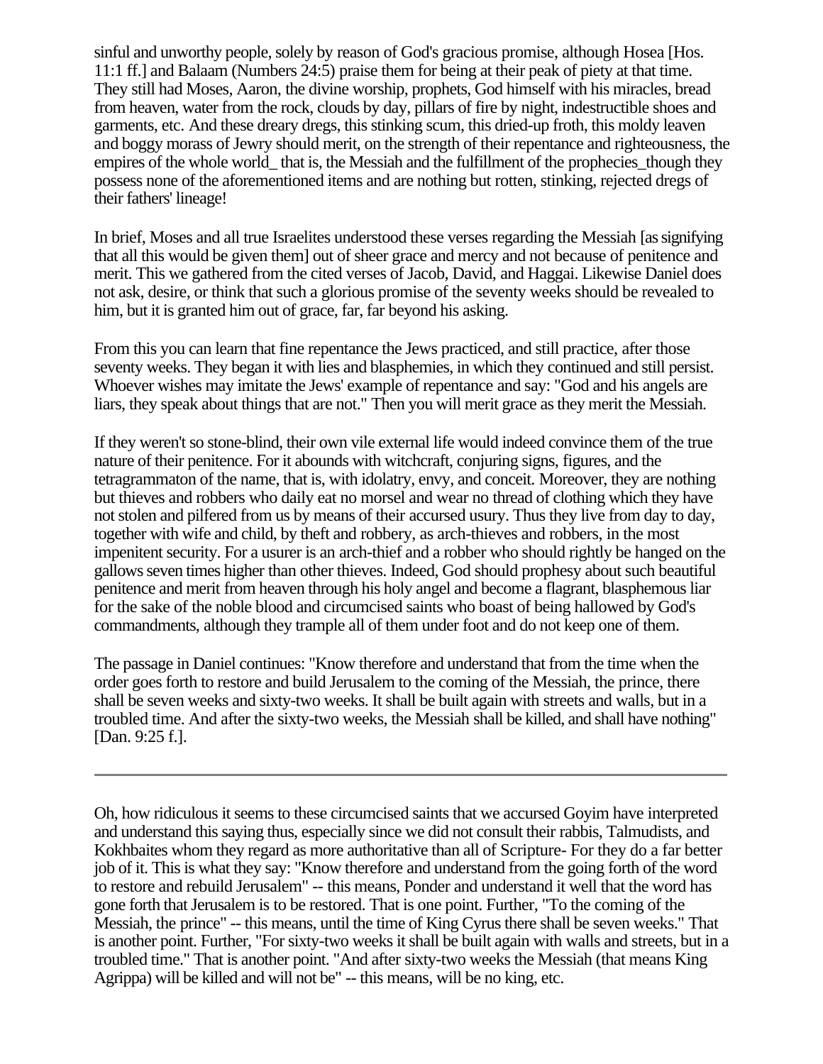sinful and unworthy people, solely by reason of God's gracious promise, although Hosea [Hos. 11:1 ff.] and Balaam (Numbers 24:5) praise them for being at their peak of piety at that time. They still had Moses, Aaron, the divine worship, prophets, God himself with his miracles, bread from heaven, water from the rock, clouds by day, pillars of fire by night, indestructible shoes and garments, etc. And these dreary dregs, this stinking scum, this dried-up froth, this moldy leaven and boggy morass of Jewry should merit, on the strength of their repentance and righteousness, the empires of the whole world_ that is, the Messiah and the fulfillment of the prophecies_though they possess none of the aforementioned items and are nothing but rotten, stinking, rejected dregs of their fathers' lineage!

In brief, Moses and all true Israelites understood these verses regarding the Messiah [as signifying that all this would be given them] out of sheer grace and mercy and not because of penitence and merit. This we gathered from the cited verses of Jacob, David, and Haggai. Likewise Daniel does not ask, desire, or think that such a glorious promise of the seventy weeks should be revealed to him, but it is granted him out of grace, far, far beyond his asking.

From this you can learn that fine repentance the Jews practiced, and still practice, after those seventy weeks. They began it with lies and blasphemies, in which they continued and still persist. Whoever wishes may imitate the Jews' example of repentance and say: "God and his angels are liars, they speak about things that are not." Then you will merit grace as they merit the Messiah.

If they weren't so stone-blind, their own vile external life would indeed convince them of the true nature of their penitence. For it abounds with witchcraft, conjuring signs, figures, and the tetragrammaton of the name, that is, with idolatry, envy, and conceit. Moreover, they are nothing but thieves and robbers who daily eat no morsel and wear no thread of clothing which they have not stolen and pilfered from us by means of their accursed usury. Thus they live from day to day, together with wife and child, by theft and robbery, as arch-thieves and robbers, in the most impenitent security. For a usurer is an arch-thief and a robber who should rightly be hanged on the gallows seven times higher than other thieves. Indeed, God should prophesy about such beautiful penitence and merit from heaven through his holy angel and become a flagrant, blasphemous liar for the sake of the noble blood and circumcised saints who boast of being hallowed by God's commandments, although they trample all of them under foot and do not keep one of them.

The passage in Daniel continues: "Know therefore and understand that from the time when the order goes forth to restore and build Jerusalem to the coming of the Messiah, the prince, there shall be seven weeks and sixty-two weeks. It shall be built again with streets and walls, but in a troubled time. And after the sixty-two weeks, the Messiah shall be killed, and shall have nothing" [Dan. 9:25 f.].

---

Oh, how ridiculous it seems to these circumcised saints that we accursed Goyim have interpreted and understand this saying thus, especially since we did not consult their rabbis, Talmudists, and Kokhbaites whom they regard as more authoritative than all of Scripture- For they do a far better job of it. This is what they say: "Know therefore and understand from the going forth of the word to restore and rebuild Jerusalem" -- this means, Ponder and understand it well that the word has gone forth that Jerusalem is to be restored. That is one point. Further, "To the coming of the Messiah, the prince" -- this means, until the time of King Cyrus there shall be seven weeks." That is another point. Further, "For sixty-two weeks it shall be built again with walls and streets, but in a troubled time." That is another point. "And after sixty-two weeks the Messiah (that means King Agrippa) will be killed and will not be" -- this means, will be no king, etc.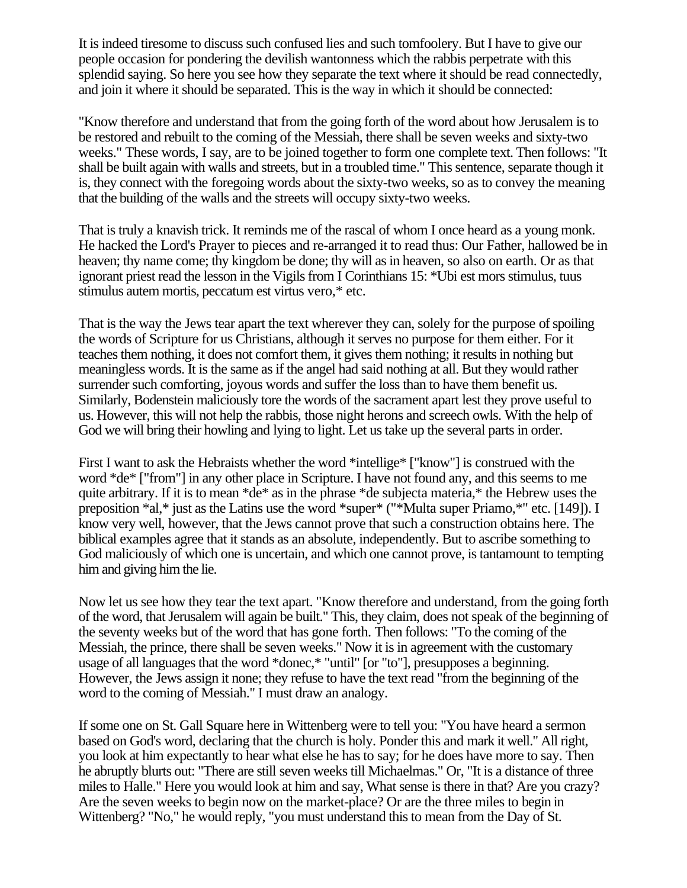It is indeed tiresome to discuss such confused lies and such tomfoolery. But I have to give our people occasion for pondering the devilish wantonness which the rabbis perpetrate with this splendid saying. So here you see how they separate the text where it should be read connectedly, and join it where it should be separated. This is the way in which it should be connected:

"Know therefore and understand that from the going forth of the word about how Jerusalem is to be restored and rebuilt to the coming of the Messiah, there shall be seven weeks and sixty-two weeks." These words, I say, are to be joined together to form one complete text. Then follows: "It shall be built again with walls and streets, but in a troubled time." This sentence, separate though it is, they connect with the foregoing words about the sixty-two weeks, so as to convey the meaning that the building of the walls and the streets will occupy sixty-two weeks.

That is truly a knavish trick. It reminds me of the rascal of whom I once heard as a young monk. He hacked the Lord's Prayer to pieces and re-arranged it to read thus: Our Father, hallowed be in heaven; thy name come; thy kingdom be done; thy will as in heaven, so also on earth. Or as that ignorant priest read the lesson in the Vigils from I Corinthians 15: *Ubi est mors stimulus, tuus stimulus autem mortis, peccatum est virtus vero,* etc.

That is the way the Jews tear apart the text wherever they can, solely for the purpose of spoiling the words of Scripture for us Christians, although it serves no purpose for them either. For it teaches them nothing, it does not comfort them, it gives them nothing; it results in nothing but meaningless words. It is the same as if the angel had said nothing at all. But they would rather surrender such comforting, joyous words and suffer the loss than to have them benefit us. Similarly, Bodenstein maliciously tore the words of the sacrament apart lest they prove useful to us. However, this will not help the rabbis, those night herons and screech owls. With the help of God we will bring their howling and lying to light. Let us take up the several parts in order.

First I want to ask the Hebraists whether the word *intellige* ["know"] is construed with the word *de* ["from"] in any other place in Scripture. I have not found any, and this seems to me quite arbitrary. If it is to mean *de* as in the phrase *de subjecta materia,* the Hebrew uses the preposition *al,* just as the Latins use the word *super* ("*Multa super Priamo,*" etc. [149]). I know very well, however, that the Jews cannot prove that such a construction obtains here. The biblical examples agree that it stands as an absolute, independently. But to ascribe something to God maliciously of which one is uncertain, and which one cannot prove, is tantamount to tempting him and giving him the lie.

Now let us see how they tear the text apart. "Know therefore and understand, from the going forth of the word, that Jerusalem will again be built." This, they claim, does not speak of the beginning of the seventy weeks but of the word that has gone forth. Then follows: "To the coming of the Messiah, the prince, there shall be seven weeks." Now it is in agreement with the customary usage of all languages that the word *donec,* "until" [or "to"], presupposes a beginning. However, the Jews assign it none; they refuse to have the text read "from the beginning of the word to the coming of Messiah." I must draw an analogy.

If some one on St. Gall Square here in Wittenberg were to tell you: "You have heard a sermon based on God's word, declaring that the church is holy. Ponder this and mark it well." All right, you look at him expectantly to hear what else he has to say; for he does have more to say. Then he abruptly blurts out: "There are still seven weeks till Michaelmas." Or, "It is a distance of three miles to Halle." Here you would look at him and say, What sense is there in that? Are you crazy? Are the seven weeks to begin now on the market-place? Or are the three miles to begin in Wittenberg? "No," he would reply, "you must understand this to mean from the Day of St.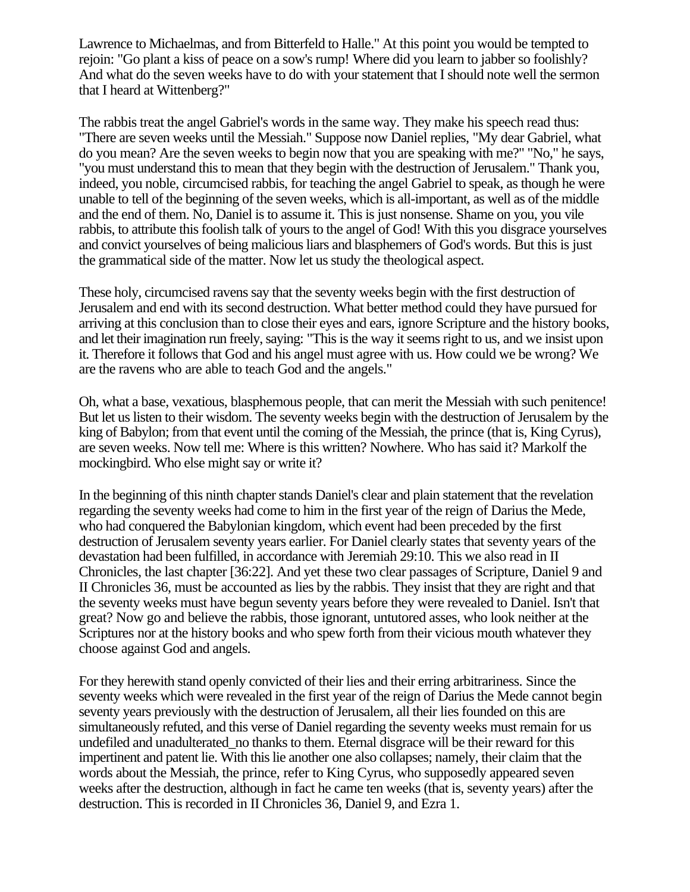Lawrence to Michaelmas, and from Bitterfeld to Halle." At this point you would be tempted to rejoin: "Go plant a kiss of peace on a sow's rump! Where did you learn to jabber so foolishly? And what do the seven weeks have to do with your statement that I should note well the sermon that I heard at Wittenberg?"

The rabbis treat the angel Gabriel's words in the same way. They make his speech read thus: "There are seven weeks until the Messiah." Suppose now Daniel replies, "My dear Gabriel, what do you mean? Are the seven weeks to begin now that you are speaking with me?" "No," he says, "you must understand this to mean that they begin with the destruction of Jerusalem." Thank you, indeed, you noble, circumcised rabbis, for teaching the angel Gabriel to speak, as though he were unable to tell of the beginning of the seven weeks, which is all-important, as well as of the middle and the end of them. No, Daniel is to assume it. This is just nonsense. Shame on you, you vile rabbis, to attribute this foolish talk of yours to the angel of God! With this you disgrace yourselves and convict yourselves of being malicious liars and blasphemers of God's words. But this is just the grammatical side of the matter. Now let us study the theological aspect.

These holy, circumcised ravens say that the seventy weeks begin with the first destruction of Jerusalem and end with its second destruction. What better method could they have pursued for arriving at this conclusion than to close their eyes and ears, ignore Scripture and the history books, and let their imagination run freely, saying: "This is the way it seems right to us, and we insist upon it. Therefore it follows that God and his angel must agree with us. How could we be wrong? We are the ravens who are able to teach God and the angels."

Oh, what a base, vexatious, blasphemous people, that can merit the Messiah with such penitence! But let us listen to their wisdom. The seventy weeks begin with the destruction of Jerusalem by the king of Babylon; from that event until the coming of the Messiah, the prince (that is, King Cyrus), are seven weeks. Now tell me: Where is this written? Nowhere. Who has said it? Markolf the mockingbird. Who else might say or write it?

In the beginning of this ninth chapter stands Daniel's clear and plain statement that the revelation regarding the seventy weeks had come to him in the first year of the reign of Darius the Mede, who had conquered the Babylonian kingdom, which event had been preceded by the first destruction of Jerusalem seventy years earlier. For Daniel clearly states that seventy years of the devastation had been fulfilled, in accordance with Jeremiah 29:10. This we also read in II Chronicles, the last chapter [36:22]. And yet these two clear passages of Scripture, Daniel 9 and II Chronicles 36, must be accounted as lies by the rabbis. They insist that they are right and that the seventy weeks must have begun seventy years before they were revealed to Daniel. Isn't that great? Now go and believe the rabbis, those ignorant, untutored asses, who look neither at the Scriptures nor at the history books and who spew forth from their vicious mouth whatever they choose against God and angels.

For they herewith stand openly convicted of their lies and their erring arbitrariness. Since the seventy weeks which were revealed in the first year of the reign of Darius the Mede cannot begin seventy years previously with the destruction of Jerusalem, all their lies founded on this are simultaneously refuted, and this verse of Daniel regarding the seventy weeks must remain for us undefiled and unadulterated_no thanks to them. Eternal disgrace will be their reward for this impertinent and patent lie. With this lie another one also collapses; namely, their claim that the words about the Messiah, the prince, refer to King Cyrus, who supposedly appeared seven weeks after the destruction, although in fact he came ten weeks (that is, seventy years) after the destruction. This is recorded in II Chronicles 36, Daniel 9, and Ezra 1.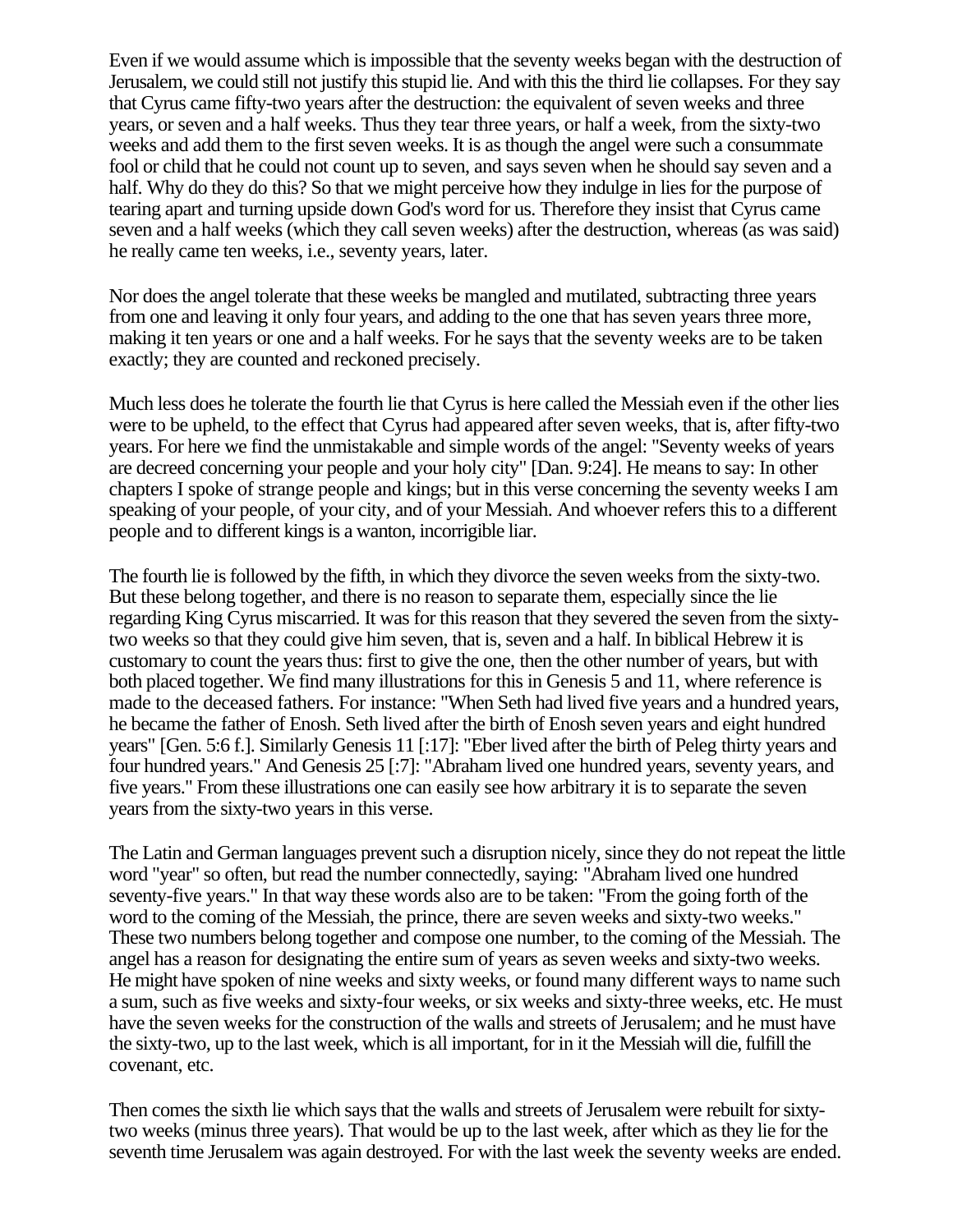Even if we would assume which is impossible that the seventy weeks began with the destruction of Jerusalem, we could still not justify this stupid lie. And with this the third lie collapses. For they say that Cyrus came fifty-two years after the destruction: the equivalent of seven weeks and three years, or seven and a half weeks. Thus they tear three years, or half a week, from the sixty-two weeks and add them to the first seven weeks. It is as though the angel were such a consummate fool or child that he could not count up to seven, and says seven when he should say seven and a half. Why do they do this? So that we might perceive how they indulge in lies for the purpose of tearing apart and turning upside down God's word for us. Therefore they insist that Cyrus came seven and a half weeks (which they call seven weeks) after the destruction, whereas (as was said) he really came ten weeks, i.e., seventy years, later.

Nor does the angel tolerate that these weeks be mangled and mutilated, subtracting three years from one and leaving it only four years, and adding to the one that has seven years three more, making it ten years or one and a half weeks. For he says that the seventy weeks are to be taken exactly; they are counted and reckoned precisely.

Much less does he tolerate the fourth lie that Cyrus is here called the Messiah even if the other lies were to be upheld, to the effect that Cyrus had appeared after seven weeks, that is, after fifty-two years. For here we find the unmistakable and simple words of the angel: "Seventy weeks of years are decreed concerning your people and your holy city" [Dan. 9:24]. He means to say: In other chapters I spoke of strange people and kings; but in this verse concerning the seventy weeks I am speaking of your people, of your city, and of your Messiah. And whoever refers this to a different people and to different kings is a wanton, incorrigible liar.

The fourth lie is followed by the fifth, in which they divorce the seven weeks from the sixty-two. But these belong together, and there is no reason to separate them, especially since the lie regarding King Cyrus miscarried. It was for this reason that they severed the seven from the sixty-two weeks so that they could give him seven, that is, seven and a half. In biblical Hebrew it is customary to count the years thus: first to give the one, then the other number of years, but with both placed together. We find many illustrations for this in Genesis 5 and 11, where reference is made to the deceased fathers. For instance: "When Seth had lived five years and a hundred years, he became the father of Enosh. Seth lived after the birth of Enosh seven years and eight hundred years" [Gen. 5:6 f.]. Similarly Genesis 11 [:17]: "Eber lived after the birth of Peleg thirty years and four hundred years." And Genesis 25 [:7]: "Abraham lived one hundred years, seventy years, and five years." From these illustrations one can easily see how arbitrary it is to separate the seven years from the sixty-two years in this verse.

The Latin and German languages prevent such a disruption nicely, since they do not repeat the little word "year" so often, but read the number connectedly, saying: "Abraham lived one hundred seventy-five years." In that way these words also are to be taken: "From the going forth of the word to the coming of the Messiah, the prince, there are seven weeks and sixty-two weeks." These two numbers belong together and compose one number, to the coming of the Messiah. The angel has a reason for designating the entire sum of years as seven weeks and sixty-two weeks. He might have spoken of nine weeks and sixty weeks, or found many different ways to name such a sum, such as five weeks and sixty-four weeks, or six weeks and sixty-three weeks, etc. He must have the seven weeks for the construction of the walls and streets of Jerusalem; and he must have the sixty-two, up to the last week, which is all important, for in it the Messiah will die, fulfill the covenant, etc.

Then comes the sixth lie which says that the walls and streets of Jerusalem were rebuilt for sixty-two weeks (minus three years). That would be up to the last week, after which as they lie for the seventh time Jerusalem was again destroyed. For with the last week the seventy weeks are ended.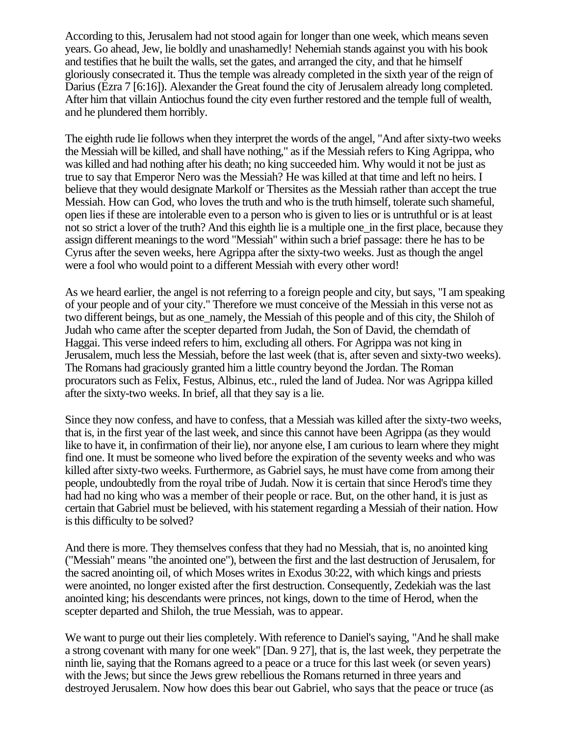According to this, Jerusalem had not stood again for longer than one week, which means seven years. Go ahead, Jew, lie boldly and unashamedly! Nehemiah stands against you with his book and testifies that he built the walls, set the gates, and arranged the city, and that he himself gloriously consecrated it. Thus the temple was already completed in the sixth year of the reign of Darius (Ezra 7 [6:16]). Alexander the Great found the city of Jerusalem already long completed. After him that villain Antiochus found the city even further restored and the temple full of wealth, and he plundered them horribly.

The eighth rude lie follows when they interpret the words of the angel, "And after sixty-two weeks the Messiah will be killed, and shall have nothing," as if the Messiah refers to King Agrippa, who was killed and had nothing after his death; no king succeeded him. Why would it not be just as true to say that Emperor Nero was the Messiah? He was killed at that time and left no heirs. I believe that they would designate Markolf or Thersites as the Messiah rather than accept the true Messiah. How can God, who loves the truth and who is the truth himself, tolerate such shameful, open lies if these are intolerable even to a person who is given to lies or is untruthful or is at least not so strict a lover of the truth? And this eighth lie is a multiple one_in the first place, because they assign different meanings to the word "Messiah" within such a brief passage: there he has to be Cyrus after the seven weeks, here Agrippa after the sixty-two weeks. Just as though the angel were a fool who would point to a different Messiah with every other word!

As we heard earlier, the angel is not referring to a foreign people and city, but says, "I am speaking of your people and of your city." Therefore we must conceive of the Messiah in this verse not as two different beings, but as one_namely, the Messiah of this people and of this city, the Shiloh of Judah who came after the scepter departed from Judah, the Son of David, the chemdath of Haggai. This verse indeed refers to him, excluding all others. For Agrippa was not king in Jerusalem, much less the Messiah, before the last week (that is, after seven and sixty-two weeks). The Romans had graciously granted him a little country beyond the Jordan. The Roman procurators such as Felix, Festus, Albinus, etc., ruled the land of Judea. Nor was Agrippa killed after the sixty-two weeks. In brief, all that they say is a lie.

Since they now confess, and have to confess, that a Messiah was killed after the sixty-two weeks, that is, in the first year of the last week, and since this cannot have been Agrippa (as they would like to have it, in confirmation of their lie), nor anyone else, I am curious to learn where they might find one. It must be someone who lived before the expiration of the seventy weeks and who was killed after sixty-two weeks. Furthermore, as Gabriel says, he must have come from among their people, undoubtedly from the royal tribe of Judah. Now it is certain that since Herod's time they had had no king who was a member of their people or race. But, on the other hand, it is just as certain that Gabriel must be believed, with his statement regarding a Messiah of their nation. How is this difficulty to be solved?

And there is more. They themselves confess that they had no Messiah, that is, no anointed king ("Messiah" means "the anointed one"), between the first and the last destruction of Jerusalem, for the sacred anointing oil, of which Moses writes in Exodus 30:22, with which kings and priests were anointed, no longer existed after the first destruction. Consequently, Zedekiah was the last anointed king; his descendants were princes, not kings, down to the time of Herod, when the scepter departed and Shiloh, the true Messiah, was to appear.

We want to purge out their lies completely. With reference to Daniel's saying, "And he shall make a strong covenant with many for one week" [Dan. 9 27], that is, the last week, they perpetrate the ninth lie, saying that the Romans agreed to a peace or a truce for this last week (or seven years) with the Jews; but since the Jews grew rebellious the Romans returned in three years and destroyed Jerusalem. Now how does this bear out Gabriel, who says that the peace or truce (as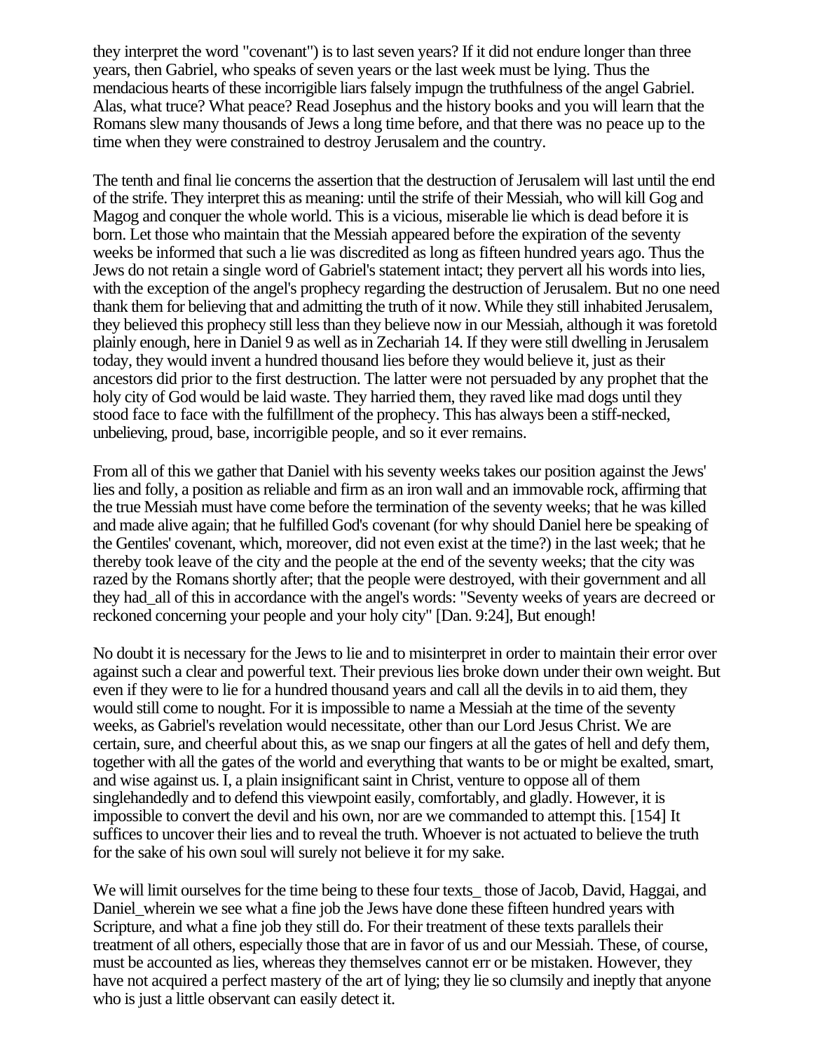they interpret the word "covenant") is to last seven years? If it did not endure longer than three years, then Gabriel, who speaks of seven years or the last week must be lying. Thus the mendacious hearts of these incorrigible liars falsely impugn the truthfulness of the angel Gabriel. Alas, what truce? What peace? Read Josephus and the history books and you will learn that the Romans slew many thousands of Jews a long time before, and that there was no peace up to the time when they were constrained to destroy Jerusalem and the country.

The tenth and final lie concerns the assertion that the destruction of Jerusalem will last until the end of the strife. They interpret this as meaning: until the strife of their Messiah, who will kill Gog and Magog and conquer the whole world. This is a vicious, miserable lie which is dead before it is born. Let those who maintain that the Messiah appeared before the expiration of the seventy weeks be informed that such a lie was discredited as long as fifteen hundred years ago. Thus the Jews do not retain a single word of Gabriel's statement intact; they pervert all his words into lies, with the exception of the angel's prophecy regarding the destruction of Jerusalem. But no one need thank them for believing that and admitting the truth of it now. While they still inhabited Jerusalem, they believed this prophecy still less than they believe now in our Messiah, although it was foretold plainly enough, here in Daniel 9 as well as in Zechariah 14. If they were still dwelling in Jerusalem today, they would invent a hundred thousand lies before they would believe it, just as their ancestors did prior to the first destruction. The latter were not persuaded by any prophet that the holy city of God would be laid waste. They harried them, they raved like mad dogs until they stood face to face with the fulfillment of the prophecy. This has always been a stiff-necked, unbelieving, proud, base, incorrigible people, and so it ever remains.

From all of this we gather that Daniel with his seventy weeks takes our position against the Jews' lies and folly, a position as reliable and firm as an iron wall and an immovable rock, affirming that the true Messiah must have come before the termination of the seventy weeks; that he was killed and made alive again; that he fulfilled God's covenant (for why should Daniel here be speaking of the Gentiles' covenant, which, moreover, did not even exist at the time?) in the last week; that he thereby took leave of the city and the people at the end of the seventy weeks; that the city was razed by the Romans shortly after; that the people were destroyed, with their government and all they had_all of this in accordance with the angel's words: "Seventy weeks of years are decreed or reckoned concerning your people and your holy city" [Dan. 9:24], But enough!

No doubt it is necessary for the Jews to lie and to misinterpret in order to maintain their error over against such a clear and powerful text. Their previous lies broke down under their own weight. But even if they were to lie for a hundred thousand years and call all the devils in to aid them, they would still come to nought. For it is impossible to name a Messiah at the time of the seventy weeks, as Gabriel's revelation would necessitate, other than our Lord Jesus Christ. We are certain, sure, and cheerful about this, as we snap our fingers at all the gates of hell and defy them, together with all the gates of the world and everything that wants to be or might be exalted, smart, and wise against us. I, a plain insignificant saint in Christ, venture to oppose all of them singlehandedly and to defend this viewpoint easily, comfortably, and gladly. However, it is impossible to convert the devil and his own, nor are we commanded to attempt this. [154] It suffices to uncover their lies and to reveal the truth. Whoever is not actuated to believe the truth for the sake of his own soul will surely not believe it for my sake.

We will limit ourselves for the time being to these four texts_ those of Jacob, David, Haggai, and Daniel_wherein we see what a fine job the Jews have done these fifteen hundred years with Scripture, and what a fine job they still do. For their treatment of these texts parallels their treatment of all others, especially those that are in favor of us and our Messiah. These, of course, must be accounted as lies, whereas they themselves cannot err or be mistaken. However, they have not acquired a perfect mastery of the art of lying; they lie so clumsily and ineptly that anyone who is just a little observant can easily detect it.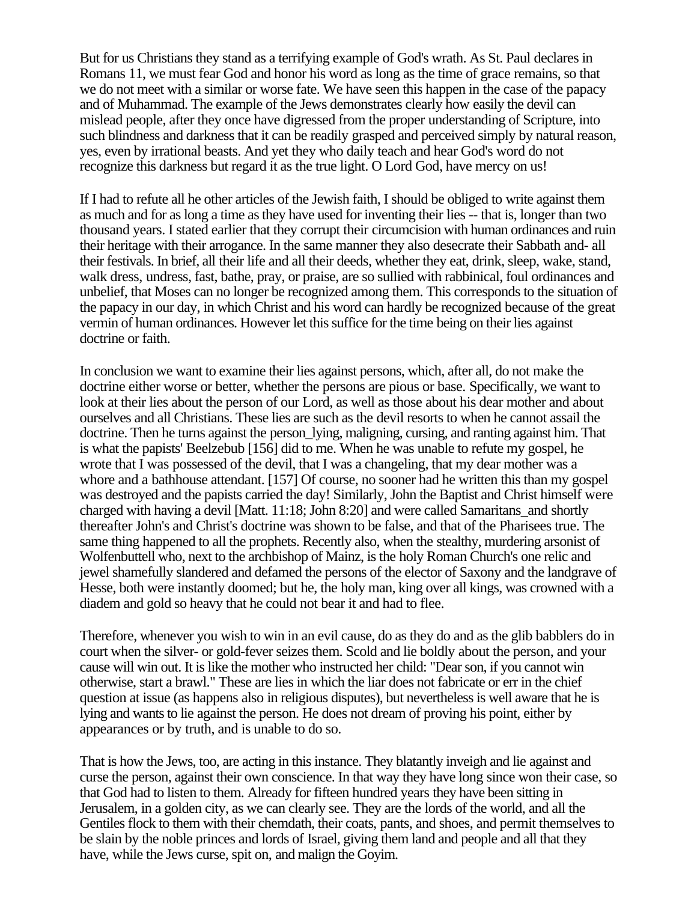But for us Christians they stand as a terrifying example of God's wrath. As St. Paul declares in Romans 11, we must fear God and honor his word as long as the time of grace remains, so that we do not meet with a similar or worse fate. We have seen this happen in the case of the papacy and of Muhammad. The example of the Jews demonstrates clearly how easily the devil can mislead people, after they once have digressed from the proper understanding of Scripture, into such blindness and darkness that it can be readily grasped and perceived simply by natural reason, yes, even by irrational beasts. And yet they who daily teach and hear God's word do not recognize this darkness but regard it as the true light. O Lord God, have mercy on us!

If I had to refute all he other articles of the Jewish faith, I should be obliged to write against them as much and for as long a time as they have used for inventing their lies -- that is, longer than two thousand years. I stated earlier that they corrupt their circumcision with human ordinances and ruin their heritage with their arrogance. In the same manner they also desecrate their Sabbath and- all their festivals. In brief, all their life and all their deeds, whether they eat, drink, sleep, wake, stand, walk dress, undress, fast, bathe, pray, or praise, are so sullied with rabbinical, foul ordinances and unbelief, that Moses can no longer be recognized among them. This corresponds to the situation of the papacy in our day, in which Christ and his word can hardly be recognized because of the great vermin of human ordinances. However let this suffice for the time being on their lies against doctrine or faith.

In conclusion we want to examine their lies against persons, which, after all, do not make the doctrine either worse or better, whether the persons are pious or base. Specifically, we want to look at their lies about the person of our Lord, as well as those about his dear mother and about ourselves and all Christians. These lies are such as the devil resorts to when he cannot assail the doctrine. Then he turns against the person_lying, maligning, cursing, and ranting against him. That is what the papists' Beelzebub [156] did to me. When he was unable to refute my gospel, he wrote that I was possessed of the devil, that I was a changeling, that my dear mother was a whore and a bathhouse attendant. [157] Of course, no sooner had he written this than my gospel was destroyed and the papists carried the day! Similarly, John the Baptist and Christ himself were charged with having a devil [Matt. 11:18; John 8:20] and were called Samaritans_and shortly thereafter John's and Christ's doctrine was shown to be false, and that of the Pharisees true. The same thing happened to all the prophets. Recently also, when the stealthy, murdering arsonist of Wolfenbuttell who, next to the archbishop of Mainz, is the holy Roman Church's one relic and jewel shamefully slandered and defamed the persons of the elector of Saxony and the landgrave of Hesse, both were instantly doomed; but he, the holy man, king over all kings, was crowned with a diadem and gold so heavy that he could not bear it and had to flee.

Therefore, whenever you wish to win in an evil cause, do as they do and as the glib babblers do in court when the silver- or gold-fever seizes them. Scold and lie boldly about the person, and your cause will win out. It is like the mother who instructed her child: "Dear son, if you cannot win otherwise, start a brawl." These are lies in which the liar does not fabricate or err in the chief question at issue (as happens also in religious disputes), but nevertheless is well aware that he is lying and wants to lie against the person. He does not dream of proving his point, either by appearances or by truth, and is unable to do so.

That is how the Jews, too, are acting in this instance. They blatantly inveigh and lie against and curse the person, against their own conscience. In that way they have long since won their case, so that God had to listen to them. Already for fifteen hundred years they have been sitting in Jerusalem, in a golden city, as we can clearly see. They are the lords of the world, and all the Gentiles flock to them with their chemdath, their coats, pants, and shoes, and permit themselves to be slain by the noble princes and lords of Israel, giving them land and people and all that they have, while the Jews curse, spit on, and malign the Goyim.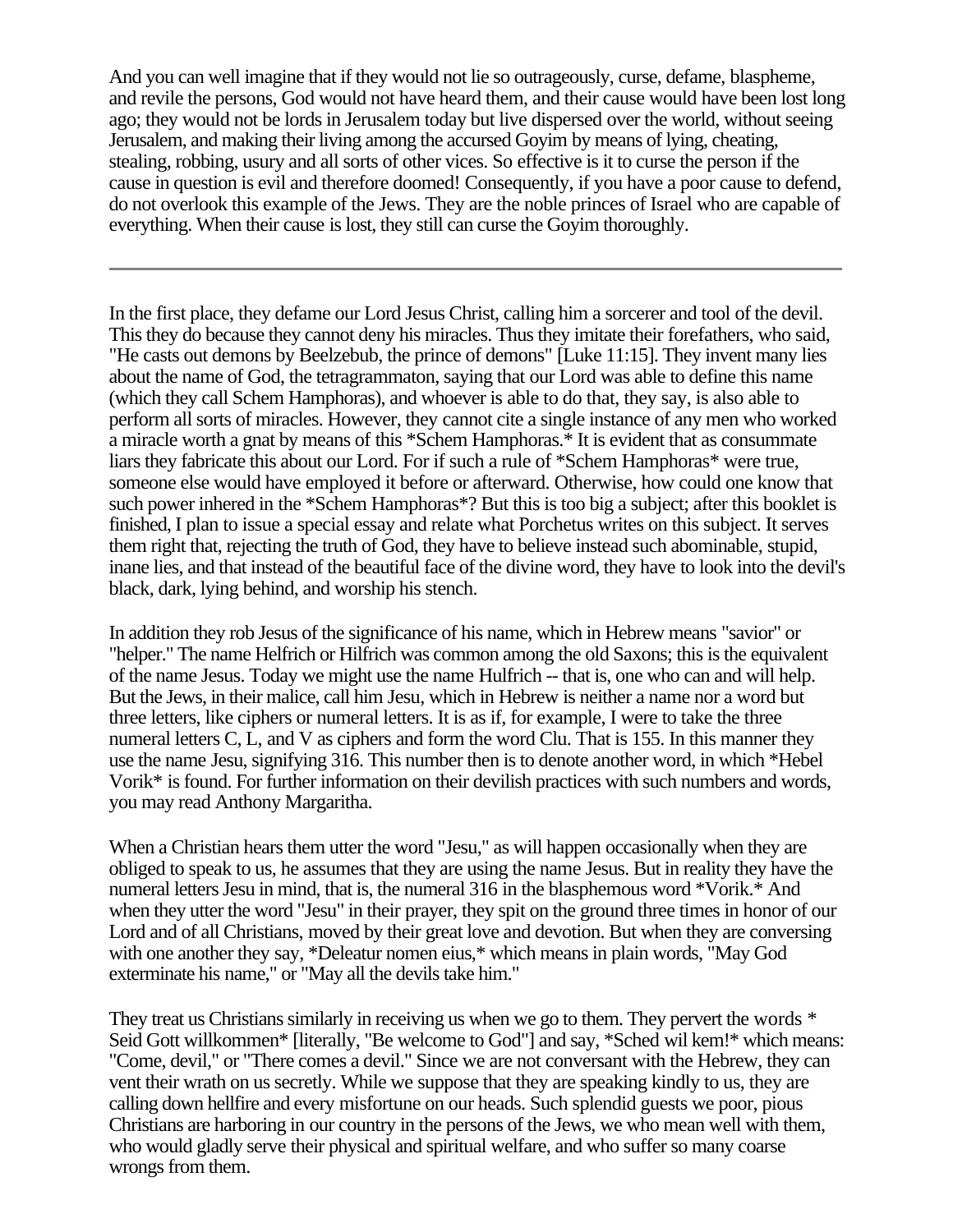And you can well imagine that if they would not lie so outrageously, curse, defame, blaspheme, and revile the persons, God would not have heard them, and their cause would have been lost long ago; they would not be lords in Jerusalem today but live dispersed over the world, without seeing Jerusalem, and making their living among the accursed Goyim by means of lying, cheating, stealing, robbing, usury and all sorts of other vices. So effective is it to curse the person if the cause in question is evil and therefore doomed! Consequently, if you have a poor cause to defend, do not overlook this example of the Jews. They are the noble princes of Israel who are capable of everything. When their cause is lost, they still can curse the Goyim thoroughly.

---

In the first place, they defame our Lord Jesus Christ, calling him a sorcerer and tool of the devil. This they do because they cannot deny his miracles. Thus they imitate their forefathers, who said, "He casts out demons by Beelzebub, the prince of demons" [Luke 11:15]. They invent many lies about the name of God, the tetragrammaton, saying that our Lord was able to define this name (which they call Schem Hamphoras), and whoever is able to do that, they say, is also able to perform all sorts of miracles. However, they cannot cite a single instance of any men who worked a miracle worth a gnat by means of this *Schem Hamphoras.* It is evident that as consummate liars they fabricate this about our Lord. For if such a rule of *Schem Hamphoras* were true, someone else would have employed it before or afterward. Otherwise, how could one know that such power inhered in the *Schem Hamphoras*? But this is too big a subject; after this booklet is finished, I plan to issue a special essay and relate what Porchetus writes on this subject. It serves them right that, rejecting the truth of God, they have to believe instead such abominable, stupid, inane lies, and that instead of the beautiful face of the divine word, they have to look into the devil's black, dark, lying behind, and worship his stench.

In addition they rob Jesus of the significance of his name, which in Hebrew means "savior" or "helper." The name Helfrich or Hilfrich was common among the old Saxons; this is the equivalent of the name Jesus. Today we might use the name Hulfrich -- that is, one who can and will help. But the Jews, in their malice, call him Jesu, which in Hebrew is neither a name nor a word but three letters, like ciphers or numeral letters. It is as if, for example, I were to take the three numeral letters C, L, and V as ciphers and form the word Clu. That is 155. In this manner they use the name Jesu, signifying 316. This number then is to denote another word, in which *Hebel Vorik* is found. For further information on their devilish practices with such numbers and words, you may read Anthony Margaritha.

When a Christian hears them utter the word "Jesu," as will happen occasionally when they are obliged to speak to us, he assumes that they are using the name Jesus. But in reality they have the numeral letters Jesu in mind, that is, the numeral 316 in the blasphemous word *Vorik.* And when they utter the word "Jesu" in their prayer, they spit on the ground three times in honor of our Lord and of all Christians, moved by their great love and devotion. But when they are conversing with one another they say, *Deleatur nomen eius,* which means in plain words, "May God exterminate his name," or "May all the devils take him."

They treat us Christians similarly in receiving us when we go to them. They pervert the words * Seid Gott willkommen* [literally, "Be welcome to God"] and say, *Sched wil kem!* which means: "Come, devil," or "There comes a devil." Since we are not conversant with the Hebrew, they can vent their wrath on us secretly. While we suppose that they are speaking kindly to us, they are calling down hellfire and every misfortune on our heads. Such splendid guests we poor, pious Christians are harboring in our country in the persons of the Jews, we who mean well with them, who would gladly serve their physical and spiritual welfare, and who suffer so many coarse wrongs from them.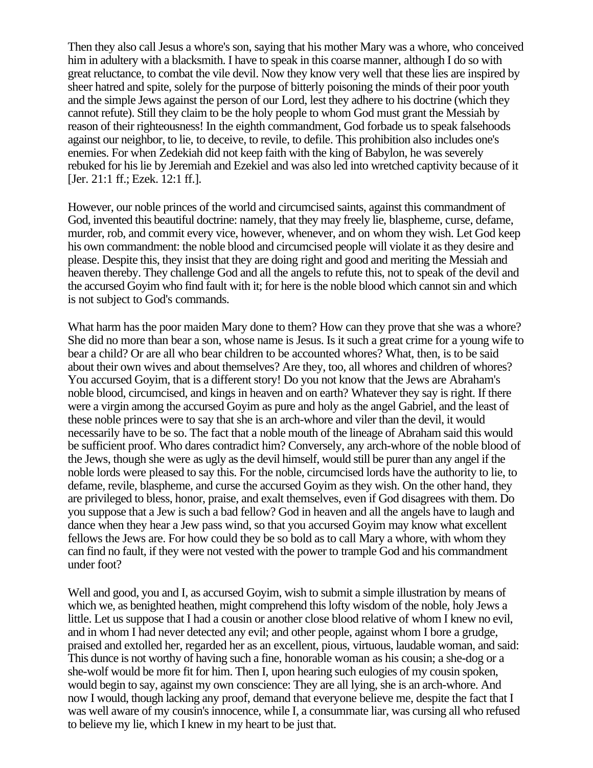Then they also call Jesus a whore's son, saying that his mother Mary was a whore, who conceived him in adultery with a blacksmith. I have to speak in this coarse manner, although I do so with great reluctance, to combat the vile devil. Now they know very well that these lies are inspired by sheer hatred and spite, solely for the purpose of bitterly poisoning the minds of their poor youth and the simple Jews against the person of our Lord, lest they adhere to his doctrine (which they cannot refute). Still they claim to be the holy people to whom God must grant the Messiah by reason of their righteousness! In the eighth commandment, God forbade us to speak falsehoods against our neighbor, to lie, to deceive, to revile, to defile. This prohibition also includes one's enemies. For when Zedekiah did not keep faith with the king of Babylon, he was severely rebuked for his lie by Jeremiah and Ezekiel and was also led into wretched captivity because of it [Jer. 21:1 ff.; Ezek. 12:1 ff.].

However, our noble princes of the world and circumcised saints, against this commandment of God, invented this beautiful doctrine: namely, that they may freely lie, blaspheme, curse, defame, murder, rob, and commit every vice, however, whenever, and on whom they wish. Let God keep his own commandment: the noble blood and circumcised people will violate it as they desire and please. Despite this, they insist that they are doing right and good and meriting the Messiah and heaven thereby. They challenge God and all the angels to refute this, not to speak of the devil and the accursed Goyim who find fault with it; for here is the noble blood which cannot sin and which is not subject to God's commands.

What harm has the poor maiden Mary done to them? How can they prove that she was a whore? She did no more than bear a son, whose name is Jesus. Is it such a great crime for a young wife to bear a child? Or are all who bear children to be accounted whores? What, then, is to be said about their own wives and about themselves? Are they, too, all whores and children of whores? You accursed Goyim, that is a different story! Do you not know that the Jews are Abraham's noble blood, circumcised, and kings in heaven and on earth? Whatever they say is right. If there were a virgin among the accursed Goyim as pure and holy as the angel Gabriel, and the least of these noble princes were to say that she is an arch-whore and viler than the devil, it would necessarily have to be so. The fact that a noble mouth of the lineage of Abraham said this would be sufficient proof. Who dares contradict him? Conversely, any arch-whore of the noble blood of the Jews, though she were as ugly as the devil himself, would still be purer than any angel if the noble lords were pleased to say this. For the noble, circumcised lords have the authority to lie, to defame, revile, blaspheme, and curse the accursed Goyim as they wish. On the other hand, they are privileged to bless, honor, praise, and exalt themselves, even if God disagrees with them. Do you suppose that a Jew is such a bad fellow? God in heaven and all the angels have to laugh and dance when they hear a Jew pass wind, so that you accursed Goyim may know what excellent fellows the Jews are. For how could they be so bold as to call Mary a whore, with whom they can find no fault, if they were not vested with the power to trample God and his commandment under foot?

Well and good, you and I, as accursed Goyim, wish to submit a simple illustration by means of which we, as benighted heathen, might comprehend this lofty wisdom of the noble, holy Jews a little. Let us suppose that I had a cousin or another close blood relative of whom I knew no evil, and in whom I had never detected any evil; and other people, against whom I bore a grudge, praised and extolled her, regarded her as an excellent, pious, virtuous, laudable woman, and said: This dunce is not worthy of having such a fine, honorable woman as his cousin; a she-dog or a she-wolf would be more fit for him. Then I, upon hearing such eulogies of my cousin spoken, would begin to say, against my own conscience: They are all lying, she is an arch-whore. And now I would, though lacking any proof, demand that everyone believe me, despite the fact that I was well aware of my cousin's innocence, while I, a consummate liar, was cursing all who refused to believe my lie, which I knew in my heart to be just that.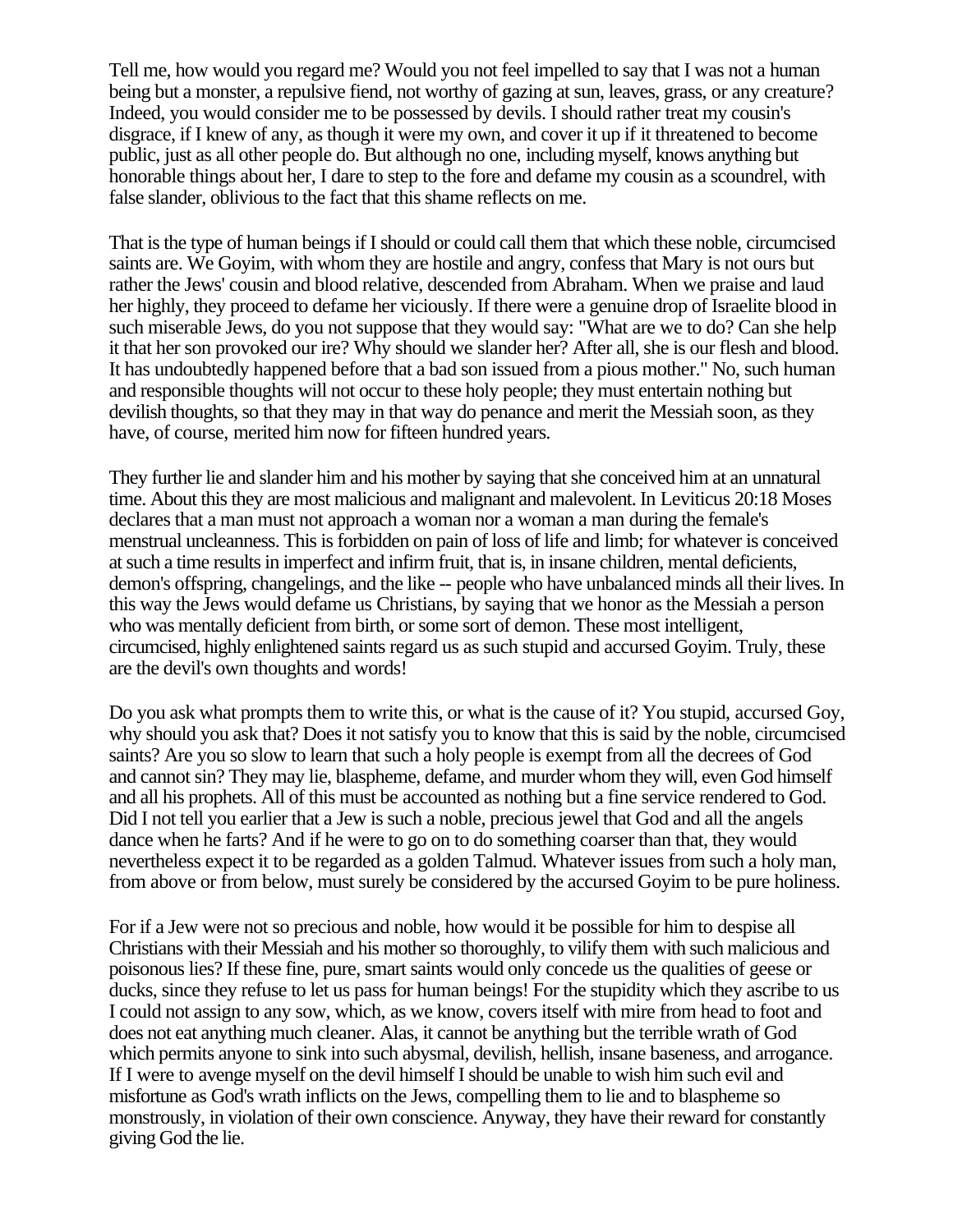Tell me, how would you regard me? Would you not feel impelled to say that I was not a human being but a monster, a repulsive fiend, not worthy of gazing at sun, leaves, grass, or any creature? Indeed, you would consider me to be possessed by devils. I should rather treat my cousin's disgrace, if I knew of any, as though it were my own, and cover it up if it threatened to become public, just as all other people do. But although no one, including myself, knows anything but honorable things about her, I dare to step to the fore and defame my cousin as a scoundrel, with false slander, oblivious to the fact that this shame reflects on me.

That is the type of human beings if I should or could call them that which these noble, circumcised saints are. We Goyim, with whom they are hostile and angry, confess that Mary is not ours but rather the Jews' cousin and blood relative, descended from Abraham. When we praise and laud her highly, they proceed to defame her viciously. If there were a genuine drop of Israelite blood in such miserable Jews, do you not suppose that they would say: "What are we to do? Can she help it that her son provoked our ire? Why should we slander her? After all, she is our flesh and blood. It has undoubtedly happened before that a bad son issued from a pious mother." No, such human and responsible thoughts will not occur to these holy people; they must entertain nothing but devilish thoughts, so that they may in that way do penance and merit the Messiah soon, as they have, of course, merited him now for fifteen hundred years.

They further lie and slander him and his mother by saying that she conceived him at an unnatural time. About this they are most malicious and malignant and malevolent. In Leviticus 20:18 Moses declares that a man must not approach a woman nor a woman a man during the female's menstrual uncleanness. This is forbidden on pain of loss of life and limb; for whatever is conceived at such a time results in imperfect and infirm fruit, that is, in insane children, mental deficients, demon's offspring, changelings, and the like -- people who have unbalanced minds all their lives. In this way the Jews would defame us Christians, by saying that we honor as the Messiah a person who was mentally deficient from birth, or some sort of demon. These most intelligent, circumcised, highly enlightened saints regard us as such stupid and accursed Goyim. Truly, these are the devil's own thoughts and words!

Do you ask what prompts them to write this, or what is the cause of it? You stupid, accursed Goy, why should you ask that? Does it not satisfy you to know that this is said by the noble, circumcised saints? Are you so slow to learn that such a holy people is exempt from all the decrees of God and cannot sin? They may lie, blaspheme, defame, and murder whom they will, even God himself and all his prophets. All of this must be accounted as nothing but a fine service rendered to God. Did I not tell you earlier that a Jew is such a noble, precious jewel that God and all the angels dance when he farts? And if he were to go on to do something coarser than that, they would nevertheless expect it to be regarded as a golden Talmud. Whatever issues from such a holy man, from above or from below, must surely be considered by the accursed Goyim to be pure holiness.

For if a Jew were not so precious and noble, how would it be possible for him to despise all Christians with their Messiah and his mother so thoroughly, to vilify them with such malicious and poisonous lies? If these fine, pure, smart saints would only concede us the qualities of geese or ducks, since they refuse to let us pass for human beings! For the stupidity which they ascribe to us I could not assign to any sow, which, as we know, covers itself with mire from head to foot and does not eat anything much cleaner. Alas, it cannot be anything but the terrible wrath of God which permits anyone to sink into such abysmal, devilish, hellish, insane baseness, and arrogance. If I were to avenge myself on the devil himself I should be unable to wish him such evil and misfortune as God's wrath inflicts on the Jews, compelling them to lie and to blaspheme so monstrously, in violation of their own conscience. Anyway, they have their reward for constantly giving God the lie.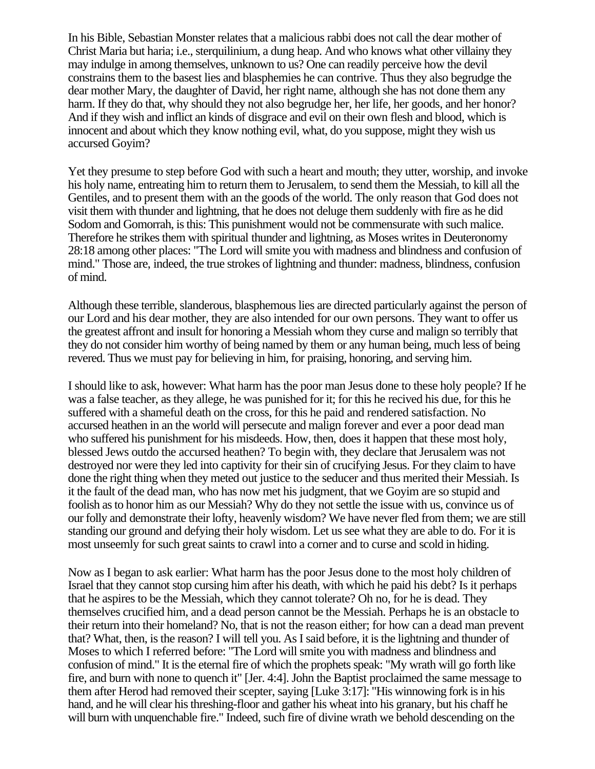In his Bible, Sebastian Monster relates that a malicious rabbi does not call the dear mother of Christ Maria but haria; i.e., sterquilinium, a dung heap. And who knows what other villainy they may indulge in among themselves, unknown to us? One can readily perceive how the devil constrains them to the basest lies and blasphemies he can contrive. Thus they also begrudge the dear mother Mary, the daughter of David, her right name, although she has not done them any harm. If they do that, why should they not also begrudge her, her life, her goods, and her honor? And if they wish and inflict an kinds of disgrace and evil on their own flesh and blood, which is innocent and about which they know nothing evil, what, do you suppose, might they wish us accursed Goyim?

Yet they presume to step before God with such a heart and mouth; they utter, worship, and invoke his holy name, entreating him to return them to Jerusalem, to send them the Messiah, to kill all the Gentiles, and to present them with an the goods of the world. The only reason that God does not visit them with thunder and lightning, that he does not deluge them suddenly with fire as he did Sodom and Gomorrah, is this: This punishment would not be commensurate with such malice. Therefore he strikes them with spiritual thunder and lightning, as Moses writes in Deuteronomy 28:18 among other places: "The Lord will smite you with madness and blindness and confusion of mind." Those are, indeed, the true strokes of lightning and thunder: madness, blindness, confusion of mind.

Although these terrible, slanderous, blasphemous lies are directed particularly against the person of our Lord and his dear mother, they are also intended for our own persons. They want to offer us the greatest affront and insult for honoring a Messiah whom they curse and malign so terribly that they do not consider him worthy of being named by them or any human being, much less of being revered. Thus we must pay for believing in him, for praising, honoring, and serving him.

I should like to ask, however: What harm has the poor man Jesus done to these holy people? If he was a false teacher, as they allege, he was punished for it; for this he recived his due, for this he suffered with a shameful death on the cross, for this he paid and rendered satisfaction. No accursed heathen in an the world will persecute and malign forever and ever a poor dead man who suffered his punishment for his misdeeds. How, then, does it happen that these most holy, blessed Jews outdo the accursed heathen? To begin with, they declare that Jerusalem was not destroyed nor were they led into captivity for their sin of crucifying Jesus. For they claim to have done the right thing when they meted out justice to the seducer and thus merited their Messiah. Is it the fault of the dead man, who has now met his judgment, that we Goyim are so stupid and foolish as to honor him as our Messiah? Why do they not settle the issue with us, convince us of our folly and demonstrate their lofty, heavenly wisdom? We have never fled from them; we are still standing our ground and defying their holy wisdom. Let us see what they are able to do. For it is most unseemly for such great saints to crawl into a corner and to curse and scold in hiding.

Now as I began to ask earlier: What harm has the poor Jesus done to the most holy children of Israel that they cannot stop cursing him after his death, with which he paid his debt? Is it perhaps that he aspires to be the Messiah, which they cannot tolerate? Oh no, for he is dead. They themselves crucified him, and a dead person cannot be the Messiah. Perhaps he is an obstacle to their return into their homeland? No, that is not the reason either; for how can a dead man prevent that? What, then, is the reason? I will tell you. As I said before, it is the lightning and thunder of Moses to which I referred before: "The Lord will smite you with madness and blindness and confusion of mind." It is the eternal fire of which the prophets speak: "My wrath will go forth like fire, and burn with none to quench it" [Jer. 4:4]. John the Baptist proclaimed the same message to them after Herod had removed their scepter, saying [Luke 3:17]: "His winnowing fork is in his hand, and he will clear his threshing-floor and gather his wheat into his granary, but his chaff he will burn with unquenchable fire." Indeed, such fire of divine wrath we behold descending on the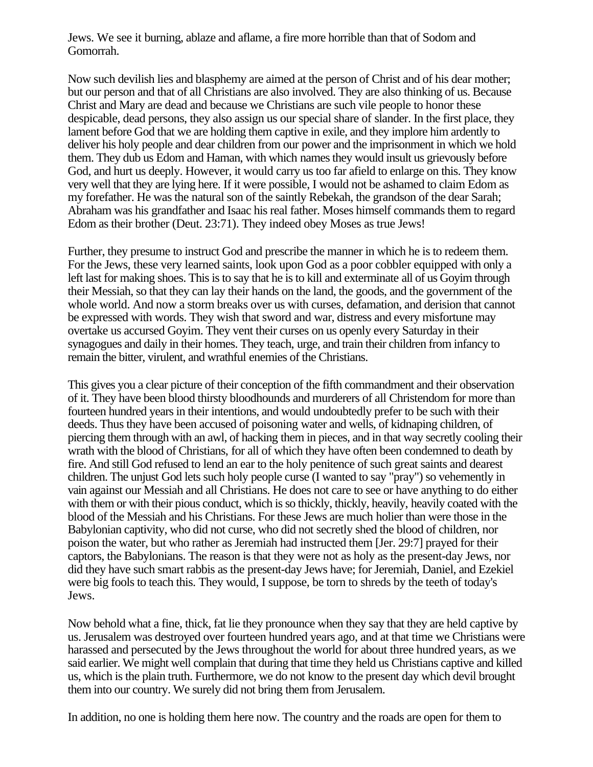Jews. We see it burning, ablaze and aflame, a fire more horrible than that of Sodom and Gomorrah.

Now such devilish lies and blasphemy are aimed at the person of Christ and of his dear mother; but our person and that of all Christians are also involved. They are also thinking of us. Because Christ and Mary are dead and because we Christians are such vile people to honor these despicable, dead persons, they also assign us our special share of slander. In the first place, they lament before God that we are holding them captive in exile, and they implore him ardently to deliver his holy people and dear children from our power and the imprisonment in which we hold them. They dub us Edom and Haman, with which names they would insult us grievously before God, and hurt us deeply. However, it would carry us too far afield to enlarge on this. They know very well that they are lying here. If it were possible, I would not be ashamed to claim Edom as my forefather. He was the natural son of the saintly Rebekah, the grandson of the dear Sarah; Abraham was his grandfather and Isaac his real father. Moses himself commands them to regard Edom as their brother (Deut. 23:71). They indeed obey Moses as true Jews!

Further, they presume to instruct God and prescribe the manner in which he is to redeem them. For the Jews, these very learned saints, look upon God as a poor cobbler equipped with only a left last for making shoes. This is to say that he is to kill and exterminate all of us Goyim through their Messiah, so that they can lay their hands on the land, the goods, and the government of the whole world. And now a storm breaks over us with curses, defamation, and derision that cannot be expressed with words. They wish that sword and war, distress and every misfortune may overtake us accursed Goyim. They vent their curses on us openly every Saturday in their synagogues and daily in their homes. They teach, urge, and train their children from infancy to remain the bitter, virulent, and wrathful enemies of the Christians.

This gives you a clear picture of their conception of the fifth commandment and their observation of it. They have been blood thirsty bloodhounds and murderers of all Christendom for more than fourteen hundred years in their intentions, and would undoubtedly prefer to be such with their deeds. Thus they have been accused of poisoning water and wells, of kidnaping children, of piercing them through with an awl, of hacking them in pieces, and in that way secretly cooling their wrath with the blood of Christians, for all of which they have often been condemned to death by fire. And still God refused to lend an ear to the holy penitence of such great saints and dearest children. The unjust God lets such holy people curse (I wanted to say "pray") so vehemently in vain against our Messiah and all Christians. He does not care to see or have anything to do either with them or with their pious conduct, which is so thickly, thickly, heavily, heavily coated with the blood of the Messiah and his Christians. For these Jews are much holier than were those in the Babylonian captivity, who did not curse, who did not secretly shed the blood of children, nor poison the water, but who rather as Jeremiah had instructed them [Jer. 29:7] prayed for their captors, the Babylonians. The reason is that they were not as holy as the present-day Jews, nor did they have such smart rabbis as the present-day Jews have; for Jeremiah, Daniel, and Ezekiel were big fools to teach this. They would, I suppose, be torn to shreds by the teeth of today's Jews.

Now behold what a fine, thick, fat lie they pronounce when they say that they are held captive by us. Jerusalem was destroyed over fourteen hundred years ago, and at that time we Christians were harassed and persecuted by the Jews throughout the world for about three hundred years, as we said earlier. We might well complain that during that time they held us Christians captive and killed us, which is the plain truth. Furthermore, we do not know to the present day which devil brought them into our country. We surely did not bring them from Jerusalem.

In addition, no one is holding them here now. The country and the roads are open for them to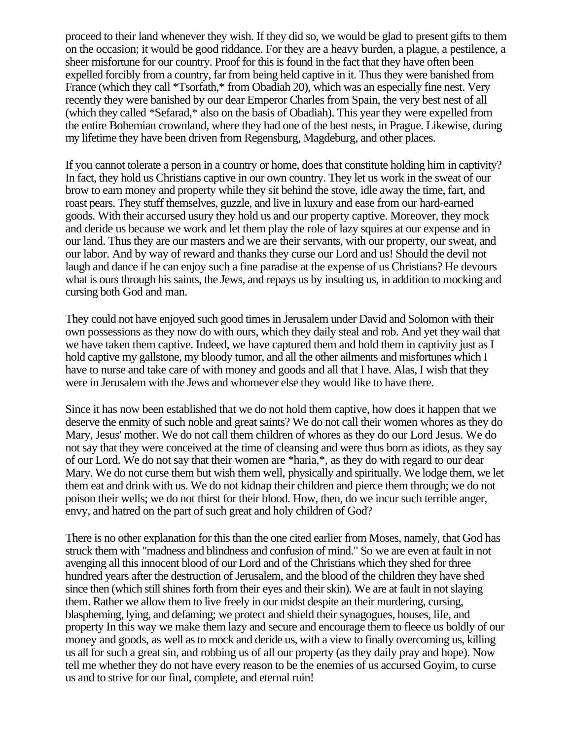proceed to their land whenever they wish. If they did so, we would be glad to present gifts to them on the occasion; it would be good riddance. For they are a heavy burden, a plague, a pestilence, a sheer misfortune for our country. Proof for this is found in the fact that they have often been expelled forcibly from a country, far from being held captive in it. Thus they were banished from France (which they call *Tsorfath,* from Obadiah 20), which was an especially fine nest. Very recently they were banished by our dear Emperor Charles from Spain, the very best nest of all (which they called *Sefarad,* also on the basis of Obadiah). This year they were expelled from the entire Bohemian crownland, where they had one of the best nests, in Prague. Likewise, during my lifetime they have been driven from Regensburg, Magdeburg, and other places.

If you cannot tolerate a person in a country or home, does that constitute holding him in captivity? In fact, they hold us Christians captive in our own country. They let us work in the sweat of our brow to earn money and property while they sit behind the stove, idle away the time, fart, and roast pears. They stuff themselves, guzzle, and live in luxury and ease from our hard-earned goods. With their accursed usury they hold us and our property captive. Moreover, they mock and deride us because we work and let them play the role of lazy squires at our expense and in our land. Thus they are our masters and we are their servants, with our property, our sweat, and our labor. And by way of reward and thanks they curse our Lord and us! Should the devil not laugh and dance if he can enjoy such a fine paradise at the expense of us Christians? He devours what is ours through his saints, the Jews, and repays us by insulting us, in addition to mocking and cursing both God and man.

They could not have enjoyed such good times in Jerusalem under David and Solomon with their own possessions as they now do with ours, which they daily steal and rob. And yet they wail that we have taken them captive. Indeed, we have captured them and hold them in captivity just as I hold captive my gallstone, my bloody tumor, and all the other ailments and misfortunes which I have to nurse and take care of with money and goods and all that I have. Alas, I wish that they were in Jerusalem with the Jews and whomever else they would like to have there.

Since it has now been established that we do not hold them captive, how does it happen that we deserve the enmity of such noble and great saints? We do not call their women whores as they do Mary, Jesus' mother. We do not call them children of whores as they do our Lord Jesus. We do not say that they were conceived at the time of cleansing and were thus born as idiots, as they say of our Lord. We do not say that their women are *haria,*, as they do with regard to our dear Mary. We do not curse them but wish them well, physically and spiritually. We lodge them, we let them eat and drink with us. We do not kidnap their children and pierce them through; we do not poison their wells; we do not thirst for their blood. How, then, do we incur such terrible anger, envy, and hatred on the part of such great and holy children of God?

There is no other explanation for this than the one cited earlier from Moses, namely, that God has struck them with "madness and blindness and confusion of mind." So we are even at fault in not avenging all this innocent blood of our Lord and of the Christians which they shed for three hundred years after the destruction of Jerusalem, and the blood of the children they have shed since then (which still shines forth from their eyes and their skin). We are at fault in not slaying them. Rather we allow them to live freely in our midst despite an their murdering, cursing, blaspheming, lying, and defaming; we protect and shield their synagogues, houses, life, and property In this way we make them lazy and secure and encourage them to fleece us boldly of our money and goods, as well as to mock and deride us, with a view to finally overcoming us, killing us all for such a great sin, and robbing us of all our property (as they daily pray and hope). Now tell me whether they do not have every reason to be the enemies of us accursed Goyim, to curse us and to strive for our final, complete, and eternal ruin!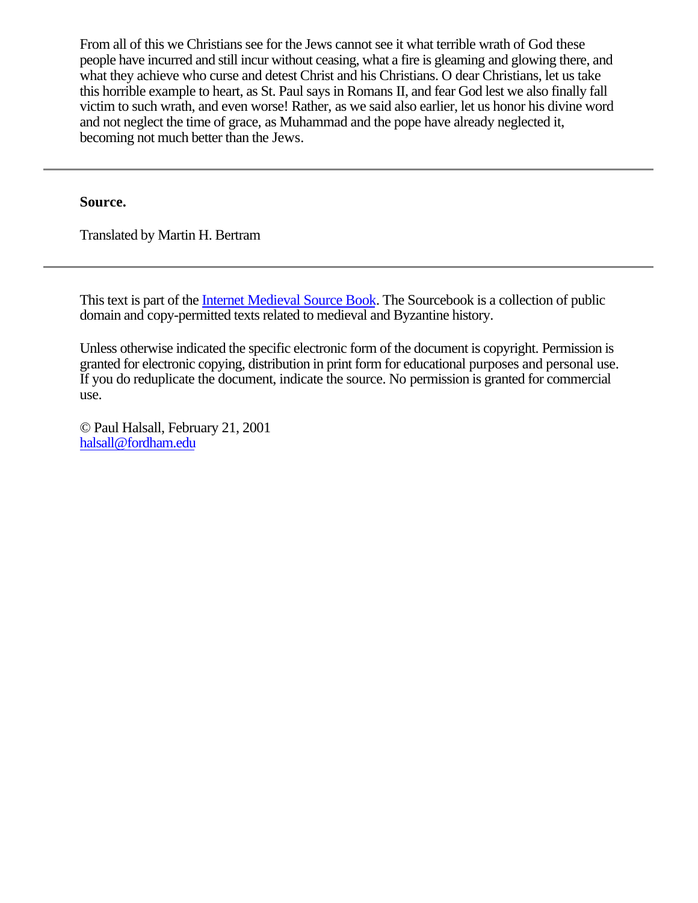From all of this we Christians see for the Jews cannot see it what terrible wrath of God these people have incurred and still incur without ceasing, what a fire is gleaming and glowing there, and what they achieve who curse and detest Christ and his Christians. O dear Christians, let us take this horrible example to heart, as St. Paul says in Romans II, and fear God lest we also finally fall victim to such wrath, and even worse! Rather, as we said also earlier, let us honor his divine word and not neglect the time of grace, as Muhammad and the pope have already neglected it, becoming not much better than the Jews.

---

**Source.**

Translated by Martin H. Bertram

---

This text is part of the Internet Medieval Source Book. The Sourcebook is a collection of public domain and copy-permitted texts related to medieval and Byzantine history.

Unless otherwise indicated the specific electronic form of the document is copyright. Permission is granted for electronic copying, distribution in print form for educational purposes and personal use. If you do reduplicate the document, indicate the source. No permission is granted for commercial use.

© Paul Halsall, February 21, 2001
halsall@fordham.edu